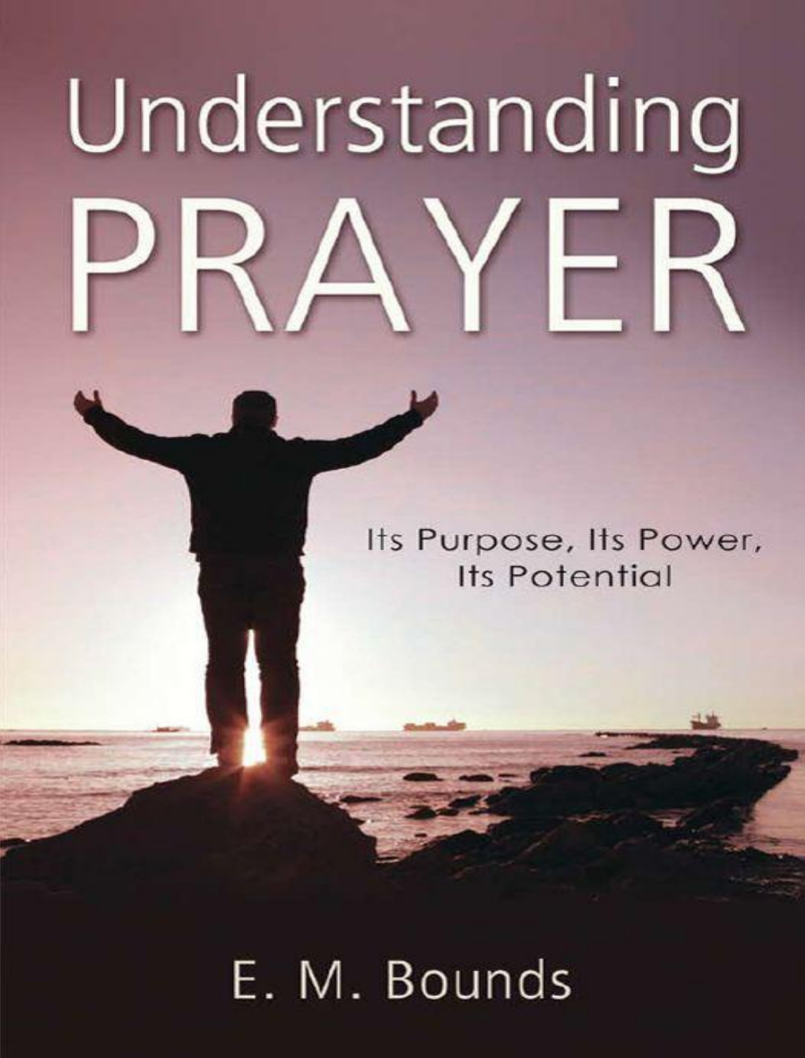# Understanding PRAYER

Its Purpose, Its Power, Its Potential

E. M. Bounds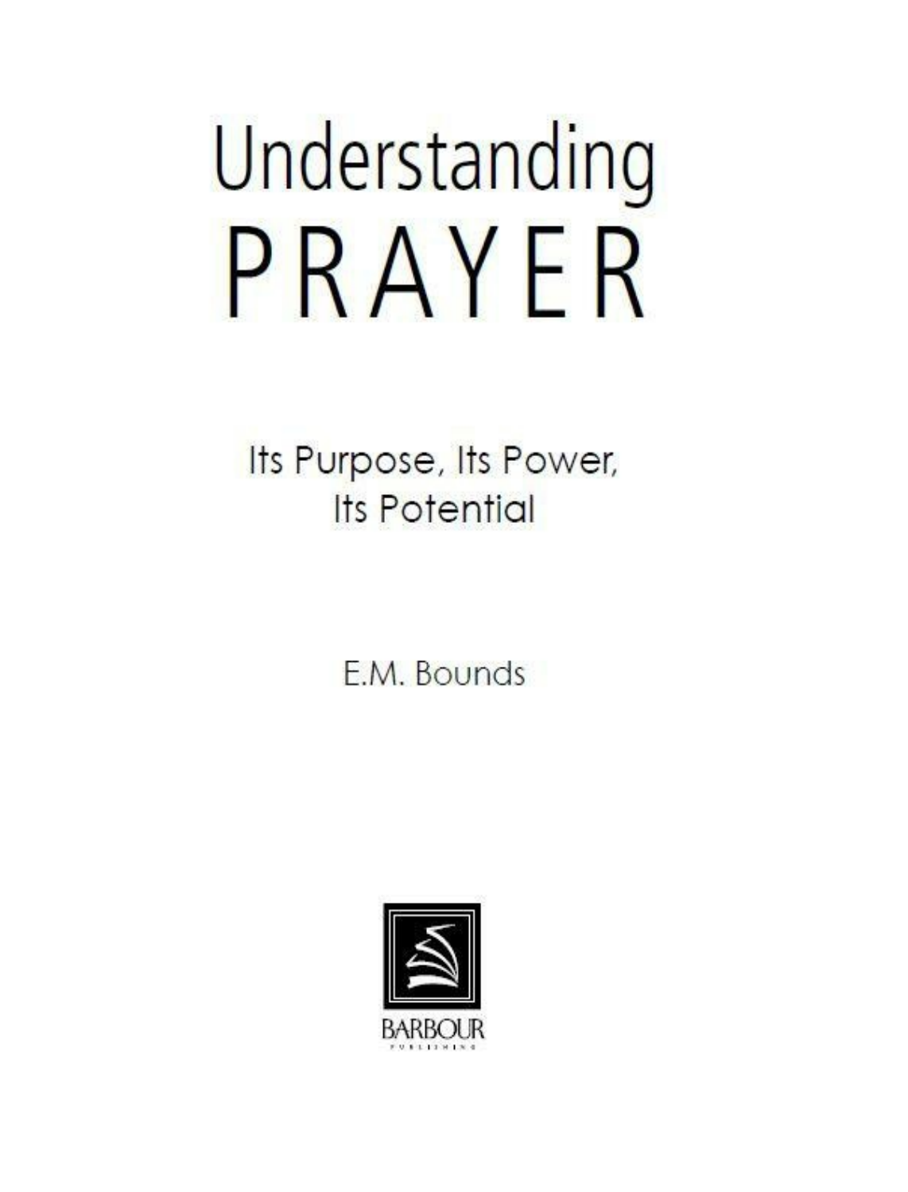# Understanding PRAYER

Its Purpose, Its Power, Its Potential

E.M. Bounds

BARBOUR PUBLISHING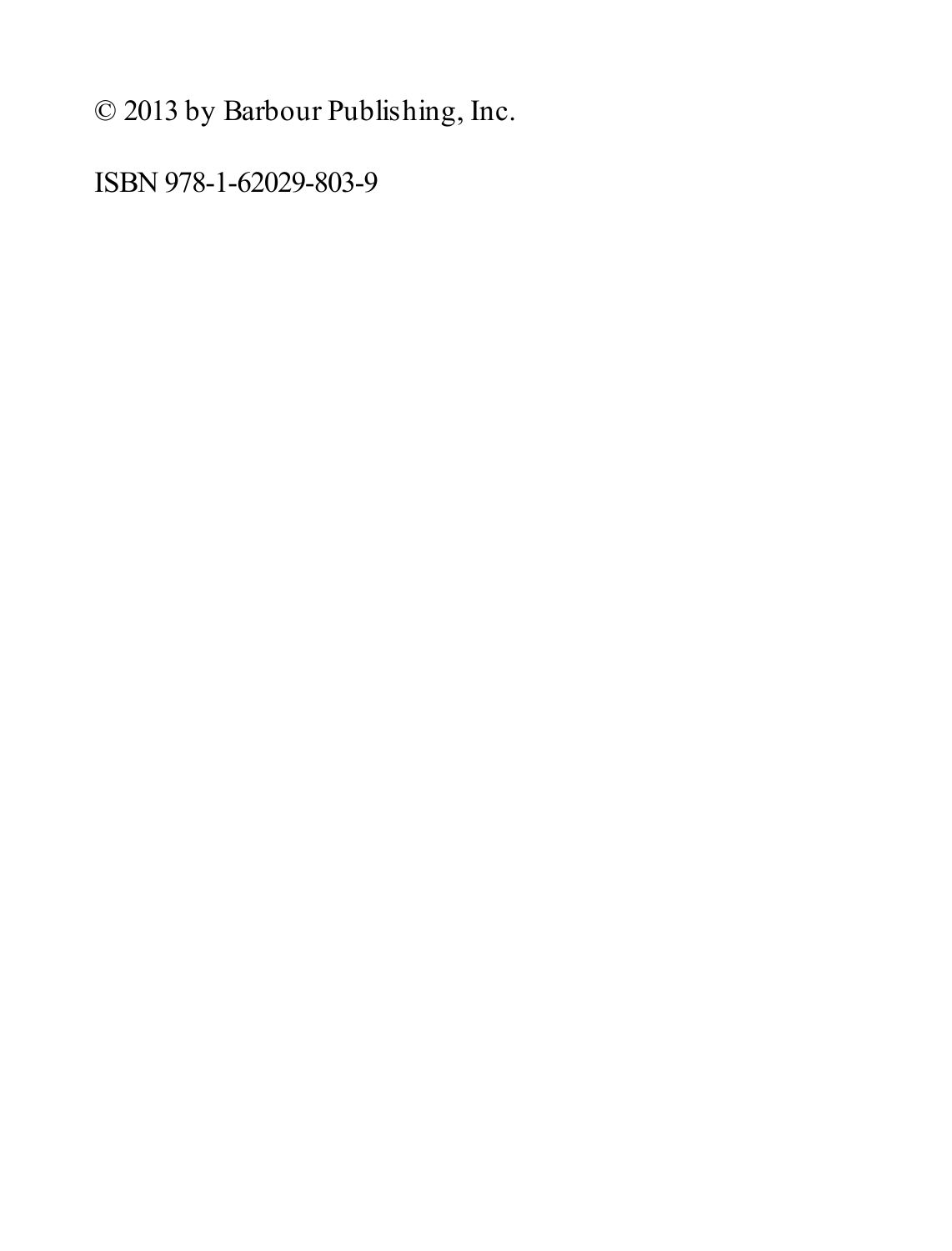© 2013 by Barbour Publishing, Inc.

ISBN 978-1-62029-803-9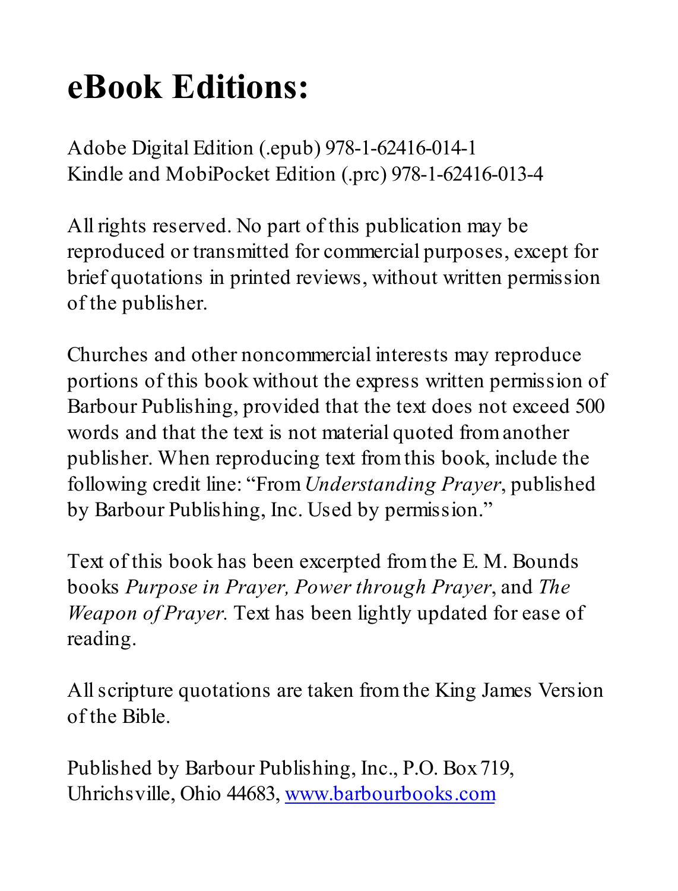# eBook Editions:

Adobe Digital Edition (.epub) 978-1-62416-014-1
Kindle and MobiPocket Edition (.prc) 978-1-62416-013-4

All rights reserved. No part of this publication may be reproduced or transmitted for commercial purposes, except for brief quotations in printed reviews, without written permission of the publisher.

Churches and other noncommercial interests may reproduce portions of this book without the express written permission of Barbour Publishing, provided that the text does not exceed 500 words and that the text is not material quoted from another publisher. When reproducing text from this book, include the following credit line: "From *Understanding Prayer*, published by Barbour Publishing, Inc. Used by permission."

Text of this book has been excerpted from the E. M. Bounds books *Purpose in Prayer, Power through Prayer*, and *The Weapon of Prayer.* Text has been lightly updated for ease of reading.

All scripture quotations are taken from the King James Version of the Bible.

Published by Barbour Publishing, Inc., P.O. Box 719, Uhrichsville, Ohio 44683, [www.barbourbooks.com](http://www.barbourbooks.com)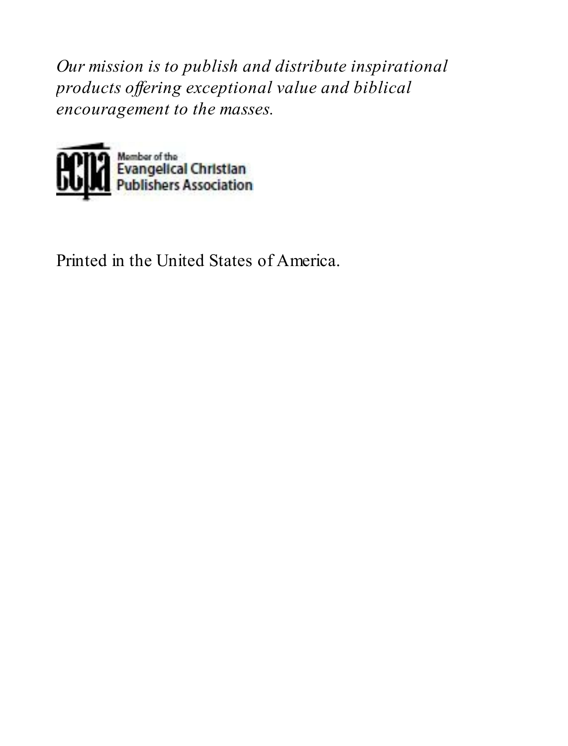*Our mission is to publish and distribute inspirational products offering exceptional value and biblical encouragement to the masses.*

Member of the Evangelical Christian Publishers Association

Printed in the United States of America.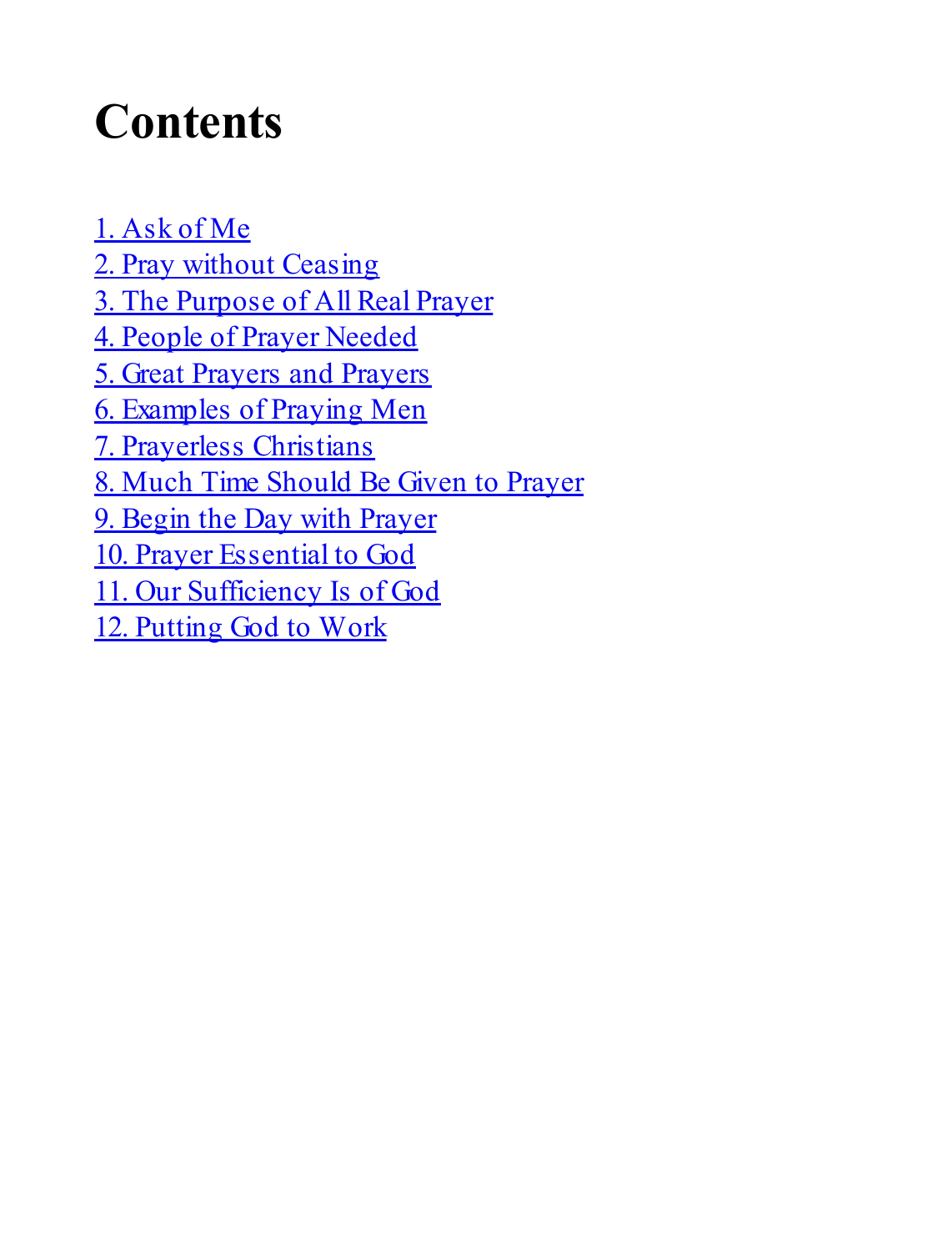# Contents

1. Ask of Me
2. Pray without Ceasing
3. The Purpose of All Real Prayer
4. People of Prayer Needed
5. Great Prayers and Prayers
6. Examples of Praying Men
7. Prayerless Christians
8. Much Time Should Be Given to Prayer
9. Begin the Day with Prayer
10. Prayer Essential to God
11. Our Sufficiency Is of God
12. Putting God to Work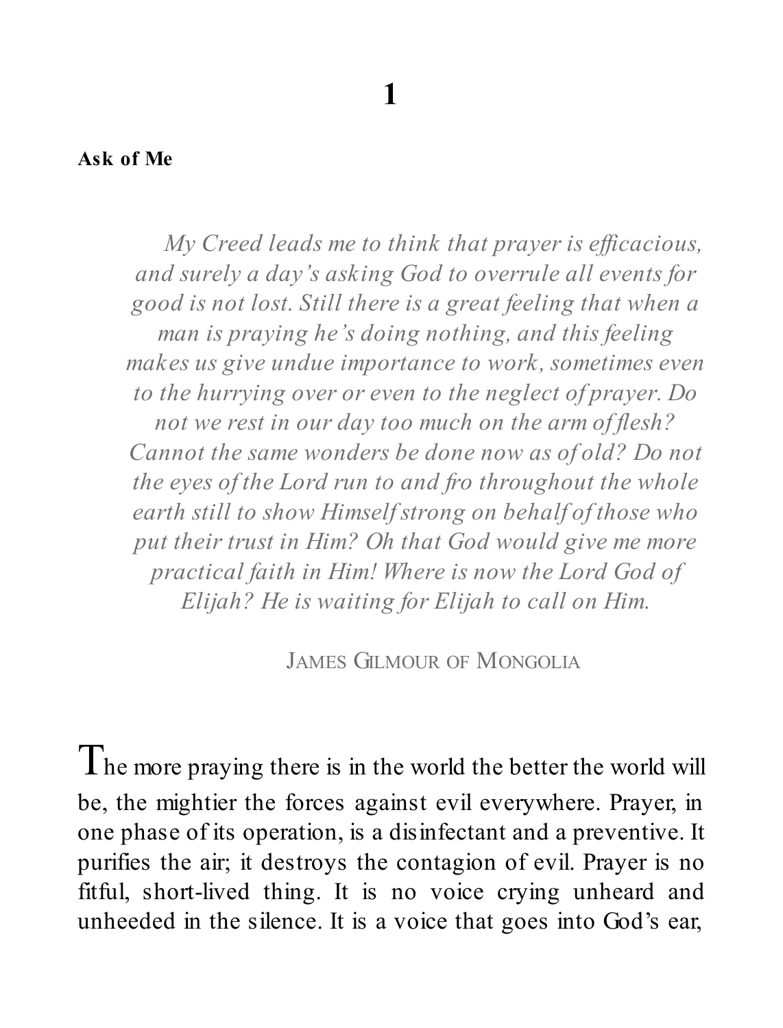# 1

## Ask of Me

> *My Creed leads me to think that prayer is efficacious, and surely a day's asking God to overrule all events for good is not lost. Still there is a great feeling that when a man is praying he's doing nothing, and this feeling makes us give undue importance to work, sometimes even to the hurrying over or even to the neglect of prayer. Do not we rest in our day too much on the arm of flesh? Cannot the same wonders be done now as of old? Do not the eyes of the Lord run to and fro throughout the whole earth still to show Himself strong on behalf of those who put their trust in Him? Oh that God would give me more practical faith in Him! Where is now the Lord God of Elijah? He is waiting for Elijah to call on Him.*
>
> JAMES GILMOUR OF MONGOLIA

The more praying there is in the world the better the world will be, the mightier the forces against evil everywhere. Prayer, in one phase of its operation, is a disinfectant and a preventive. It purifies the air; it destroys the contagion of evil. Prayer is no fitful, short-lived thing. It is no voice crying unheard and unheeded in the silence. It is a voice that goes into God's ear,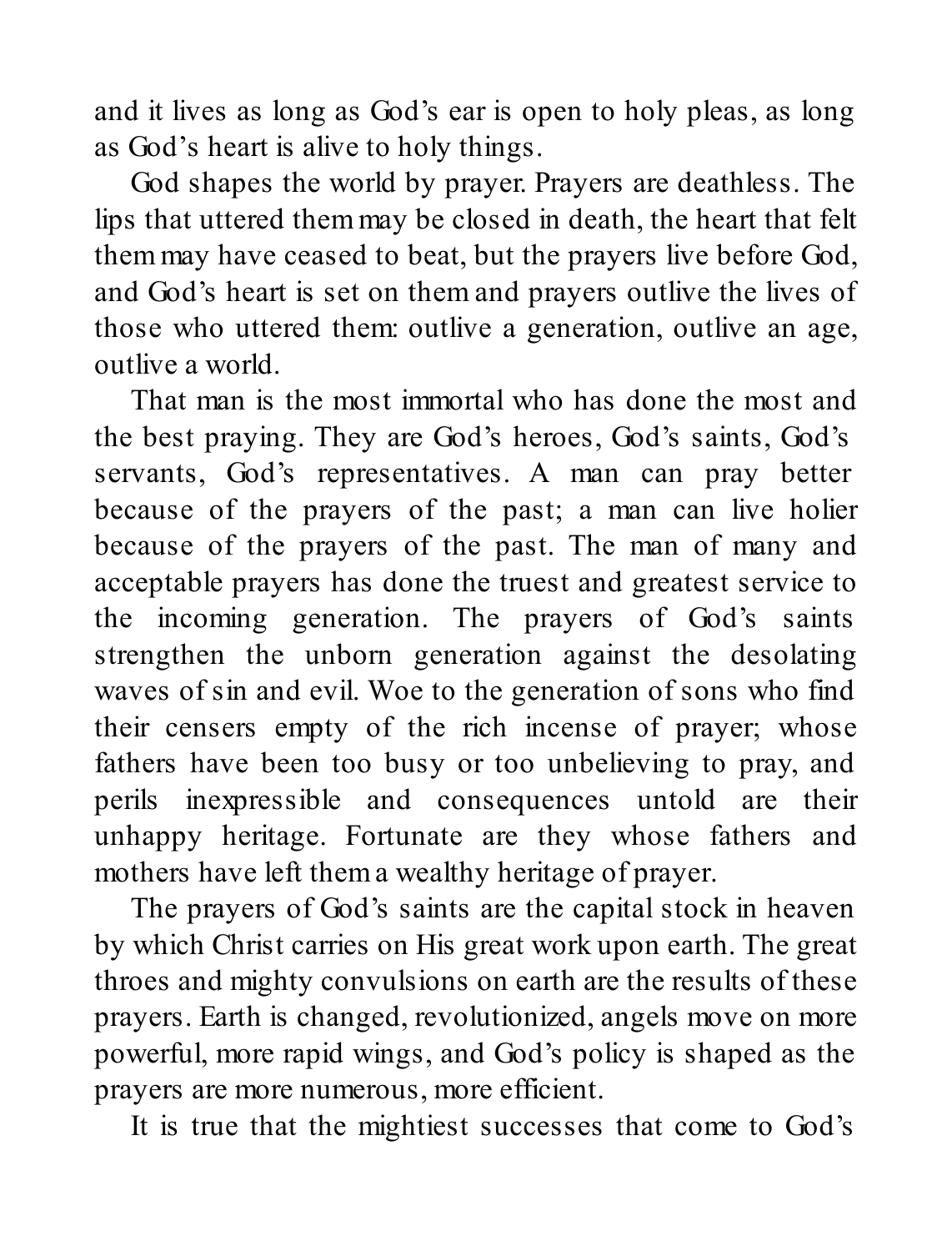and it lives as long as God's ear is open to holy pleas, as long as God's heart is alive to holy things.

God shapes the world by prayer. Prayers are deathless. The lips that uttered them may be closed in death, the heart that felt them may have ceased to beat, but the prayers live before God, and God's heart is set on them and prayers outlive the lives of those who uttered them: outlive a generation, outlive an age, outlive a world.

That man is the most immortal who has done the most and the best praying. They are God's heroes, God's saints, God's servants, God's representatives. A man can pray better because of the prayers of the past; a man can live holier because of the prayers of the past. The man of many and acceptable prayers has done the truest and greatest service to the incoming generation. The prayers of God's saints strengthen the unborn generation against the desolating waves of sin and evil. Woe to the generation of sons who find their censers empty of the rich incense of prayer; whose fathers have been too busy or too unbelieving to pray, and perils inexpressible and consequences untold are their unhappy heritage. Fortunate are they whose fathers and mothers have left them a wealthy heritage of prayer.

The prayers of God's saints are the capital stock in heaven by which Christ carries on His great work upon earth. The great throes and mighty convulsions on earth are the results of these prayers. Earth is changed, revolutionized, angels move on more powerful, more rapid wings, and God's policy is shaped as the prayers are more numerous, more efficient.

It is true that the mightiest successes that come to God's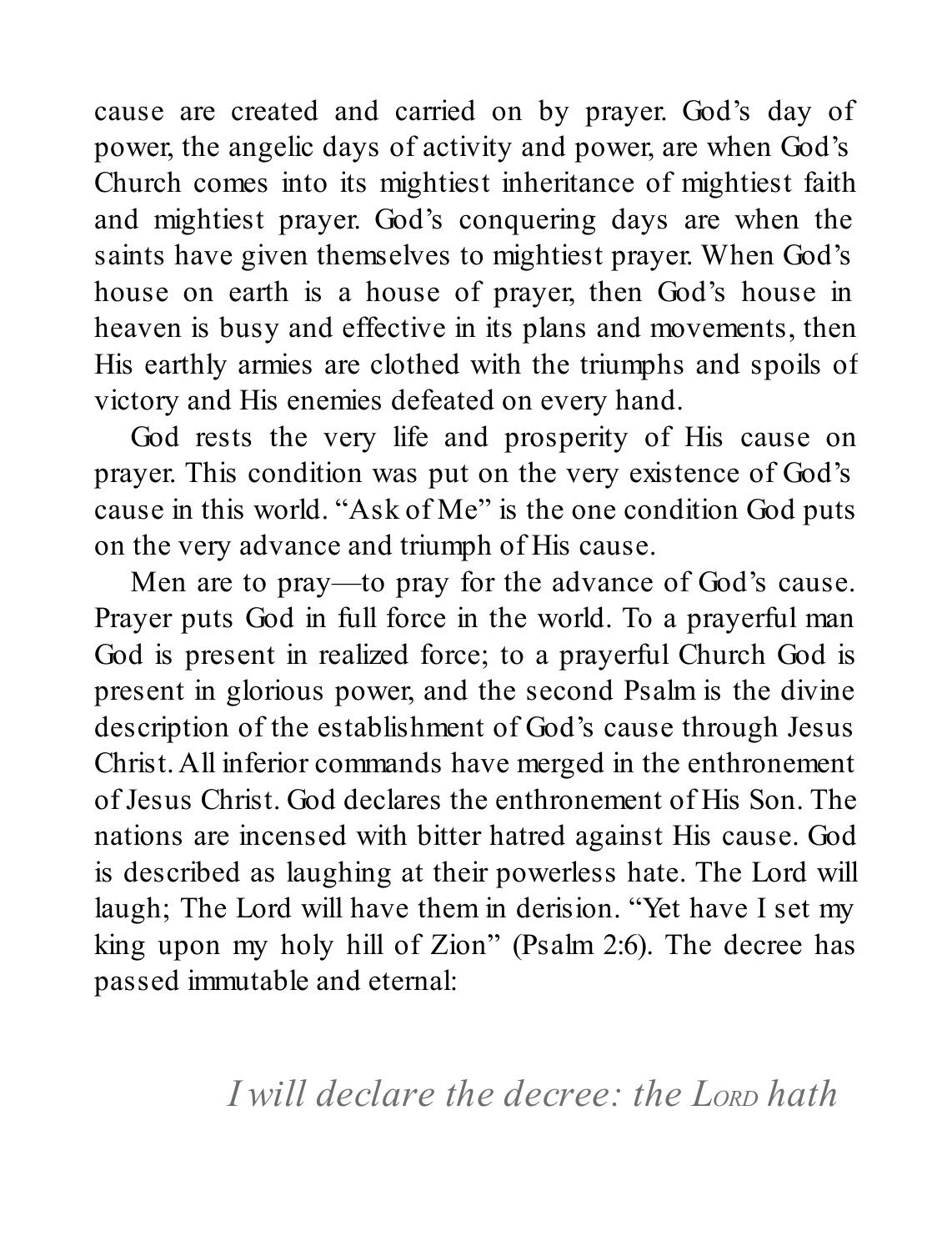cause are created and carried on by prayer. God's day of power, the angelic days of activity and power, are when God's Church comes into its mightiest inheritance of mightiest faith and mightiest prayer. God's conquering days are when the saints have given themselves to mightiest prayer. When God's house on earth is a house of prayer, then God's house in heaven is busy and effective in its plans and movements, then His earthly armies are clothed with the triumphs and spoils of victory and His enemies defeated on every hand.

God rests the very life and prosperity of His cause on prayer. This condition was put on the very existence of God's cause in this world. "Ask of Me" is the one condition God puts on the very advance and triumph of His cause.

Men are to pray—to pray for the advance of God's cause. Prayer puts God in full force in the world. To a prayerful man God is present in realized force; to a prayerful Church God is present in glorious power, and the second Psalm is the divine description of the establishment of God's cause through Jesus Christ. All inferior commands have merged in the enthronement of Jesus Christ. God declares the enthronement of His Son. The nations are incensed with bitter hatred against His cause. God is described as laughing at their powerless hate. The Lord will laugh; The Lord will have them in derision. "Yet have I set my king upon my holy hill of Zion" (Psalm 2:6). The decree has passed immutable and eternal:

> *I will declare the decree: the LORD hath*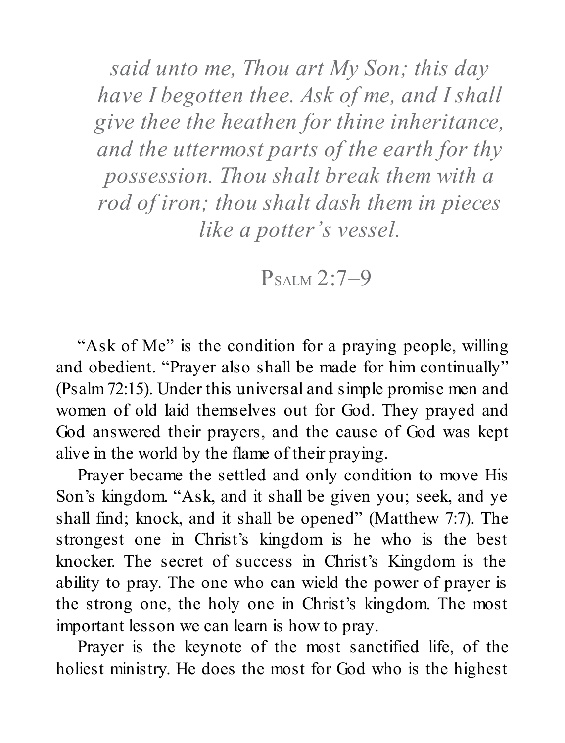*said unto me, Thou art My Son; this day have I begotten thee. Ask of me, and I shall give thee the heathen for thine inheritance, and the uttermost parts of the earth for thy possession. Thou shalt break them with a rod of iron; thou shalt dash them in pieces like a potter's vessel.*

PSALM 2:7–9

"Ask of Me" is the condition for a praying people, willing and obedient. "Prayer also shall be made for him continually" (Psalm 72:15). Under this universal and simple promise men and women of old laid themselves out for God. They prayed and God answered their prayers, and the cause of God was kept alive in the world by the flame of their praying.

Prayer became the settled and only condition to move His Son's kingdom. "Ask, and it shall be given you; seek, and ye shall find; knock, and it shall be opened" (Matthew 7:7). The strongest one in Christ's kingdom is he who is the best knocker. The secret of success in Christ's Kingdom is the ability to pray. The one who can wield the power of prayer is the strong one, the holy one in Christ's kingdom. The most important lesson we can learn is how to pray.

Prayer is the keynote of the most sanctified life, of the holiest ministry. He does the most for God who is the highest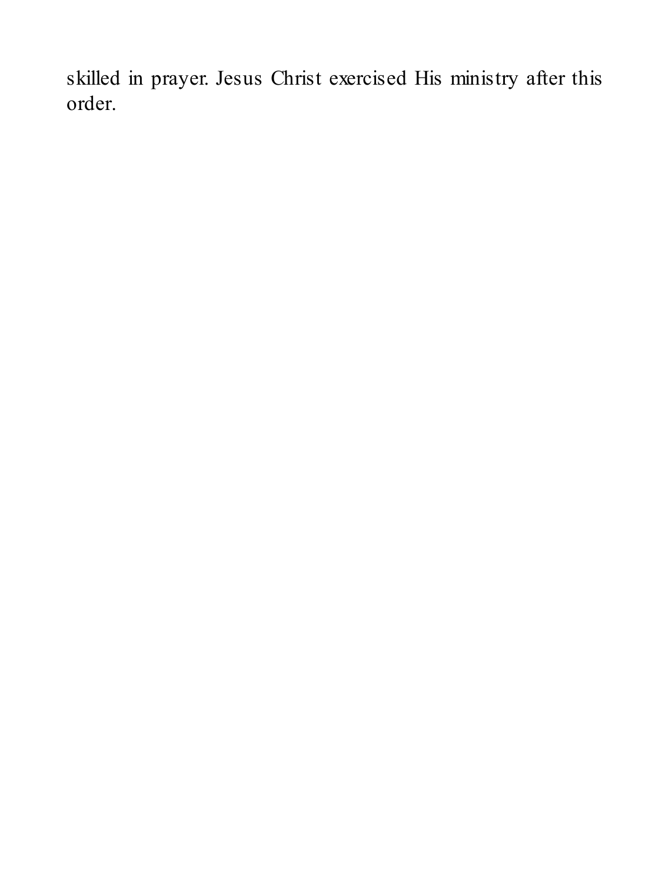skilled in prayer. Jesus Christ exercised His ministry after this order.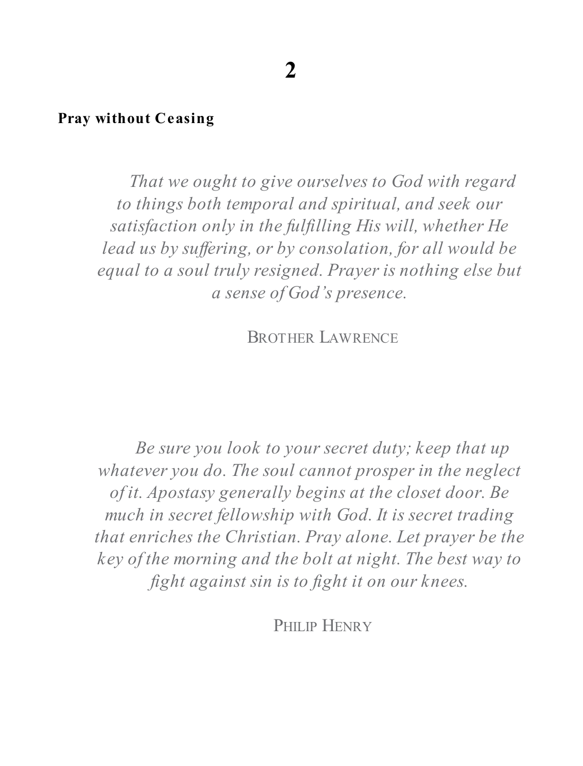# 2

## Pray without Ceasing

*That we ought to give ourselves to God with regard to things both temporal and spiritual, and seek our satisfaction only in the fulfilling His will, whether He lead us by suffering, or by consolation, for all would be equal to a soul truly resigned. Prayer is nothing else but a sense of God's presence.*

Brother Lawrence

*Be sure you look to your secret duty; keep that up whatever you do. The soul cannot prosper in the neglect of it. Apostasy generally begins at the closet door. Be much in secret fellowship with God. It is secret trading that enriches the Christian. Pray alone. Let prayer be the key of the morning and the bolt at night. The best way to fight against sin is to fight it on our knees.*

Philip Henry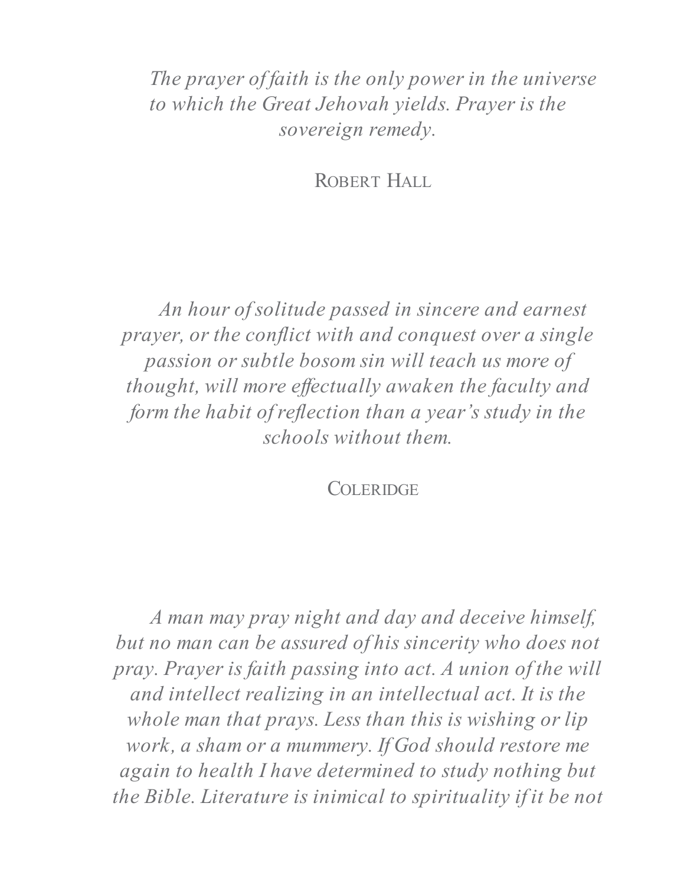*The prayer of faith is the only power in the universe to which the Great Jehovah yields. Prayer is the sovereign remedy.*

ROBERT HALL

*An hour of solitude passed in sincere and earnest prayer, or the conflict with and conquest over a single passion or subtle bosom sin will teach us more of thought, will more effectually awaken the faculty and form the habit of reflection than a year's study in the schools without them.*

COLERIDGE

*A man may pray night and day and deceive himself, but no man can be assured of his sincerity who does not pray. Prayer is faith passing into act. A union of the will and intellect realizing in an intellectual act. It is the whole man that prays. Less than this is wishing or lip work, a sham or a mummery. If God should restore me again to health I have determined to study nothing but the Bible. Literature is inimical to spirituality if it be not*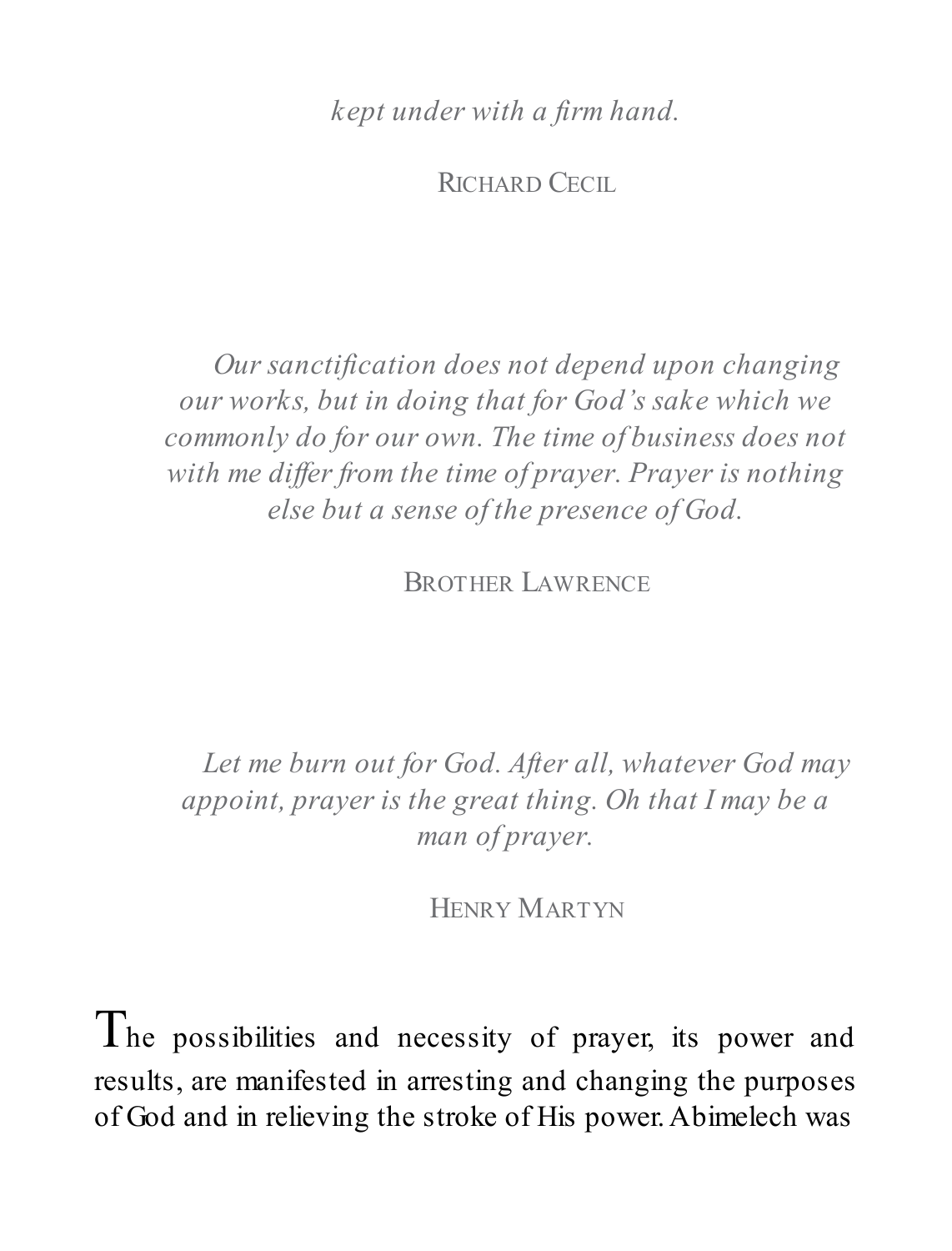*kept under with a firm hand.*

Richard Cecil

*Our sanctification does not depend upon changing our works, but in doing that for God's sake which we commonly do for our own. The time of business does not with me differ from the time of prayer. Prayer is nothing else but a sense of the presence of God.*

Brother Lawrence

*Let me burn out for God. After all, whatever God may appoint, prayer is the great thing. Oh that I may be a man of prayer.*

Henry Martyn

The possibilities and necessity of prayer, its power and results, are manifested in arresting and changing the purposes of God and in relieving the stroke of His power. Abimelech was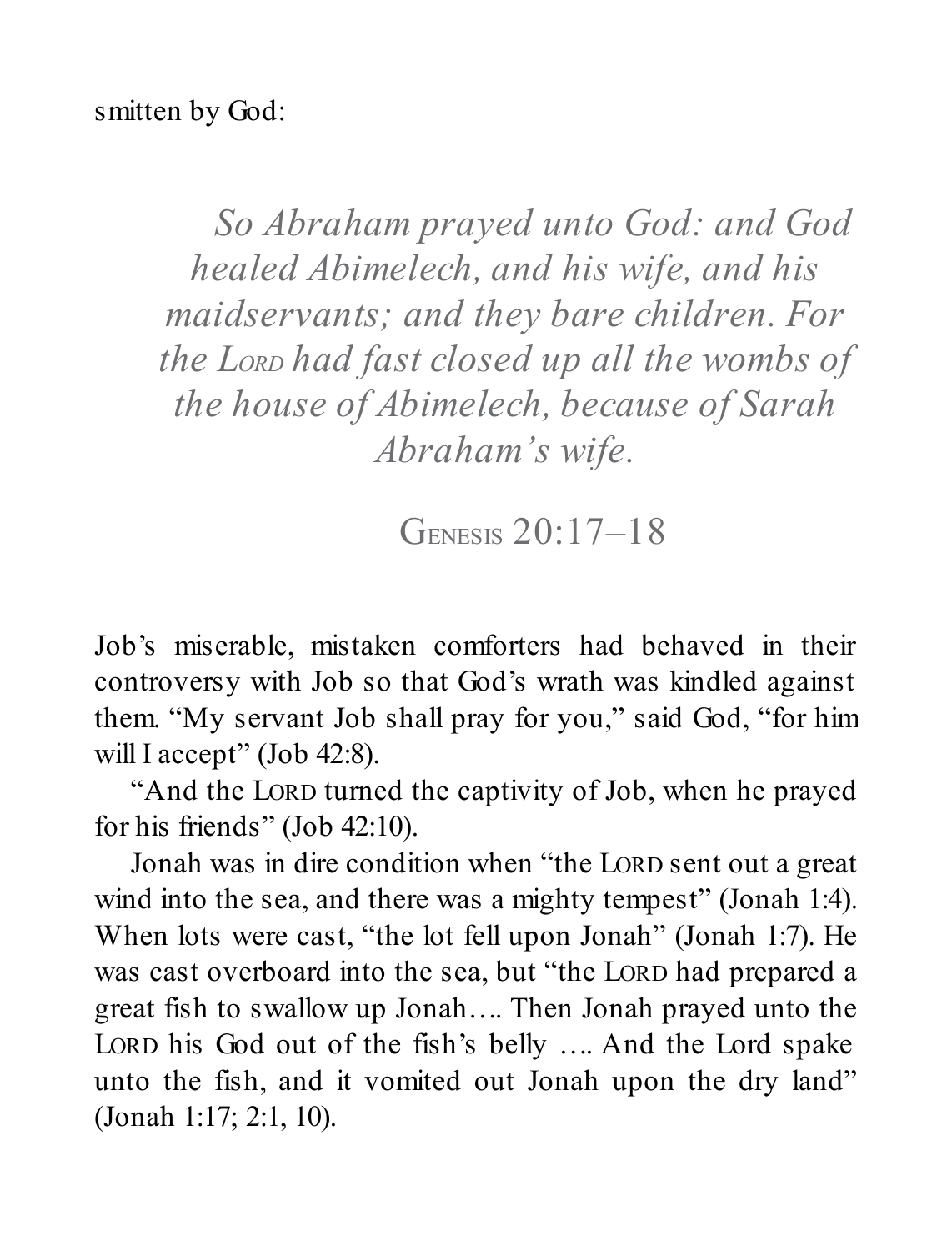smitten by God:

> *So Abraham prayed unto God: and God healed Abimelech, and his wife, and his maidservants; and they bare children. For the Lord had fast closed up all the wombs of the house of Abimelech, because of Sarah Abraham's wife.*
>
> Genesis 20:17–18

Job's miserable, mistaken comforters had behaved in their controversy with Job so that God's wrath was kindled against them. "My servant Job shall pray for you," said God, "for him will I accept" (Job 42:8).

"And the Lord turned the captivity of Job, when he prayed for his friends" (Job 42:10).

Jonah was in dire condition when "the Lord sent out a great wind into the sea, and there was a mighty tempest" (Jonah 1:4). When lots were cast, "the lot fell upon Jonah" (Jonah 1:7). He was cast overboard into the sea, but "the Lord had prepared a great fish to swallow up Jonah…. Then Jonah prayed unto the Lord his God out of the fish's belly …. And the Lord spake unto the fish, and it vomited out Jonah upon the dry land" (Jonah 1:17; 2:1, 10).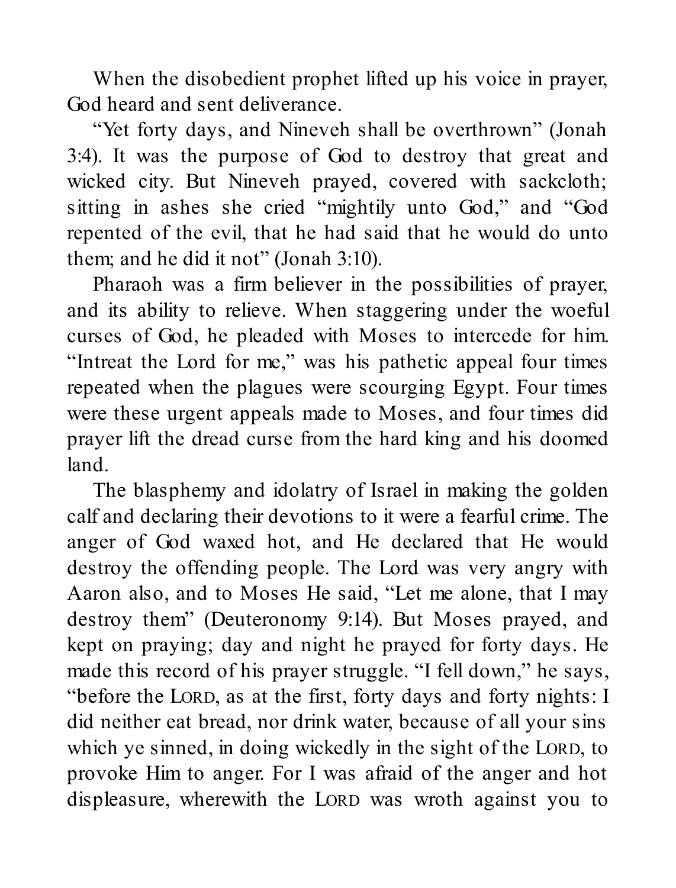When the disobedient prophet lifted up his voice in prayer, God heard and sent deliverance.

"Yet forty days, and Nineveh shall be overthrown" (Jonah 3:4). It was the purpose of God to destroy that great and wicked city. But Nineveh prayed, covered with sackcloth; sitting in ashes she cried "mightily unto God," and "God repented of the evil, that he had said that he would do unto them; and he did it not" (Jonah 3:10).

Pharaoh was a firm believer in the possibilities of prayer, and its ability to relieve. When staggering under the woeful curses of God, he pleaded with Moses to intercede for him. "Intreat the Lord for me," was his pathetic appeal four times repeated when the plagues were scourging Egypt. Four times were these urgent appeals made to Moses, and four times did prayer lift the dread curse from the hard king and his doomed land.

The blasphemy and idolatry of Israel in making the golden calf and declaring their devotions to it were a fearful crime. The anger of God waxed hot, and He declared that He would destroy the offending people. The Lord was very angry with Aaron also, and to Moses He said, "Let me alone, that I may destroy them" (Deuteronomy 9:14). But Moses prayed, and kept on praying; day and night he prayed for forty days. He made this record of his prayer struggle. "I fell down," he says, "before the LORD, as at the first, forty days and forty nights: I did neither eat bread, nor drink water, because of all your sins which ye sinned, in doing wickedly in the sight of the LORD, to provoke Him to anger. For I was afraid of the anger and hot displeasure, wherewith the LORD was wroth against you to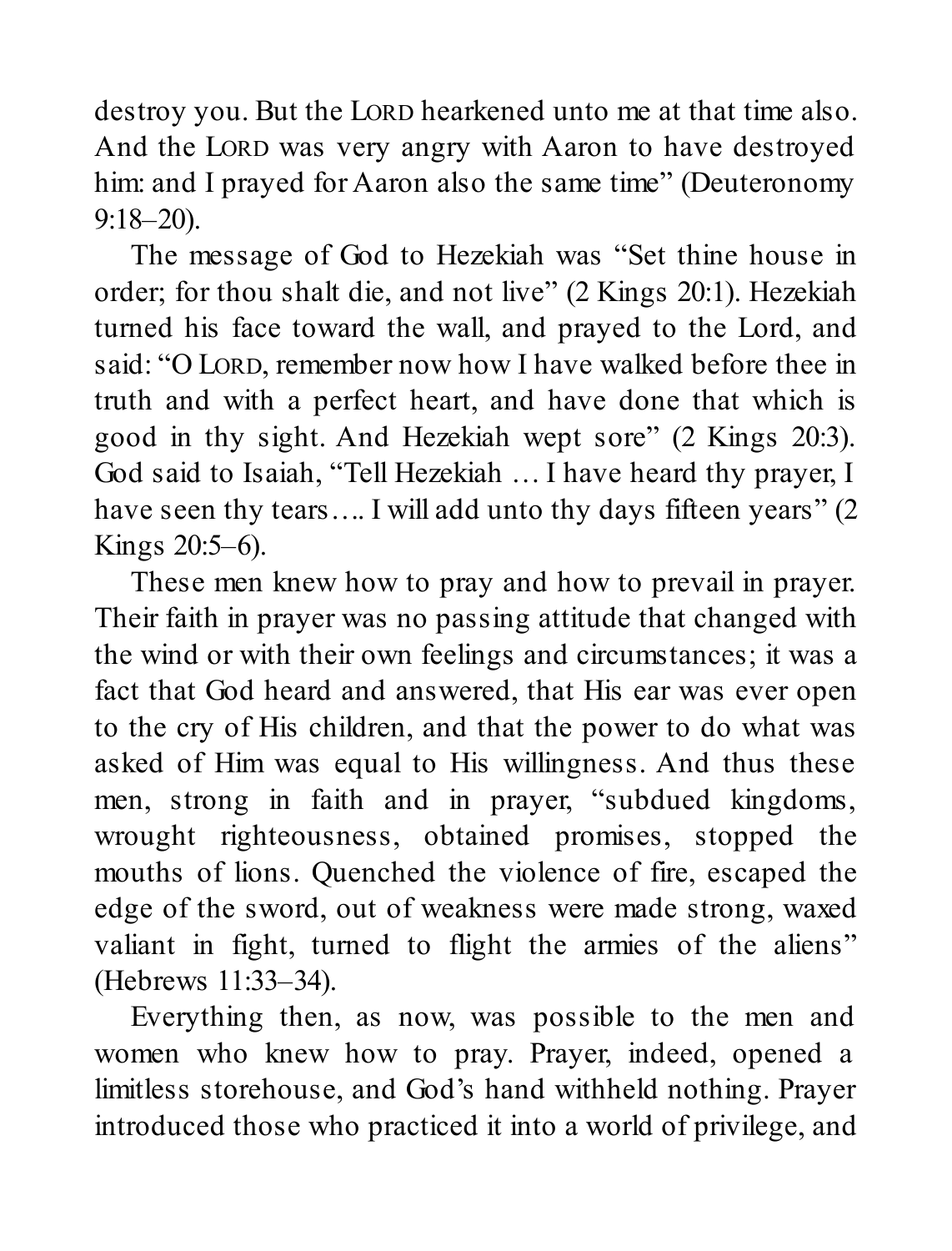destroy you. But the LORD hearkened unto me at that time also. And the LORD was very angry with Aaron to have destroyed him: and I prayed for Aaron also the same time" (Deuteronomy 9:18–20).

The message of God to Hezekiah was "Set thine house in order; for thou shalt die, and not live" (2 Kings 20:1). Hezekiah turned his face toward the wall, and prayed to the Lord, and said: "O LORD, remember now how I have walked before thee in truth and with a perfect heart, and have done that which is good in thy sight. And Hezekiah wept sore" (2 Kings 20:3). God said to Isaiah, "Tell Hezekiah … I have heard thy prayer, I have seen thy tears…. I will add unto thy days fifteen years" (2 Kings 20:5–6).

These men knew how to pray and how to prevail in prayer. Their faith in prayer was no passing attitude that changed with the wind or with their own feelings and circumstances; it was a fact that God heard and answered, that His ear was ever open to the cry of His children, and that the power to do what was asked of Him was equal to His willingness. And thus these men, strong in faith and in prayer, "subdued kingdoms, wrought righteousness, obtained promises, stopped the mouths of lions. Quenched the violence of fire, escaped the edge of the sword, out of weakness were made strong, waxed valiant in fight, turned to flight the armies of the aliens" (Hebrews 11:33–34).

Everything then, as now, was possible to the men and women who knew how to pray. Prayer, indeed, opened a limitless storehouse, and God's hand withheld nothing. Prayer introduced those who practiced it into a world of privilege, and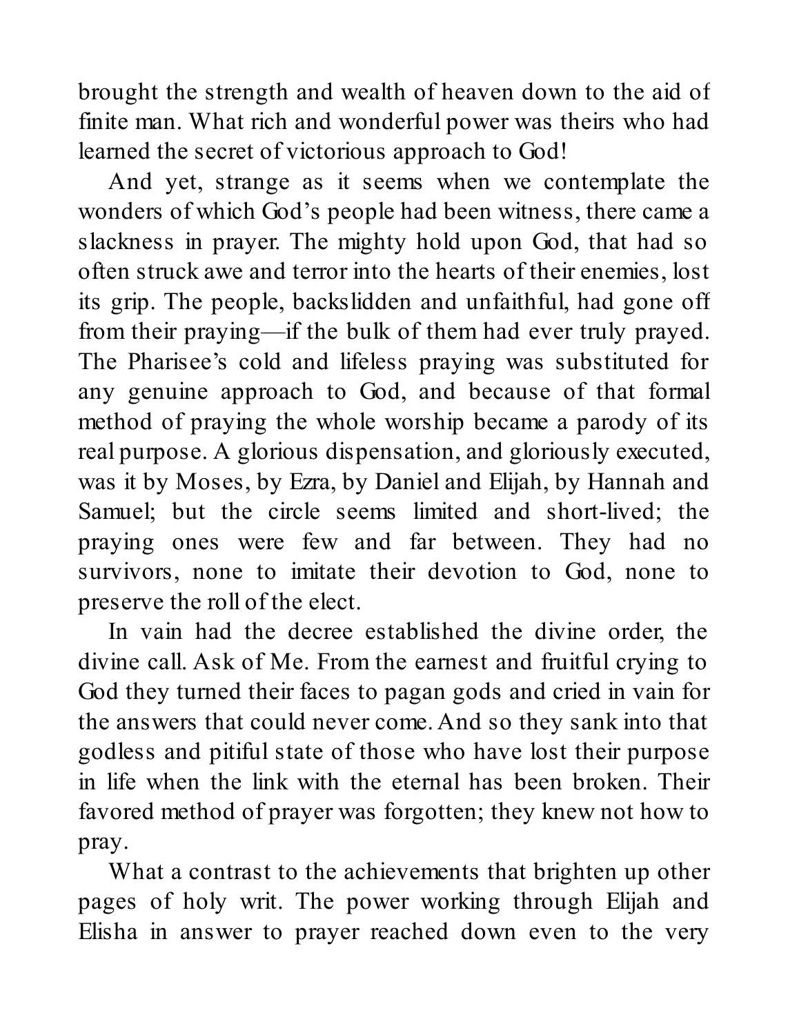brought the strength and wealth of heaven down to the aid of finite man. What rich and wonderful power was theirs who had learned the secret of victorious approach to God!

And yet, strange as it seems when we contemplate the wonders of which God's people had been witness, there came a slackness in prayer. The mighty hold upon God, that had so often struck awe and terror into the hearts of their enemies, lost its grip. The people, backslidden and unfaithful, had gone off from their praying—if the bulk of them had ever truly prayed. The Pharisee's cold and lifeless praying was substituted for any genuine approach to God, and because of that formal method of praying the whole worship became a parody of its real purpose. A glorious dispensation, and gloriously executed, was it by Moses, by Ezra, by Daniel and Elijah, by Hannah and Samuel; but the circle seems limited and short-lived; the praying ones were few and far between. They had no survivors, none to imitate their devotion to God, none to preserve the roll of the elect.

In vain had the decree established the divine order, the divine call. Ask of Me. From the earnest and fruitful crying to God they turned their faces to pagan gods and cried in vain for the answers that could never come. And so they sank into that godless and pitiful state of those who have lost their purpose in life when the link with the eternal has been broken. Their favored method of prayer was forgotten; they knew not how to pray.

What a contrast to the achievements that brighten up other pages of holy writ. The power working through Elijah and Elisha in answer to prayer reached down even to the very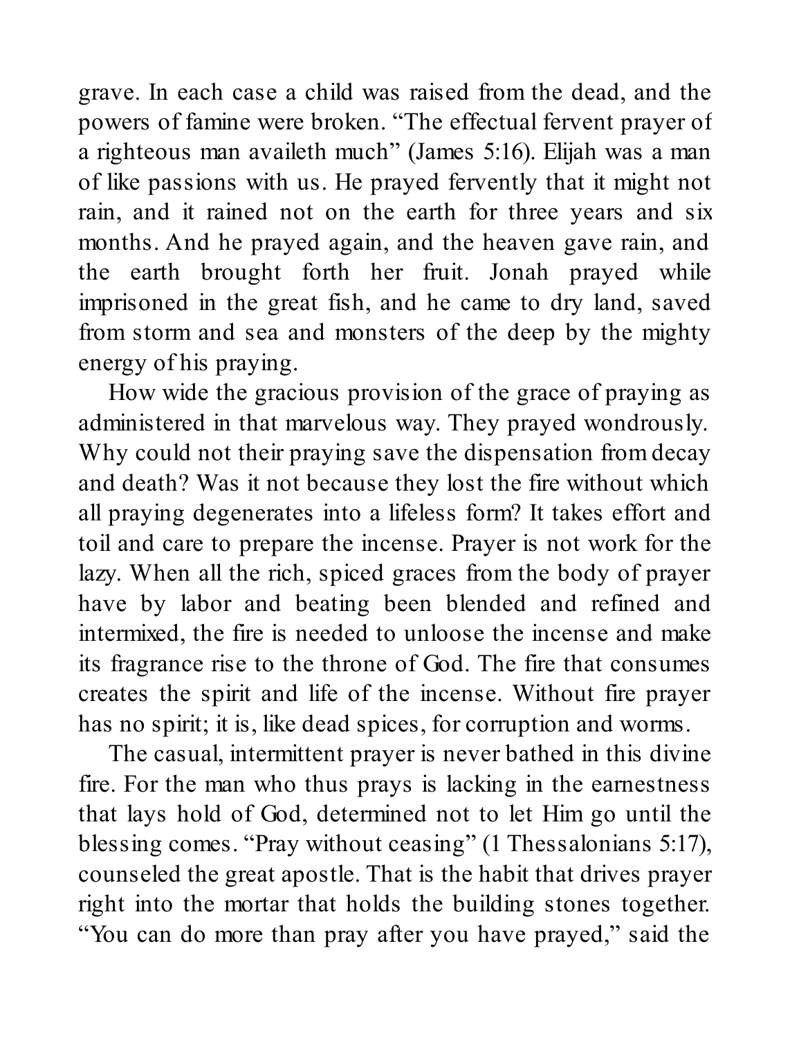grave. In each case a child was raised from the dead, and the powers of famine were broken. “The effectual fervent prayer of a righteous man availeth much” (James 5:16). Elijah was a man of like passions with us. He prayed fervently that it might not rain, and it rained not on the earth for three years and six months. And he prayed again, and the heaven gave rain, and the earth brought forth her fruit. Jonah prayed while imprisoned in the great fish, and he came to dry land, saved from storm and sea and monsters of the deep by the mighty energy of his praying.

How wide the gracious provision of the grace of praying as administered in that marvelous way. They prayed wondrously. Why could not their praying save the dispensation from decay and death? Was it not because they lost the fire without which all praying degenerates into a lifeless form? It takes effort and toil and care to prepare the incense. Prayer is not work for the lazy. When all the rich, spiced graces from the body of prayer have by labor and beating been blended and refined and intermixed, the fire is needed to unloose the incense and make its fragrance rise to the throne of God. The fire that consumes creates the spirit and life of the incense. Without fire prayer has no spirit; it is, like dead spices, for corruption and worms.

The casual, intermittent prayer is never bathed in this divine fire. For the man who thus prays is lacking in the earnestness that lays hold of God, determined not to let Him go until the blessing comes. “Pray without ceasing” (1 Thessalonians 5:17), counseled the great apostle. That is the habit that drives prayer right into the mortar that holds the building stones together. “You can do more than pray after you have prayed,” said the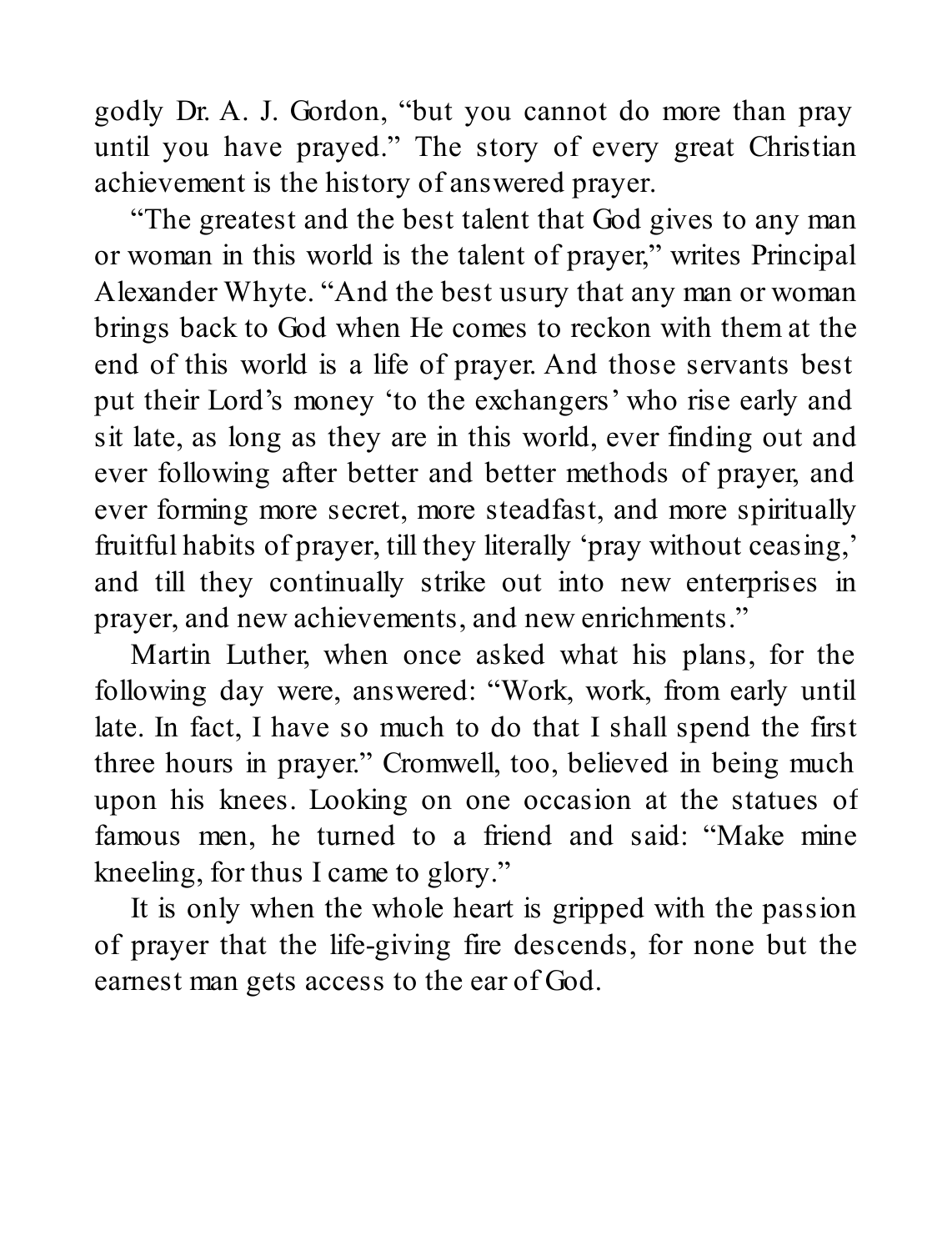godly Dr. A. J. Gordon, "but you cannot do more than pray until you have prayed." The story of every great Christian achievement is the history of answered prayer.

"The greatest and the best talent that God gives to any man or woman in this world is the talent of prayer," writes Principal Alexander Whyte. "And the best usury that any man or woman brings back to God when He comes to reckon with them at the end of this world is a life of prayer. And those servants best put their Lord's money 'to the exchangers' who rise early and sit late, as long as they are in this world, ever finding out and ever following after better and better methods of prayer, and ever forming more secret, more steadfast, and more spiritually fruitful habits of prayer, till they literally 'pray without ceasing,' and till they continually strike out into new enterprises in prayer, and new achievements, and new enrichments."

Martin Luther, when once asked what his plans, for the following day were, answered: "Work, work, from early until late. In fact, I have so much to do that I shall spend the first three hours in prayer." Cromwell, too, believed in being much upon his knees. Looking on one occasion at the statues of famous men, he turned to a friend and said: "Make mine kneeling, for thus I came to glory."

It is only when the whole heart is gripped with the passion of prayer that the life-giving fire descends, for none but the earnest man gets access to the ear of God.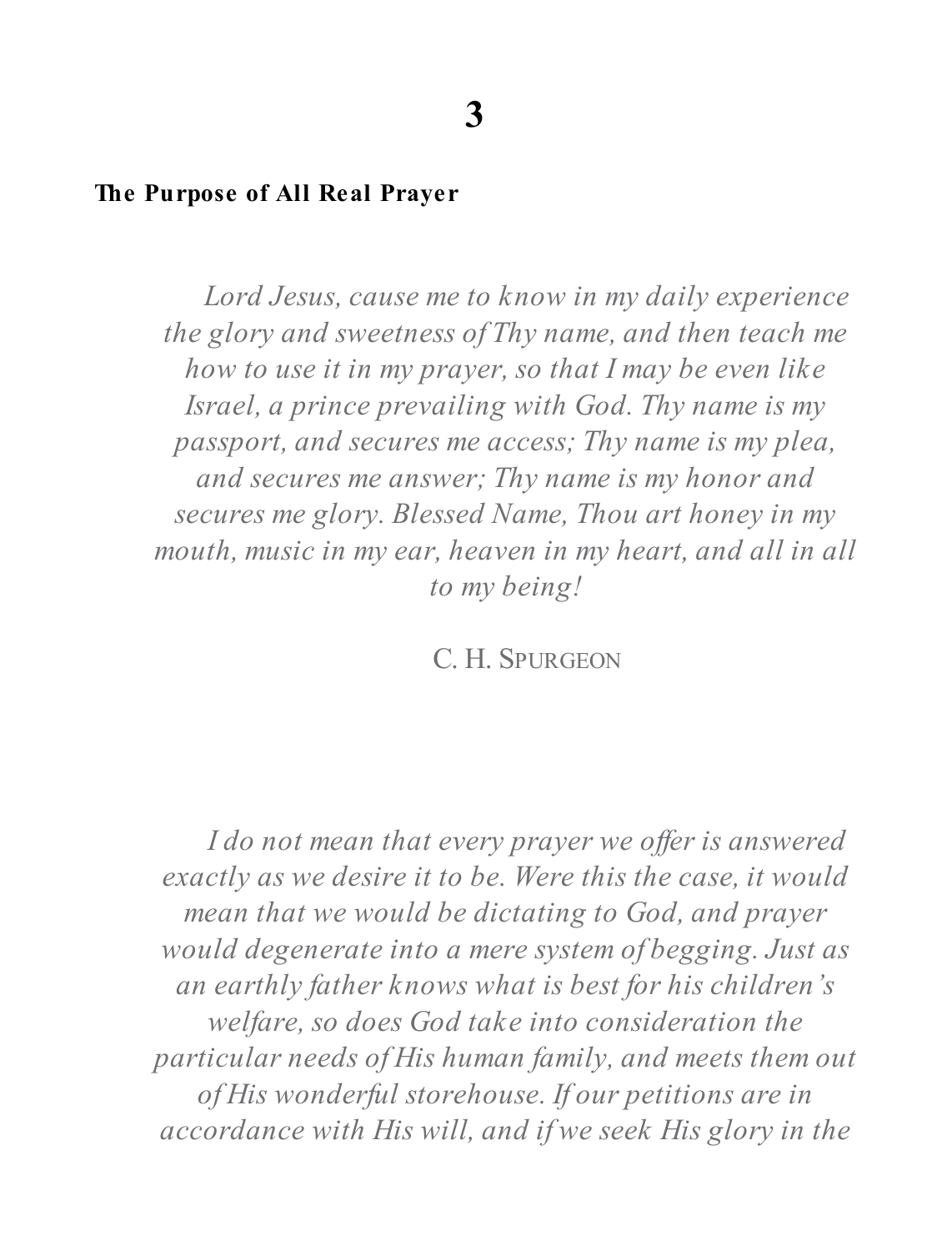# 3

## The Purpose of All Real Prayer

*Lord Jesus, cause me to know in my daily experience the glory and sweetness of Thy name, and then teach me how to use it in my prayer, so that I may be even like Israel, a prince prevailing with God. Thy name is my passport, and secures me access; Thy name is my plea, and secures me answer; Thy name is my honor and secures me glory. Blessed Name, Thou art honey in my mouth, music in my ear, heaven in my heart, and all in all to my being!*

C. H. SPURGEON

*I do not mean that every prayer we offer is answered exactly as we desire it to be. Were this the case, it would mean that we would be dictating to God, and prayer would degenerate into a mere system of begging. Just as an earthly father knows what is best for his children's welfare, so does God take into consideration the particular needs of His human family, and meets them out of His wonderful storehouse. If our petitions are in accordance with His will, and if we seek His glory in the*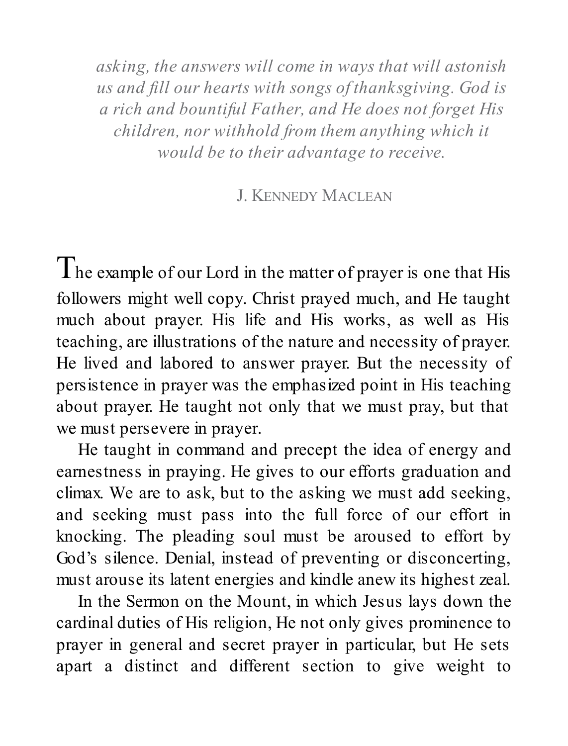*asking, the answers will come in ways that will astonish us and fill our hearts with songs of thanksgiving. God is a rich and bountiful Father, and He does not forget His children, nor withhold from them anything which it would be to their advantage to receive.*

J. Kennedy Maclean

The example of our Lord in the matter of prayer is one that His followers might well copy. Christ prayed much, and He taught much about prayer. His life and His works, as well as His teaching, are illustrations of the nature and necessity of prayer. He lived and labored to answer prayer. But the necessity of persistence in prayer was the emphasized point in His teaching about prayer. He taught not only that we must pray, but that we must persevere in prayer.

He taught in command and precept the idea of energy and earnestness in praying. He gives to our efforts graduation and climax. We are to ask, but to the asking we must add seeking, and seeking must pass into the full force of our effort in knocking. The pleading soul must be aroused to effort by God's silence. Denial, instead of preventing or disconcerting, must arouse its latent energies and kindle anew its highest zeal.

In the Sermon on the Mount, in which Jesus lays down the cardinal duties of His religion, He not only gives prominence to prayer in general and secret prayer in particular, but He sets apart a distinct and different section to give weight to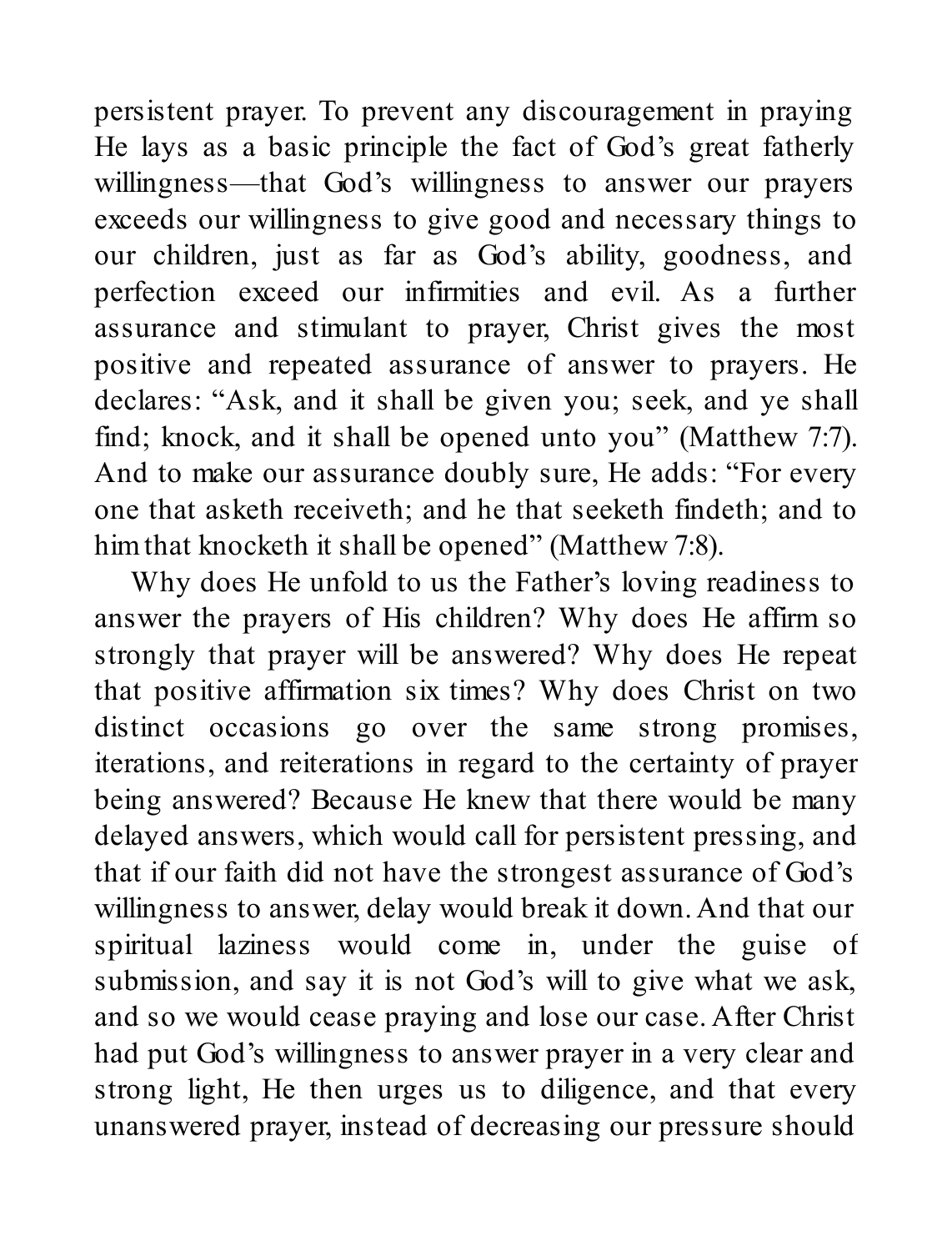persistent prayer. To prevent any discouragement in praying He lays as a basic principle the fact of God's great fatherly willingness—that God's willingness to answer our prayers exceeds our willingness to give good and necessary things to our children, just as far as God's ability, goodness, and perfection exceed our infirmities and evil. As a further assurance and stimulant to prayer, Christ gives the most positive and repeated assurance of answer to prayers. He declares: "Ask, and it shall be given you; seek, and ye shall find; knock, and it shall be opened unto you" (Matthew 7:7). And to make our assurance doubly sure, He adds: "For every one that asketh receiveth; and he that seeketh findeth; and to him that knocketh it shall be opened" (Matthew 7:8).

Why does He unfold to us the Father's loving readiness to answer the prayers of His children? Why does He affirm so strongly that prayer will be answered? Why does He repeat that positive affirmation six times? Why does Christ on two distinct occasions go over the same strong promises, iterations, and reiterations in regard to the certainty of prayer being answered? Because He knew that there would be many delayed answers, which would call for persistent pressing, and that if our faith did not have the strongest assurance of God's willingness to answer, delay would break it down. And that our spiritual laziness would come in, under the guise of submission, and say it is not God's will to give what we ask, and so we would cease praying and lose our case. After Christ had put God's willingness to answer prayer in a very clear and strong light, He then urges us to diligence, and that every unanswered prayer, instead of decreasing our pressure should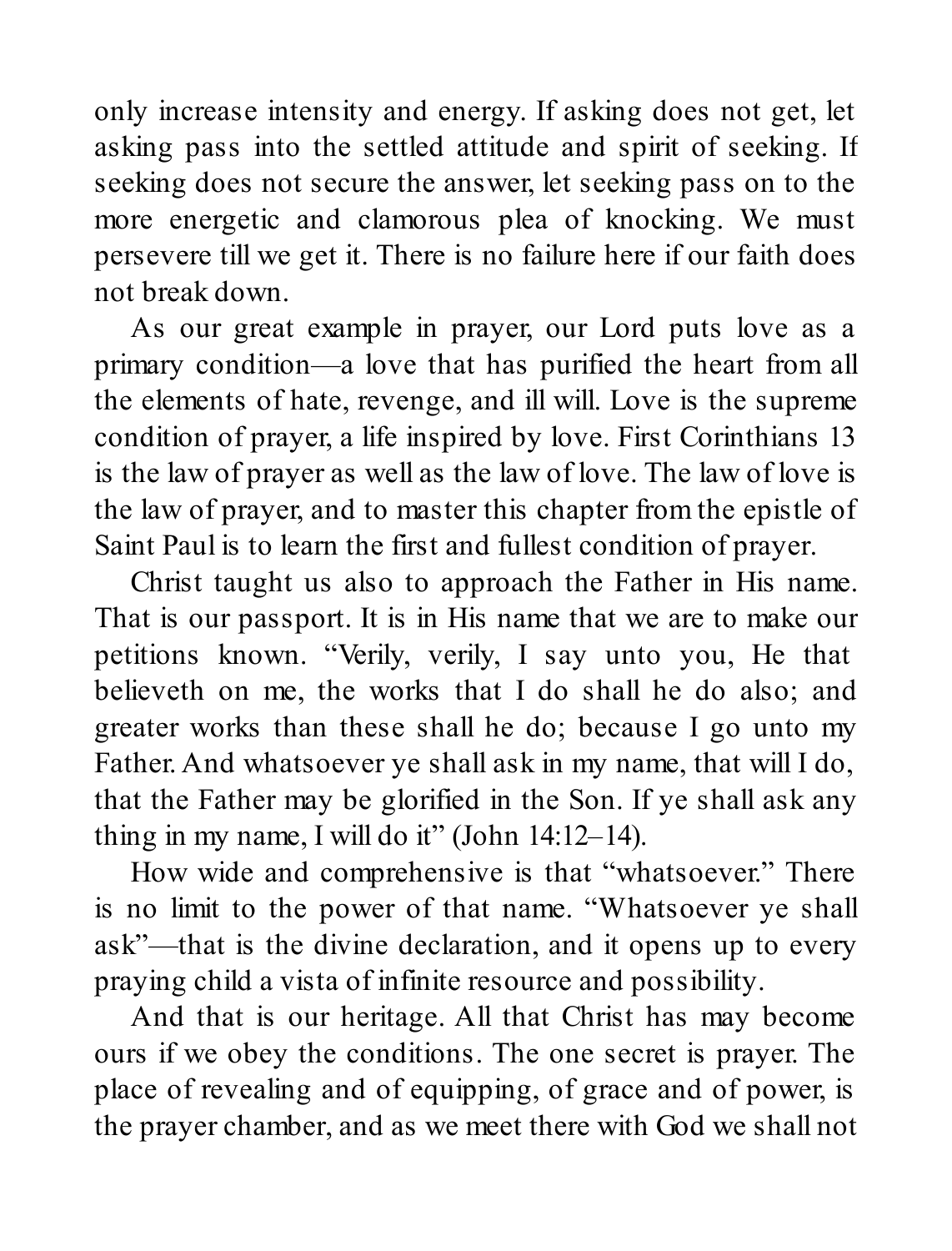only increase intensity and energy. If asking does not get, let asking pass into the settled attitude and spirit of seeking. If seeking does not secure the answer, let seeking pass on to the more energetic and clamorous plea of knocking. We must persevere till we get it. There is no failure here if our faith does not break down.

As our great example in prayer, our Lord puts love as a primary condition—a love that has purified the heart from all the elements of hate, revenge, and ill will. Love is the supreme condition of prayer, a life inspired by love. First Corinthians 13 is the law of prayer as well as the law of love. The law of love is the law of prayer, and to master this chapter from the epistle of Saint Paul is to learn the first and fullest condition of prayer.

Christ taught us also to approach the Father in His name. That is our passport. It is in His name that we are to make our petitions known. "Verily, verily, I say unto you, He that believeth on me, the works that I do shall he do also; and greater works than these shall he do; because I go unto my Father. And whatsoever ye shall ask in my name, that will I do, that the Father may be glorified in the Son. If ye shall ask any thing in my name, I will do it" (John 14:12–14).

How wide and comprehensive is that "whatsoever." There is no limit to the power of that name. "Whatsoever ye shall ask"—that is the divine declaration, and it opens up to every praying child a vista of infinite resource and possibility.

And that is our heritage. All that Christ has may become ours if we obey the conditions. The one secret is prayer. The place of revealing and of equipping, of grace and of power, is the prayer chamber, and as we meet there with God we shall not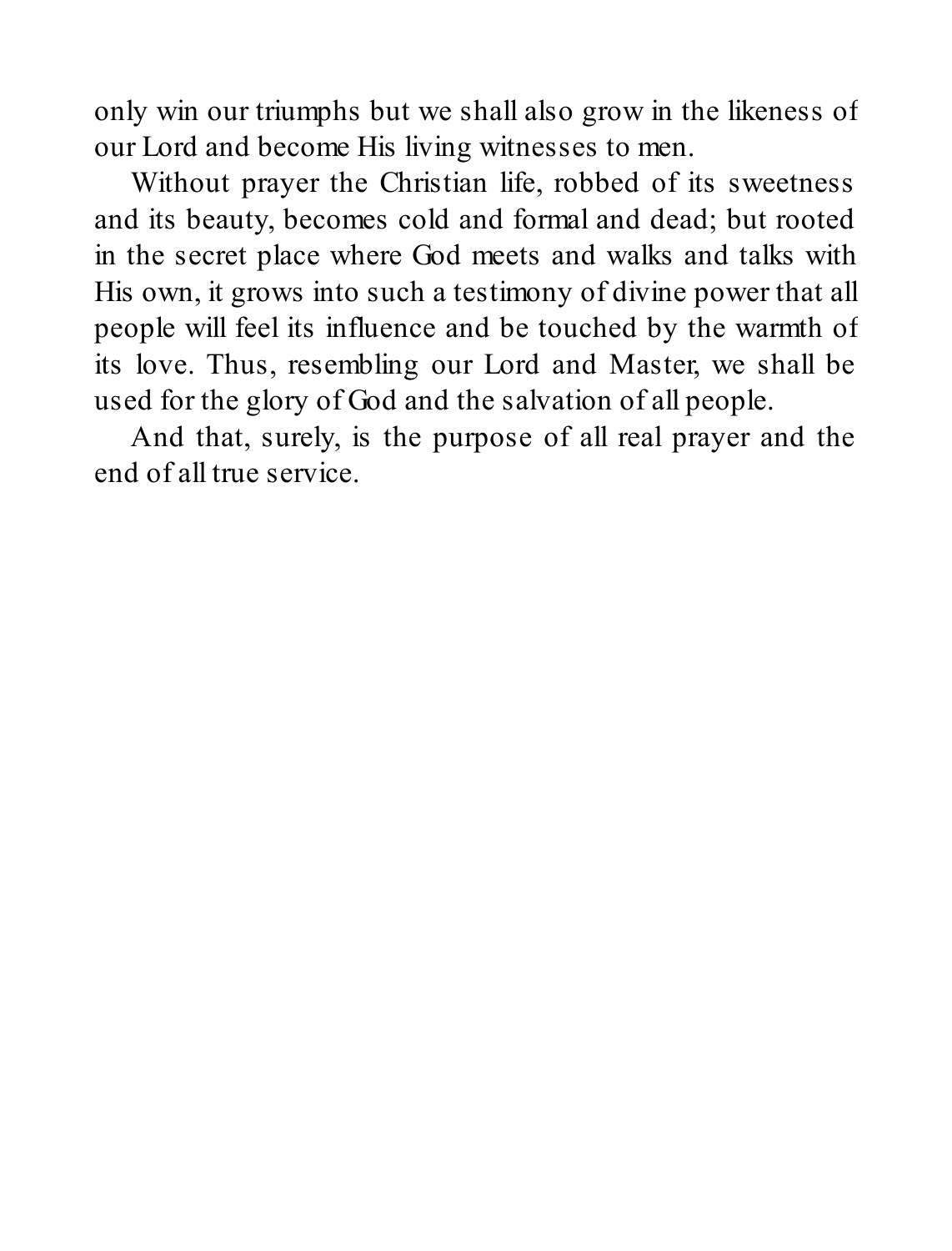only win our triumphs but we shall also grow in the likeness of our Lord and become His living witnesses to men.

Without prayer the Christian life, robbed of its sweetness and its beauty, becomes cold and formal and dead; but rooted in the secret place where God meets and walks and talks with His own, it grows into such a testimony of divine power that all people will feel its influence and be touched by the warmth of its love. Thus, resembling our Lord and Master, we shall be used for the glory of God and the salvation of all people.

And that, surely, is the purpose of all real prayer and the end of all true service.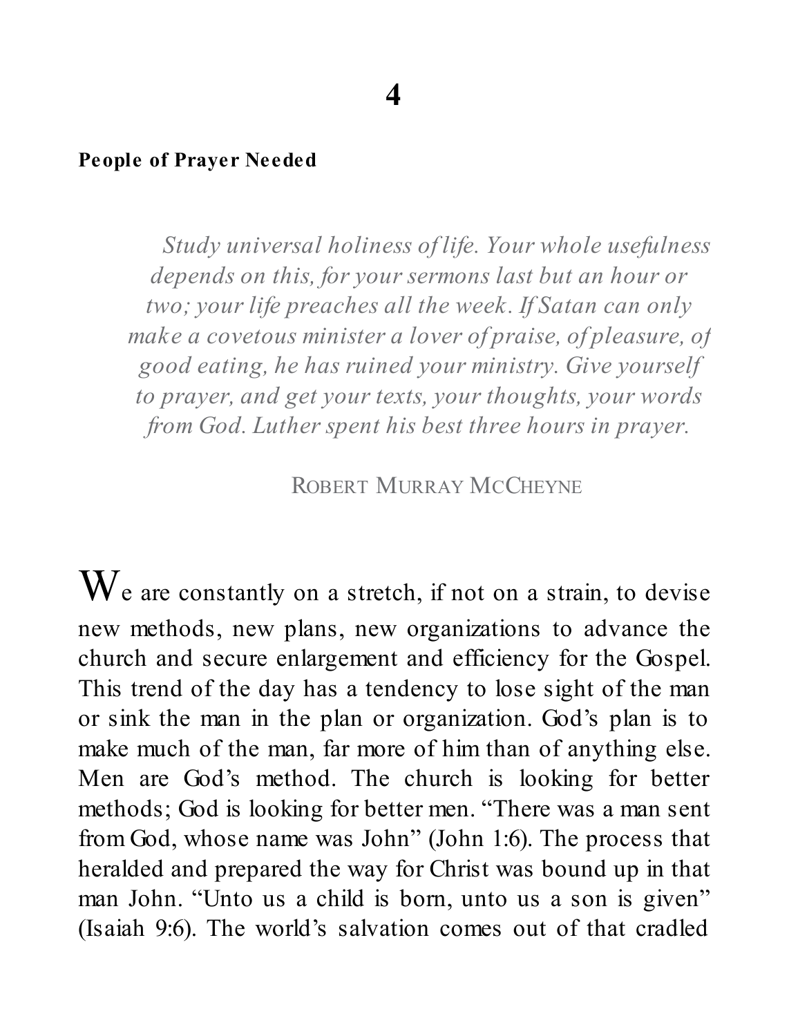# 4

## People of Prayer Needed

> *Study universal holiness of life. Your whole usefulness depends on this, for your sermons last but an hour or two; your life preaches all the week. If Satan can only make a covetous minister a lover of praise, of pleasure, of good eating, he has ruined your ministry. Give yourself to prayer, and get your texts, your thoughts, your words from God. Luther spent his best three hours in prayer.*
>
> ROBERT MURRAY MCCHEYNE

We are constantly on a stretch, if not on a strain, to devise new methods, new plans, new organizations to advance the church and secure enlargement and efficiency for the Gospel. This trend of the day has a tendency to lose sight of the man or sink the man in the plan or organization. God's plan is to make much of the man, far more of him than of anything else. Men are God's method. The church is looking for better methods; God is looking for better men. "There was a man sent from God, whose name was John" (John 1:6). The process that heralded and prepared the way for Christ was bound up in that man John. "Unto us a child is born, unto us a son is given" (Isaiah 9:6). The world's salvation comes out of that cradled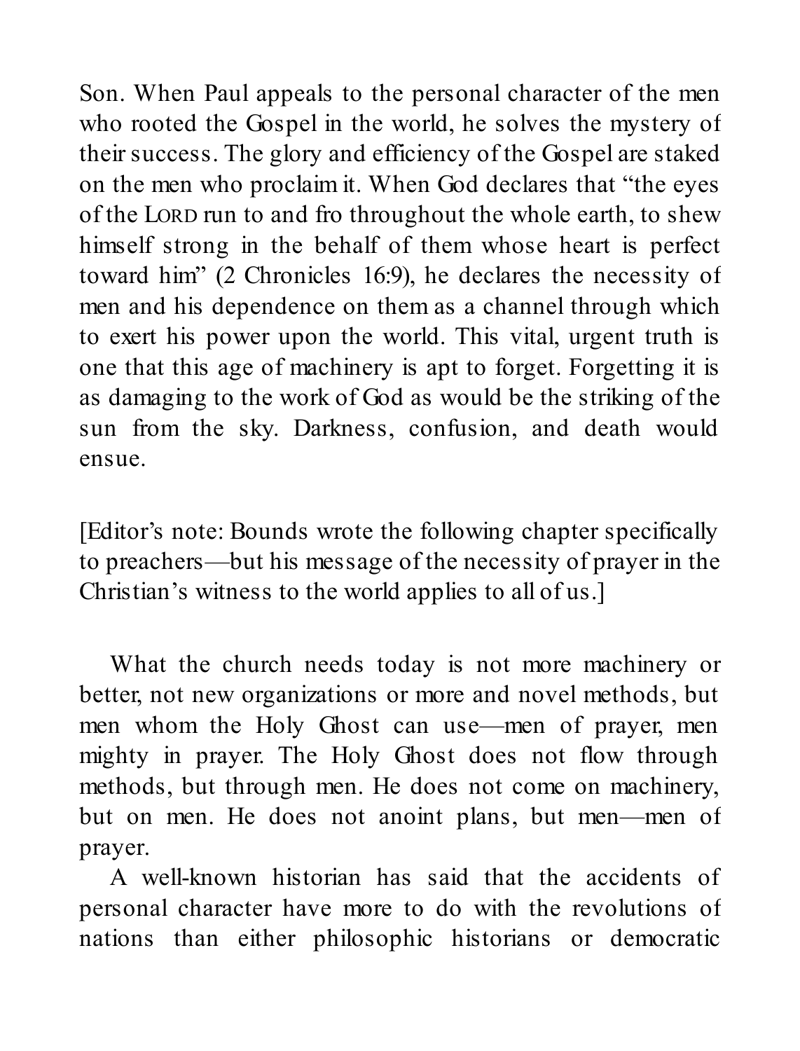Son. When Paul appeals to the personal character of the men who rooted the Gospel in the world, he solves the mystery of their success. The glory and efficiency of the Gospel are staked on the men who proclaim it. When God declares that "the eyes of the LORD run to and fro throughout the whole earth, to shew himself strong in the behalf of them whose heart is perfect toward him" (2 Chronicles 16:9), he declares the necessity of men and his dependence on them as a channel through which to exert his power upon the world. This vital, urgent truth is one that this age of machinery is apt to forget. Forgetting it is as damaging to the work of God as would be the striking of the sun from the sky. Darkness, confusion, and death would ensue.

[Editor's note: Bounds wrote the following chapter specifically to preachers—but his message of the necessity of prayer in the Christian's witness to the world applies to all of us.]

What the church needs today is not more machinery or better, not new organizations or more and novel methods, but men whom the Holy Ghost can use—men of prayer, men mighty in prayer. The Holy Ghost does not flow through methods, but through men. He does not come on machinery, but on men. He does not anoint plans, but men—men of prayer.

A well-known historian has said that the accidents of personal character have more to do with the revolutions of nations than either philosophic historians or democratic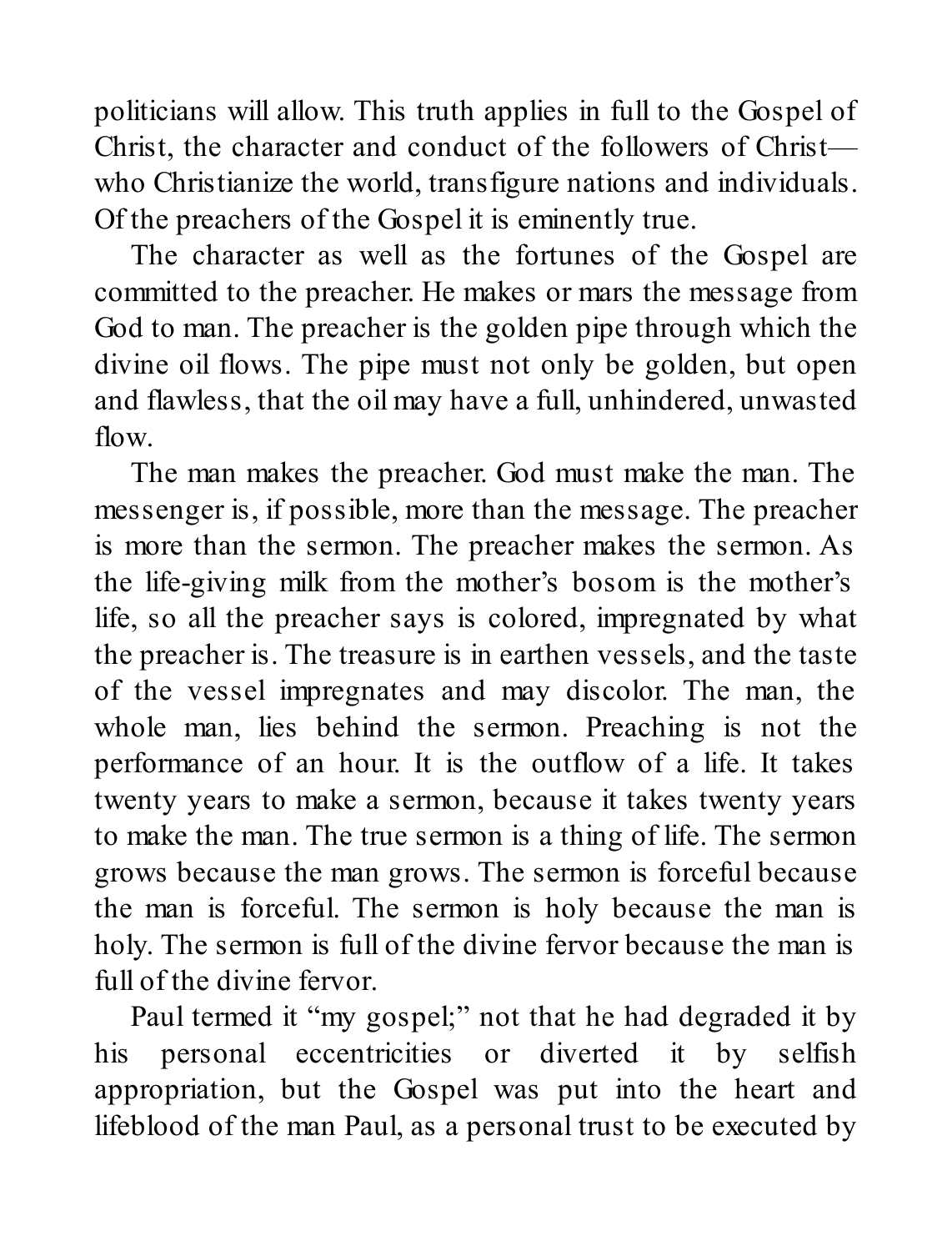politicians will allow. This truth applies in full to the Gospel of Christ, the character and conduct of the followers of Christ—who Christianize the world, transfigure nations and individuals. Of the preachers of the Gospel it is eminently true.

The character as well as the fortunes of the Gospel are committed to the preacher. He makes or mars the message from God to man. The preacher is the golden pipe through which the divine oil flows. The pipe must not only be golden, but open and flawless, that the oil may have a full, unhindered, unwasted flow.

The man makes the preacher. God must make the man. The messenger is, if possible, more than the message. The preacher is more than the sermon. The preacher makes the sermon. As the life-giving milk from the mother's bosom is the mother's life, so all the preacher says is colored, impregnated by what the preacher is. The treasure is in earthen vessels, and the taste of the vessel impregnates and may discolor. The man, the whole man, lies behind the sermon. Preaching is not the performance of an hour. It is the outflow of a life. It takes twenty years to make a sermon, because it takes twenty years to make the man. The true sermon is a thing of life. The sermon grows because the man grows. The sermon is forceful because the man is forceful. The sermon is holy because the man is holy. The sermon is full of the divine fervor because the man is full of the divine fervor.

Paul termed it "my gospel;" not that he had degraded it by his personal eccentricities or diverted it by selfish appropriation, but the Gospel was put into the heart and lifeblood of the man Paul, as a personal trust to be executed by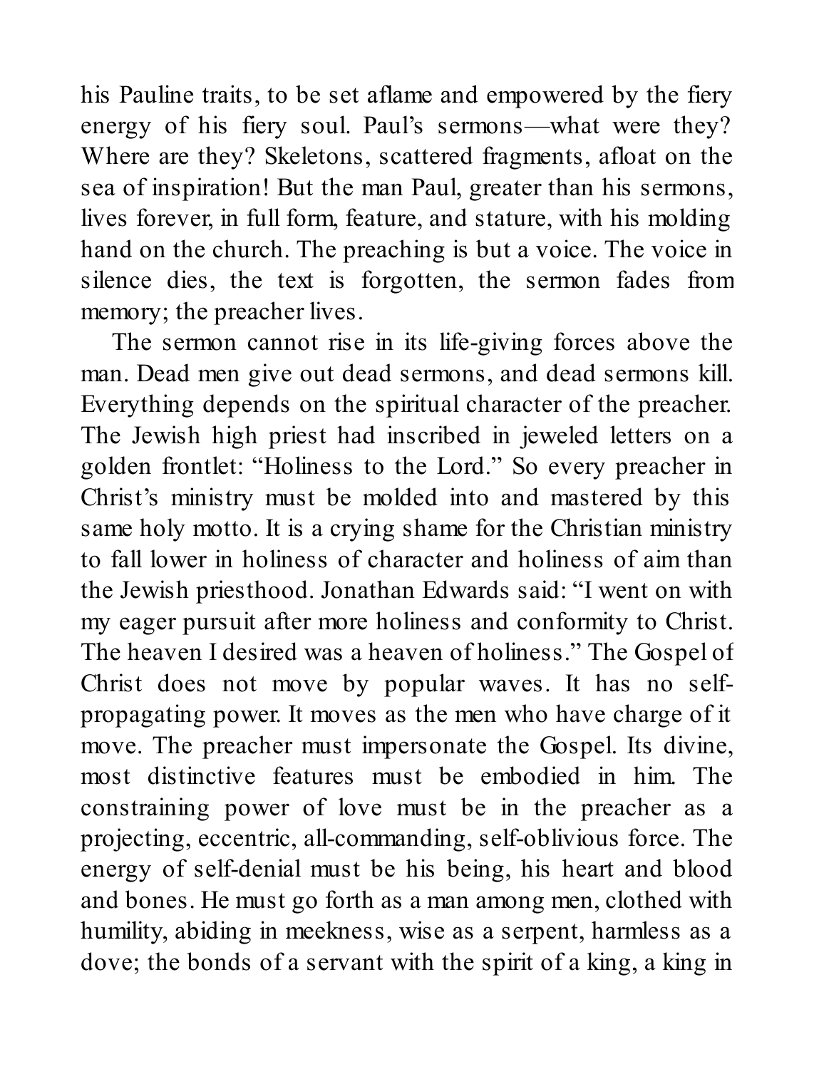his Pauline traits, to be set aflame and empowered by the fiery energy of his fiery soul. Paul's sermons—what were they? Where are they? Skeletons, scattered fragments, afloat on the sea of inspiration! But the man Paul, greater than his sermons, lives forever, in full form, feature, and stature, with his molding hand on the church. The preaching is but a voice. The voice in silence dies, the text is forgotten, the sermon fades from memory; the preacher lives.

The sermon cannot rise in its life-giving forces above the man. Dead men give out dead sermons, and dead sermons kill. Everything depends on the spiritual character of the preacher. The Jewish high priest had inscribed in jeweled letters on a golden frontlet: "Holiness to the Lord." So every preacher in Christ's ministry must be molded into and mastered by this same holy motto. It is a crying shame for the Christian ministry to fall lower in holiness of character and holiness of aim than the Jewish priesthood. Jonathan Edwards said: "I went on with my eager pursuit after more holiness and conformity to Christ. The heaven I desired was a heaven of holiness." The Gospel of Christ does not move by popular waves. It has no self-propagating power. It moves as the men who have charge of it move. The preacher must impersonate the Gospel. Its divine, most distinctive features must be embodied in him. The constraining power of love must be in the preacher as a projecting, eccentric, all-commanding, self-oblivious force. The energy of self-denial must be his being, his heart and blood and bones. He must go forth as a man among men, clothed with humility, abiding in meekness, wise as a serpent, harmless as a dove; the bonds of a servant with the spirit of a king, a king in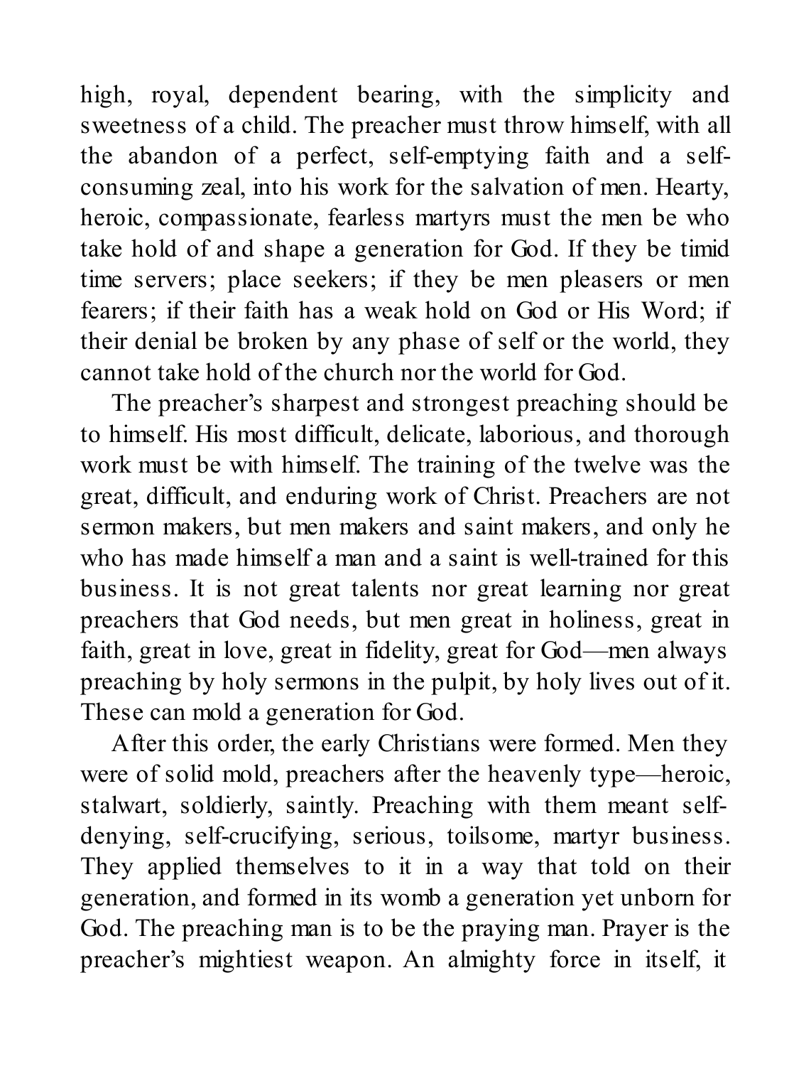high, royal, dependent bearing, with the simplicity and sweetness of a child. The preacher must throw himself, with all the abandon of a perfect, self-emptying faith and a self-consuming zeal, into his work for the salvation of men. Hearty, heroic, compassionate, fearless martyrs must the men be who take hold of and shape a generation for God. If they be timid time servers; place seekers; if they be men pleasers or men fearers; if their faith has a weak hold on God or His Word; if their denial be broken by any phase of self or the world, they cannot take hold of the church nor the world for God.

The preacher's sharpest and strongest preaching should be to himself. His most difficult, delicate, laborious, and thorough work must be with himself. The training of the twelve was the great, difficult, and enduring work of Christ. Preachers are not sermon makers, but men makers and saint makers, and only he who has made himself a man and a saint is well-trained for this business. It is not great talents nor great learning nor great preachers that God needs, but men great in holiness, great in faith, great in love, great in fidelity, great for God—men always preaching by holy sermons in the pulpit, by holy lives out of it. These can mold a generation for God.

After this order, the early Christians were formed. Men they were of solid mold, preachers after the heavenly type—heroic, stalwart, soldierly, saintly. Preaching with them meant self-denying, self-crucifying, serious, toilsome, martyr business. They applied themselves to it in a way that told on their generation, and formed in its womb a generation yet unborn for God. The preaching man is to be the praying man. Prayer is the preacher's mightiest weapon. An almighty force in itself, it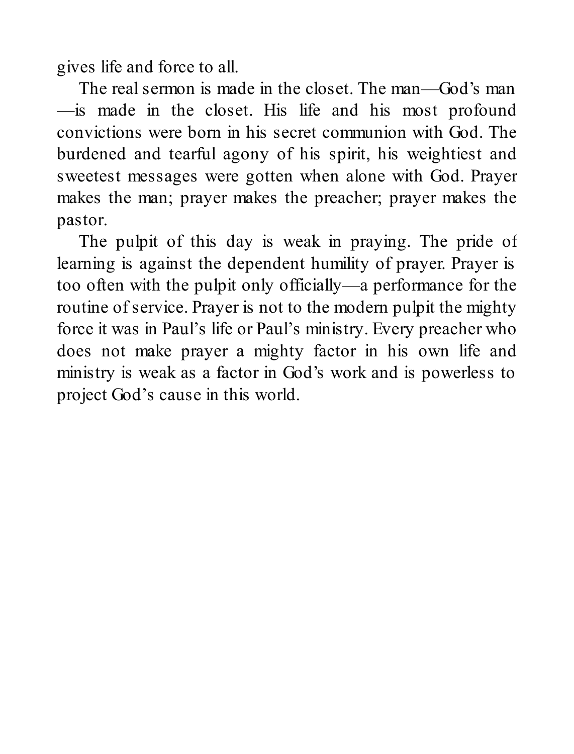gives life and force to all.

The real sermon is made in the closet. The man—God's man—is made in the closet. His life and his most profound convictions were born in his secret communion with God. The burdened and tearful agony of his spirit, his weightiest and sweetest messages were gotten when alone with God. Prayer makes the man; prayer makes the preacher; prayer makes the pastor.

The pulpit of this day is weak in praying. The pride of learning is against the dependent humility of prayer. Prayer is too often with the pulpit only officially—a performance for the routine of service. Prayer is not to the modern pulpit the mighty force it was in Paul's life or Paul's ministry. Every preacher who does not make prayer a mighty factor in his own life and ministry is weak as a factor in God's work and is powerless to project God's cause in this world.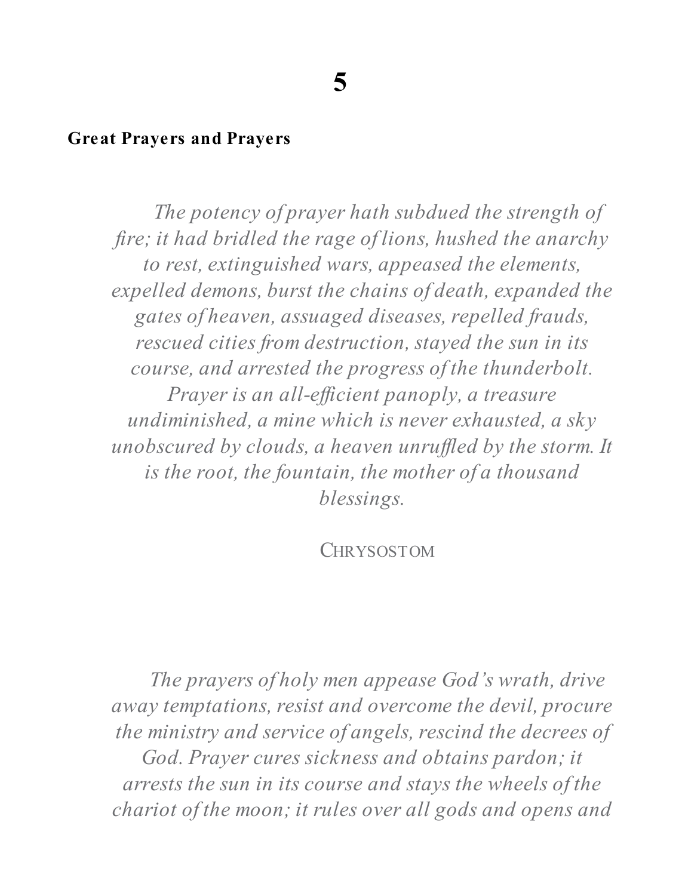# 5

## Great Prayers and Prayers

*The potency of prayer hath subdued the strength of fire; it had bridled the rage of lions, hushed the anarchy to rest, extinguished wars, appeased the elements, expelled demons, burst the chains of death, expanded the gates of heaven, assuaged diseases, repelled frauds, rescued cities from destruction, stayed the sun in its course, and arrested the progress of the thunderbolt. Prayer is an all-efficient panoply, a treasure undiminished, a mine which is never exhausted, a sky unobscured by clouds, a heaven unruffled by the storm. It is the root, the fountain, the mother of a thousand blessings.*

CHRYSOSTOM

*The prayers of holy men appease God's wrath, drive away temptations, resist and overcome the devil, procure the ministry and service of angels, rescind the decrees of God. Prayer cures sickness and obtains pardon; it arrests the sun in its course and stays the wheels of the chariot of the moon; it rules over all gods and opens and*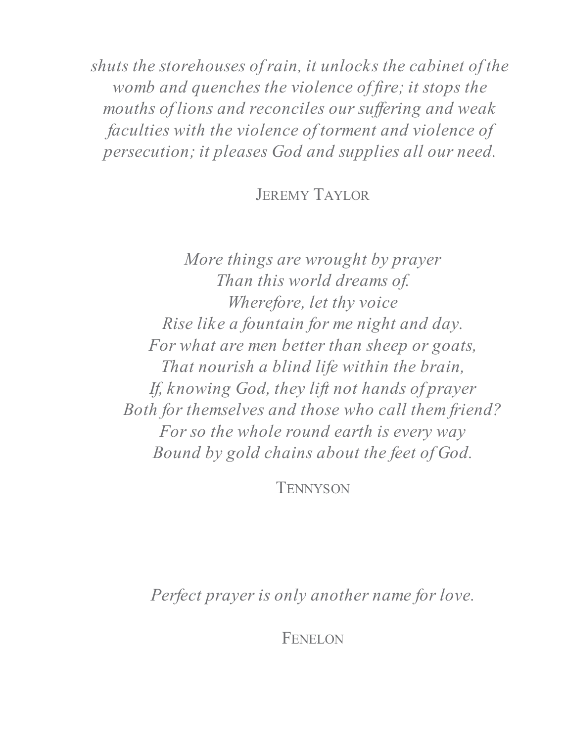*shuts the storehouses of rain, it unlocks the cabinet of the womb and quenches the violence of fire; it stops the mouths of lions and reconciles our suffering and weak faculties with the violence of torment and violence of persecution; it pleases God and supplies all our need.*

JEREMY TAYLOR

*More things are wrought by prayer*
*Than this world dreams of.*
*Wherefore, let thy voice*
*Rise like a fountain for me night and day.*
*For what are men better than sheep or goats,*
*That nourish a blind life within the brain,*
*If, knowing God, they lift not hands of prayer*
*Both for themselves and those who call them friend?*
*For so the whole round earth is every way*
*Bound by gold chains about the feet of God.*

TENNYSON

*Perfect prayer is only another name for love.*

FENELON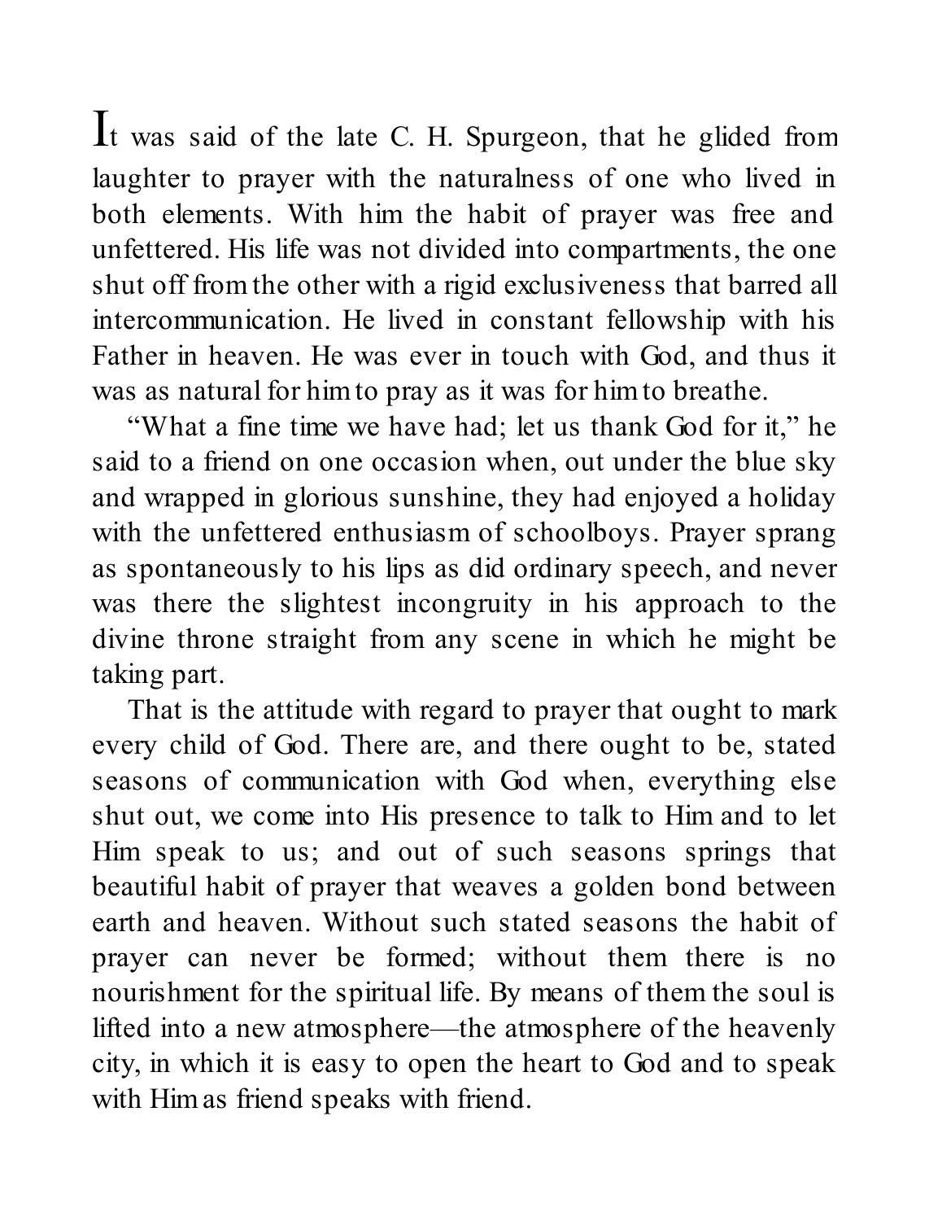It was said of the late C. H. Spurgeon, that he glided from laughter to prayer with the naturalness of one who lived in both elements. With him the habit of prayer was free and unfettered. His life was not divided into compartments, the one shut off from the other with a rigid exclusiveness that barred all intercommunication. He lived in constant fellowship with his Father in heaven. He was ever in touch with God, and thus it was as natural for him to pray as it was for him to breathe.

"What a fine time we have had; let us thank God for it," he said to a friend on one occasion when, out under the blue sky and wrapped in glorious sunshine, they had enjoyed a holiday with the unfettered enthusiasm of schoolboys. Prayer sprang as spontaneously to his lips as did ordinary speech, and never was there the slightest incongruity in his approach to the divine throne straight from any scene in which he might be taking part.

That is the attitude with regard to prayer that ought to mark every child of God. There are, and there ought to be, stated seasons of communication with God when, everything else shut out, we come into His presence to talk to Him and to let Him speak to us; and out of such seasons springs that beautiful habit of prayer that weaves a golden bond between earth and heaven. Without such stated seasons the habit of prayer can never be formed; without them there is no nourishment for the spiritual life. By means of them the soul is lifted into a new atmosphere—the atmosphere of the heavenly city, in which it is easy to open the heart to God and to speak with Him as friend speaks with friend.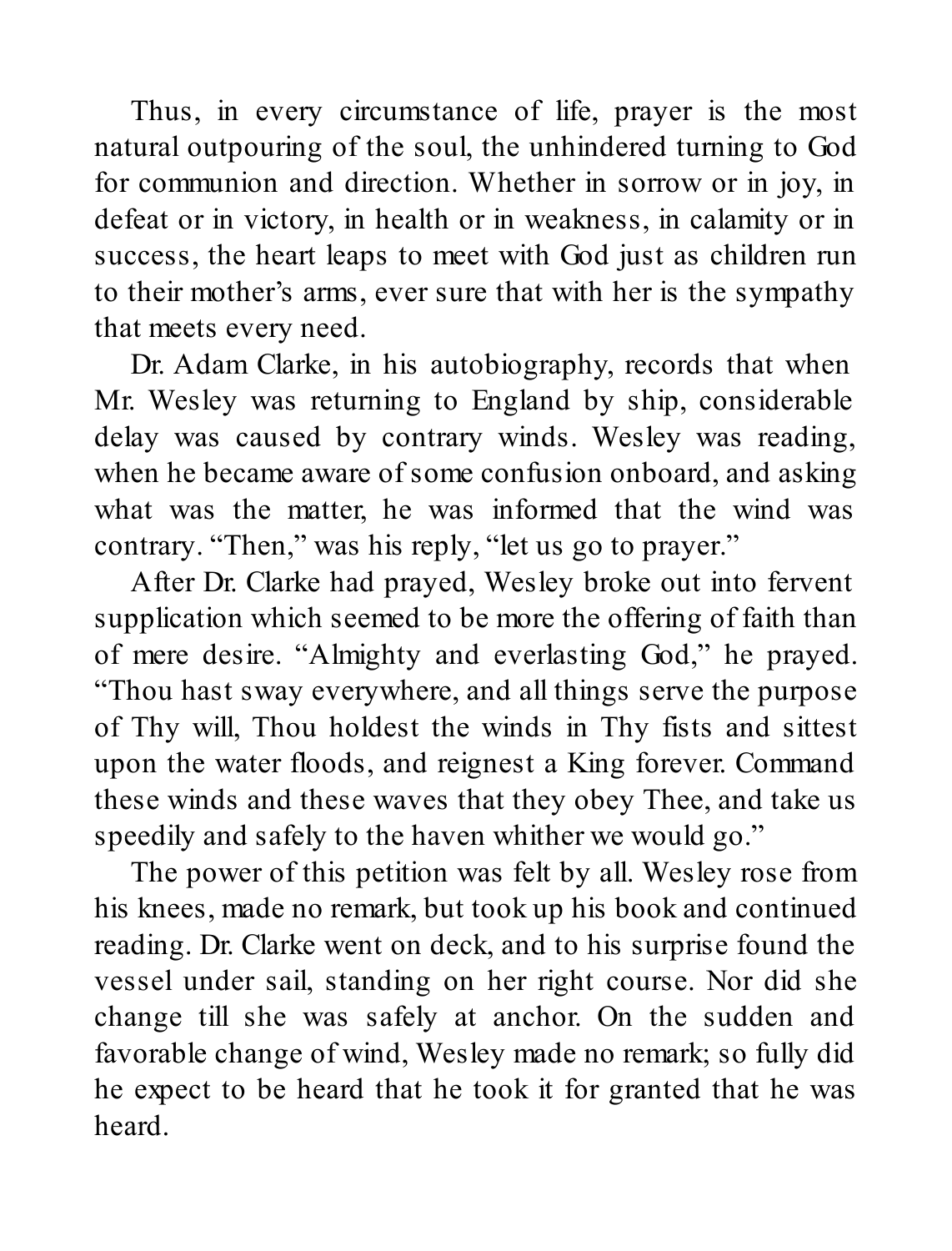Thus, in every circumstance of life, prayer is the most natural outpouring of the soul, the unhindered turning to God for communion and direction. Whether in sorrow or in joy, in defeat or in victory, in health or in weakness, in calamity or in success, the heart leaps to meet with God just as children run to their mother's arms, ever sure that with her is the sympathy that meets every need.

Dr. Adam Clarke, in his autobiography, records that when Mr. Wesley was returning to England by ship, considerable delay was caused by contrary winds. Wesley was reading, when he became aware of some confusion onboard, and asking what was the matter, he was informed that the wind was contrary. "Then," was his reply, "let us go to prayer."

After Dr. Clarke had prayed, Wesley broke out into fervent supplication which seemed to be more the offering of faith than of mere desire. "Almighty and everlasting God," he prayed. "Thou hast sway everywhere, and all things serve the purpose of Thy will, Thou holdest the winds in Thy fists and sittest upon the water floods, and reignest a King forever. Command these winds and these waves that they obey Thee, and take us speedily and safely to the haven whither we would go."

The power of this petition was felt by all. Wesley rose from his knees, made no remark, but took up his book and continued reading. Dr. Clarke went on deck, and to his surprise found the vessel under sail, standing on her right course. Nor did she change till she was safely at anchor. On the sudden and favorable change of wind, Wesley made no remark; so fully did he expect to be heard that he took it for granted that he was heard.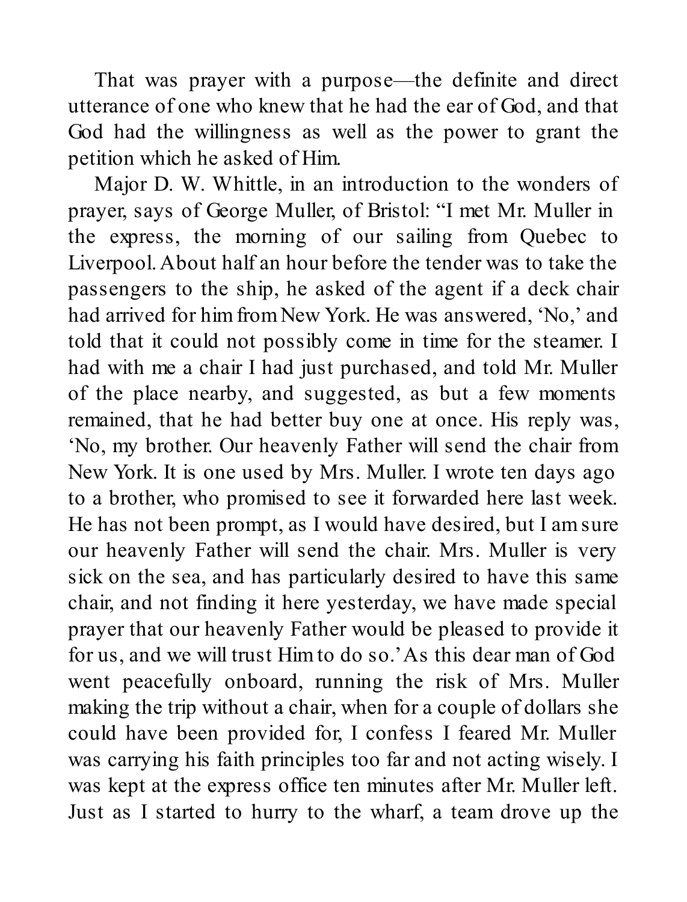That was prayer with a purpose—the definite and direct utterance of one who knew that he had the ear of God, and that God had the willingness as well as the power to grant the petition which he asked of Him.

Major D. W. Whittle, in an introduction to the wonders of prayer, says of George Muller, of Bristol: "I met Mr. Muller in the express, the morning of our sailing from Quebec to Liverpool. About half an hour before the tender was to take the passengers to the ship, he asked of the agent if a deck chair had arrived for him from New York. He was answered, 'No,' and told that it could not possibly come in time for the steamer. I had with me a chair I had just purchased, and told Mr. Muller of the place nearby, and suggested, as but a few moments remained, that he had better buy one at once. His reply was, 'No, my brother. Our heavenly Father will send the chair from New York. It is one used by Mrs. Muller. I wrote ten days ago to a brother, who promised to see it forwarded here last week. He has not been prompt, as I would have desired, but I am sure our heavenly Father will send the chair. Mrs. Muller is very sick on the sea, and has particularly desired to have this same chair, and not finding it here yesterday, we have made special prayer that our heavenly Father would be pleased to provide it for us, and we will trust Him to do so.' As this dear man of God went peacefully onboard, running the risk of Mrs. Muller making the trip without a chair, when for a couple of dollars she could have been provided for, I confess I feared Mr. Muller was carrying his faith principles too far and not acting wisely. I was kept at the express office ten minutes after Mr. Muller left. Just as I started to hurry to the wharf, a team drove up the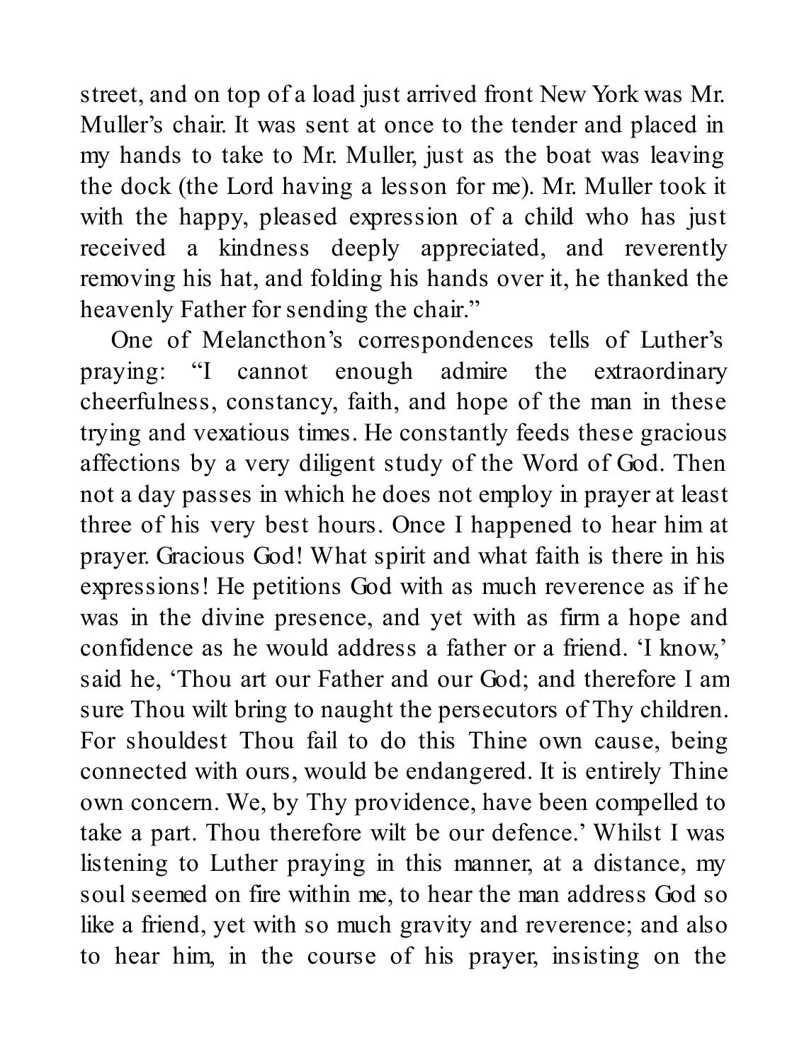street, and on top of a load just arrived front New York was Mr. Muller's chair. It was sent at once to the tender and placed in my hands to take to Mr. Muller, just as the boat was leaving the dock (the Lord having a lesson for me). Mr. Muller took it with the happy, pleased expression of a child who has just received a kindness deeply appreciated, and reverently removing his hat, and folding his hands over it, he thanked the heavenly Father for sending the chair."

One of Melancthon's correspondences tells of Luther's praying: "I cannot enough admire the extraordinary cheerfulness, constancy, faith, and hope of the man in these trying and vexatious times. He constantly feeds these gracious affections by a very diligent study of the Word of God. Then not a day passes in which he does not employ in prayer at least three of his very best hours. Once I happened to hear him at prayer. Gracious God! What spirit and what faith is there in his expressions! He petitions God with as much reverence as if he was in the divine presence, and yet with as firm a hope and confidence as he would address a father or a friend. 'I know,' said he, 'Thou art our Father and our God; and therefore I am sure Thou wilt bring to naught the persecutors of Thy children. For shouldest Thou fail to do this Thine own cause, being connected with ours, would be endangered. It is entirely Thine own concern. We, by Thy providence, have been compelled to take a part. Thou therefore wilt be our defence.' Whilst I was listening to Luther praying in this manner, at a distance, my soul seemed on fire within me, to hear the man address God so like a friend, yet with so much gravity and reverence; and also to hear him, in the course of his prayer, insisting on the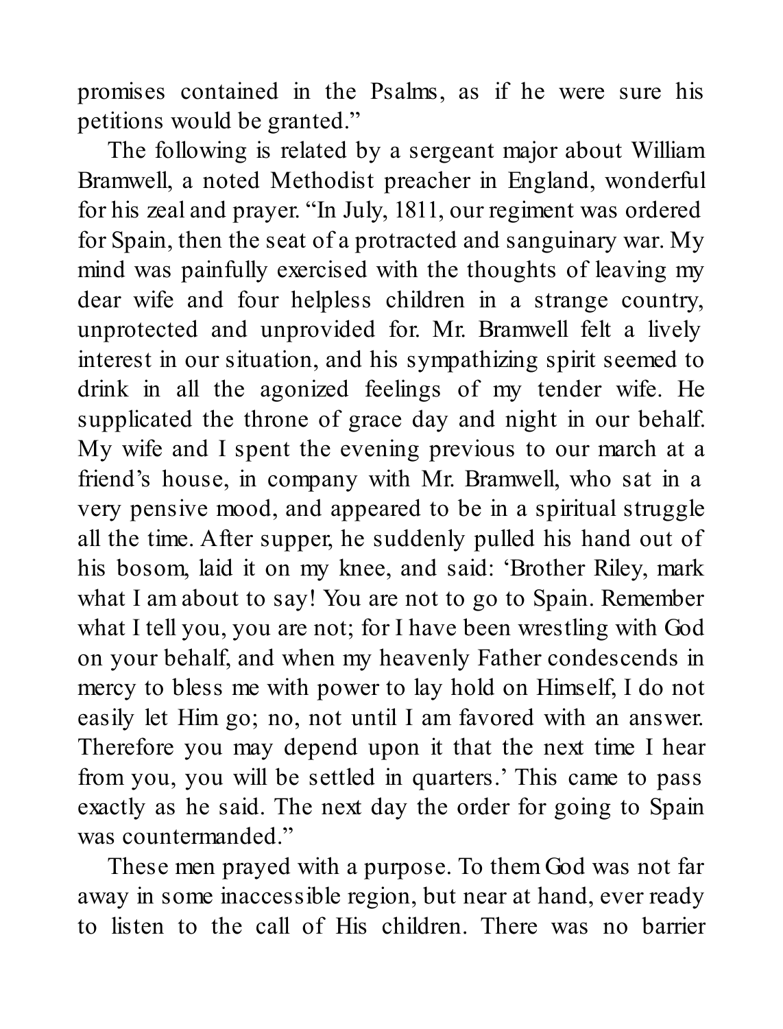promises contained in the Psalms, as if he were sure his petitions would be granted."

The following is related by a sergeant major about William Bramwell, a noted Methodist preacher in England, wonderful for his zeal and prayer. "In July, 1811, our regiment was ordered for Spain, then the seat of a protracted and sanguinary war. My mind was painfully exercised with the thoughts of leaving my dear wife and four helpless children in a strange country, unprotected and unprovided for. Mr. Bramwell felt a lively interest in our situation, and his sympathizing spirit seemed to drink in all the agonized feelings of my tender wife. He supplicated the throne of grace day and night in our behalf. My wife and I spent the evening previous to our march at a friend's house, in company with Mr. Bramwell, who sat in a very pensive mood, and appeared to be in a spiritual struggle all the time. After supper, he suddenly pulled his hand out of his bosom, laid it on my knee, and said: 'Brother Riley, mark what I am about to say! You are not to go to Spain. Remember what I tell you, you are not; for I have been wrestling with God on your behalf, and when my heavenly Father condescends in mercy to bless me with power to lay hold on Himself, I do not easily let Him go; no, not until I am favored with an answer. Therefore you may depend upon it that the next time I hear from you, you will be settled in quarters.' This came to pass exactly as he said. The next day the order for going to Spain was countermanded."

These men prayed with a purpose. To them God was not far away in some inaccessible region, but near at hand, ever ready to listen to the call of His children. There was no barrier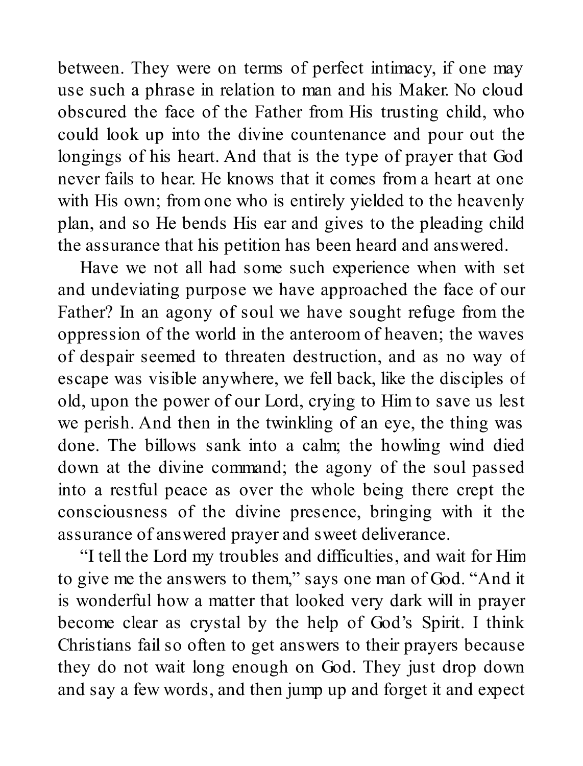between. They were on terms of perfect intimacy, if one may use such a phrase in relation to man and his Maker. No cloud obscured the face of the Father from His trusting child, who could look up into the divine countenance and pour out the longings of his heart. And that is the type of prayer that God never fails to hear. He knows that it comes from a heart at one with His own; from one who is entirely yielded to the heavenly plan, and so He bends His ear and gives to the pleading child the assurance that his petition has been heard and answered.

Have we not all had some such experience when with set and undeviating purpose we have approached the face of our Father? In an agony of soul we have sought refuge from the oppression of the world in the anteroom of heaven; the waves of despair seemed to threaten destruction, and as no way of escape was visible anywhere, we fell back, like the disciples of old, upon the power of our Lord, crying to Him to save us lest we perish. And then in the twinkling of an eye, the thing was done. The billows sank into a calm; the howling wind died down at the divine command; the agony of the soul passed into a restful peace as over the whole being there crept the consciousness of the divine presence, bringing with it the assurance of answered prayer and sweet deliverance.

"I tell the Lord my troubles and difficulties, and wait for Him to give me the answers to them," says one man of God. "And it is wonderful how a matter that looked very dark will in prayer become clear as crystal by the help of God's Spirit. I think Christians fail so often to get answers to their prayers because they do not wait long enough on God. They just drop down and say a few words, and then jump up and forget it and expect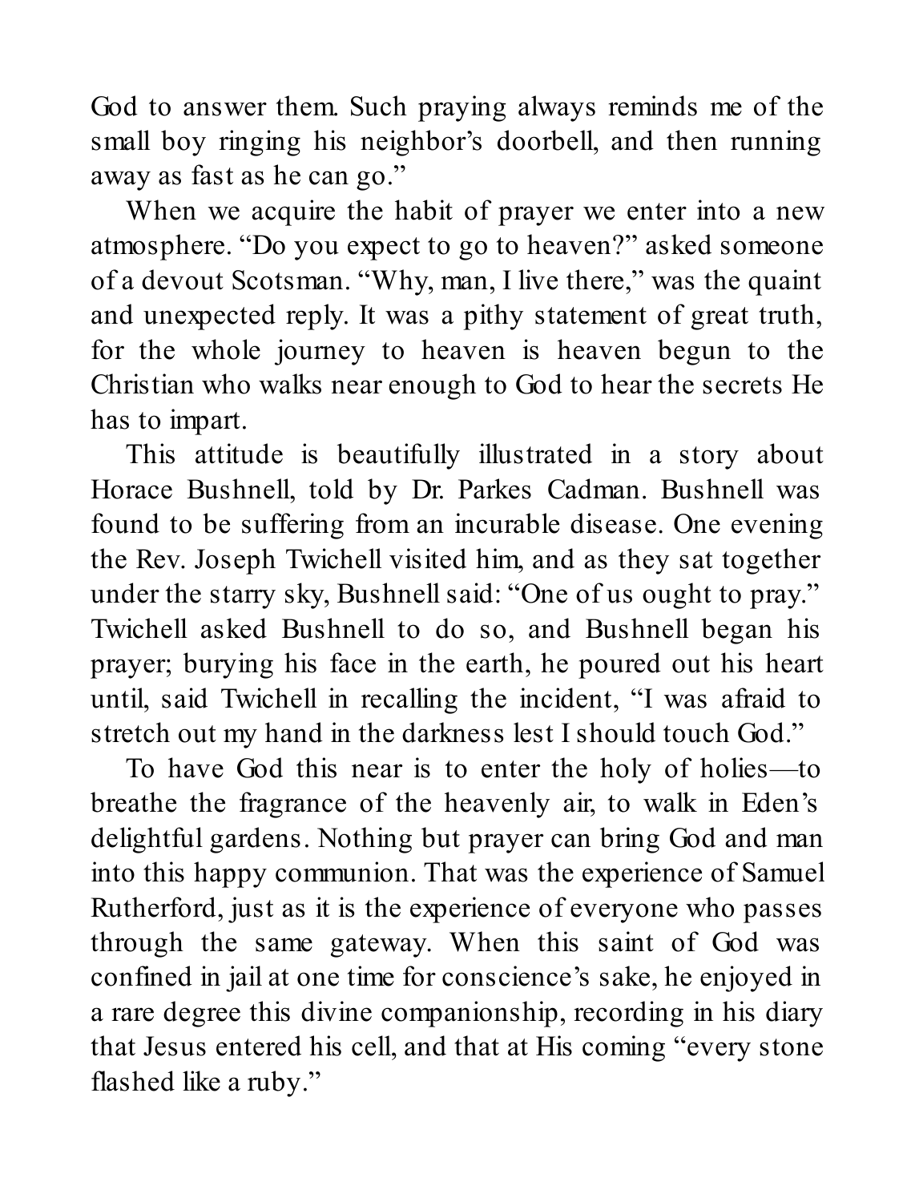God to answer them. Such praying always reminds me of the small boy ringing his neighbor's doorbell, and then running away as fast as he can go."

When we acquire the habit of prayer we enter into a new atmosphere. "Do you expect to go to heaven?" asked someone of a devout Scotsman. "Why, man, I live there," was the quaint and unexpected reply. It was a pithy statement of great truth, for the whole journey to heaven is heaven begun to the Christian who walks near enough to God to hear the secrets He has to impart.

This attitude is beautifully illustrated in a story about Horace Bushnell, told by Dr. Parkes Cadman. Bushnell was found to be suffering from an incurable disease. One evening the Rev. Joseph Twichell visited him, and as they sat together under the starry sky, Bushnell said: "One of us ought to pray." Twichell asked Bushnell to do so, and Bushnell began his prayer; burying his face in the earth, he poured out his heart until, said Twichell in recalling the incident, "I was afraid to stretch out my hand in the darkness lest I should touch God."

To have God this near is to enter the holy of holies—to breathe the fragrance of the heavenly air, to walk in Eden's delightful gardens. Nothing but prayer can bring God and man into this happy communion. That was the experience of Samuel Rutherford, just as it is the experience of everyone who passes through the same gateway. When this saint of God was confined in jail at one time for conscience's sake, he enjoyed in a rare degree this divine companionship, recording in his diary that Jesus entered his cell, and that at His coming "every stone flashed like a ruby."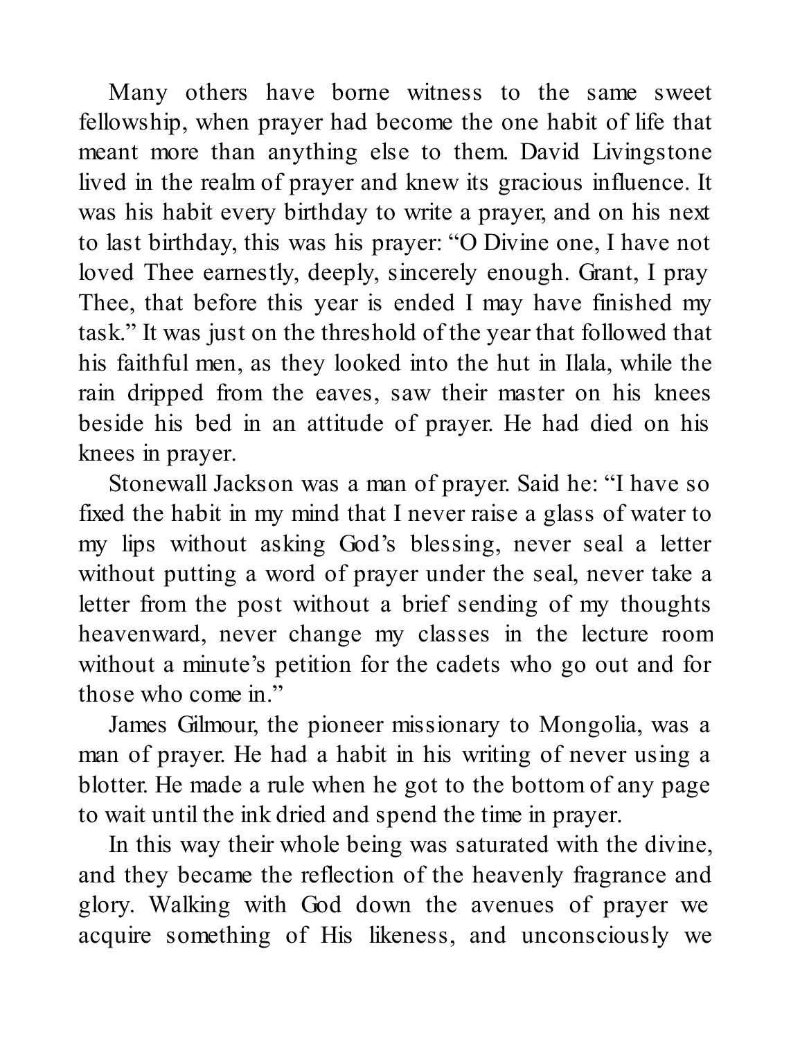Many others have borne witness to the same sweet fellowship, when prayer had become the one habit of life that meant more than anything else to them. David Livingstone lived in the realm of prayer and knew its gracious influence. It was his habit every birthday to write a prayer, and on his next to last birthday, this was his prayer: “O Divine one, I have not loved Thee earnestly, deeply, sincerely enough. Grant, I pray Thee, that before this year is ended I may have finished my task.” It was just on the threshold of the year that followed that his faithful men, as they looked into the hut in Ilala, while the rain dripped from the eaves, saw their master on his knees beside his bed in an attitude of prayer. He had died on his knees in prayer.

Stonewall Jackson was a man of prayer. Said he: “I have so fixed the habit in my mind that I never raise a glass of water to my lips without asking God’s blessing, never seal a letter without putting a word of prayer under the seal, never take a letter from the post without a brief sending of my thoughts heavenward, never change my classes in the lecture room without a minute’s petition for the cadets who go out and for those who come in.”

James Gilmour, the pioneer missionary to Mongolia, was a man of prayer. He had a habit in his writing of never using a blotter. He made a rule when he got to the bottom of any page to wait until the ink dried and spend the time in prayer.

In this way their whole being was saturated with the divine, and they became the reflection of the heavenly fragrance and glory. Walking with God down the avenues of prayer we acquire something of His likeness, and unconsciously we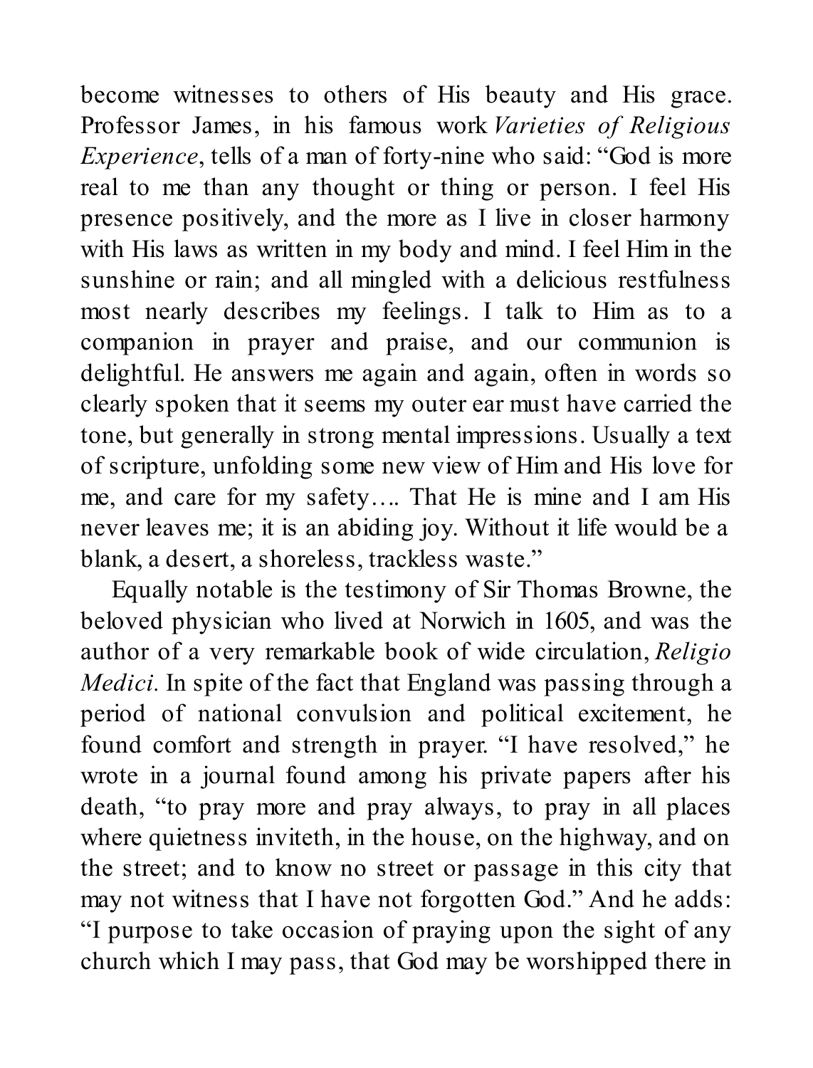become witnesses to others of His beauty and His grace. Professor James, in his famous work *Varieties of Religious Experience*, tells of a man of forty-nine who said: "God is more real to me than any thought or thing or person. I feel His presence positively, and the more as I live in closer harmony with His laws as written in my body and mind. I feel Him in the sunshine or rain; and all mingled with a delicious restfulness most nearly describes my feelings. I talk to Him as to a companion in prayer and praise, and our communion is delightful. He answers me again and again, often in words so clearly spoken that it seems my outer ear must have carried the tone, but generally in strong mental impressions. Usually a text of scripture, unfolding some new view of Him and His love for me, and care for my safety…. That He is mine and I am His never leaves me; it is an abiding joy. Without it life would be a blank, a desert, a shoreless, trackless waste."

Equally notable is the testimony of Sir Thomas Browne, the beloved physician who lived at Norwich in 1605, and was the author of a very remarkable book of wide circulation, *Religio Medici.* In spite of the fact that England was passing through a period of national convulsion and political excitement, he found comfort and strength in prayer. "I have resolved," he wrote in a journal found among his private papers after his death, "to pray more and pray always, to pray in all places where quietness inviteth, in the house, on the highway, and on the street; and to know no street or passage in this city that may not witness that I have not forgotten God." And he adds: "I purpose to take occasion of praying upon the sight of any church which I may pass, that God may be worshipped there in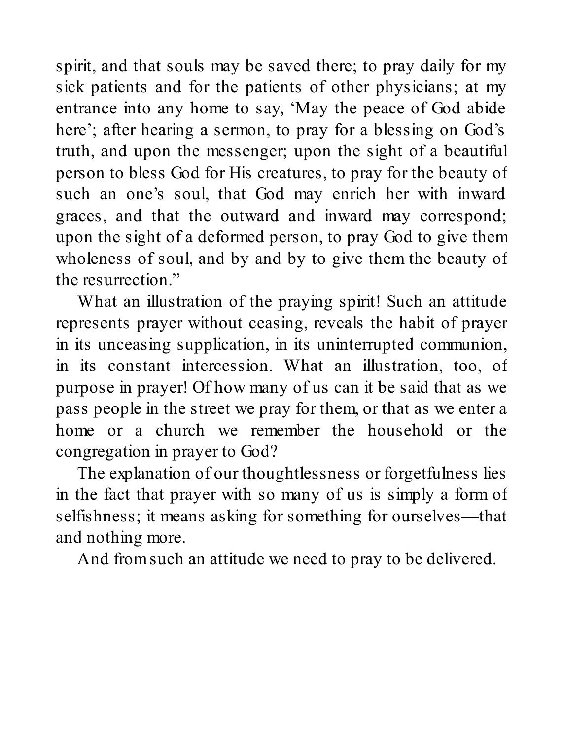spirit, and that souls may be saved there; to pray daily for my sick patients and for the patients of other physicians; at my entrance into any home to say, 'May the peace of God abide here'; after hearing a sermon, to pray for a blessing on God's truth, and upon the messenger; upon the sight of a beautiful person to bless God for His creatures, to pray for the beauty of such an one's soul, that God may enrich her with inward graces, and that the outward and inward may correspond; upon the sight of a deformed person, to pray God to give them wholeness of soul, and by and by to give them the beauty of the resurrection."

What an illustration of the praying spirit! Such an attitude represents prayer without ceasing, reveals the habit of prayer in its unceasing supplication, in its uninterrupted communion, in its constant intercession. What an illustration, too, of purpose in prayer! Of how many of us can it be said that as we pass people in the street we pray for them, or that as we enter a home or a church we remember the household or the congregation in prayer to God?

The explanation of our thoughtlessness or forgetfulness lies in the fact that prayer with so many of us is simply a form of selfishness; it means asking for something for ourselves—that and nothing more.

And from such an attitude we need to pray to be delivered.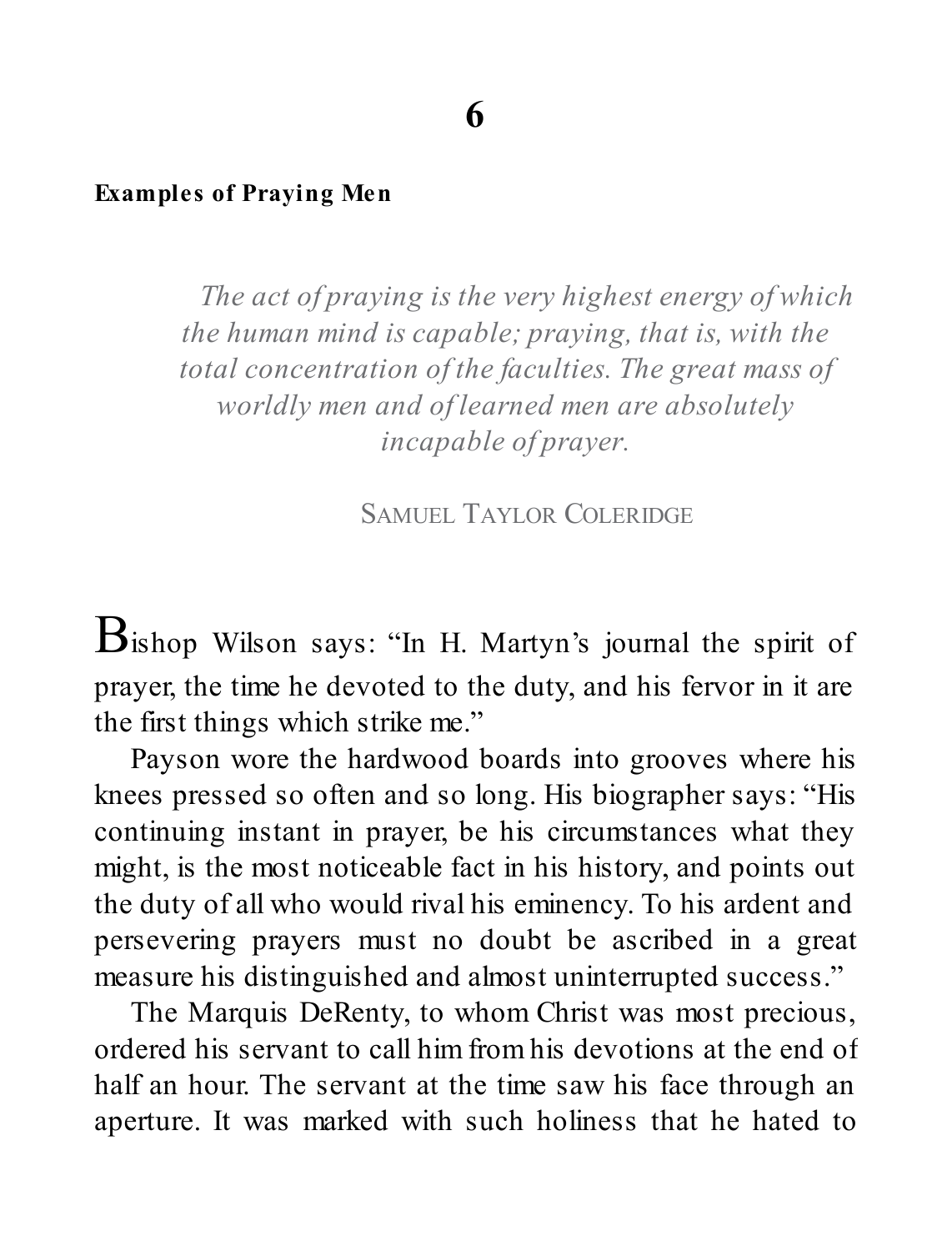# 6

## Examples of Praying Men

> *The act of praying is the very highest energy of which the human mind is capable; praying, that is, with the total concentration of the faculties. The great mass of worldly men and of learned men are absolutely incapable of prayer.*
>
> SAMUEL TAYLOR COLERIDGE

Bishop Wilson says: "In H. Martyn's journal the spirit of prayer, the time he devoted to the duty, and his fervor in it are the first things which strike me."

Payson wore the hardwood boards into grooves where his knees pressed so often and so long. His biographer says: "His continuing instant in prayer, be his circumstances what they might, is the most noticeable fact in his history, and points out the duty of all who would rival his eminency. To his ardent and persevering prayers must no doubt be ascribed in a great measure his distinguished and almost uninterrupted success."

The Marquis DeRenty, to whom Christ was most precious, ordered his servant to call him from his devotions at the end of half an hour. The servant at the time saw his face through an aperture. It was marked with such holiness that he hated to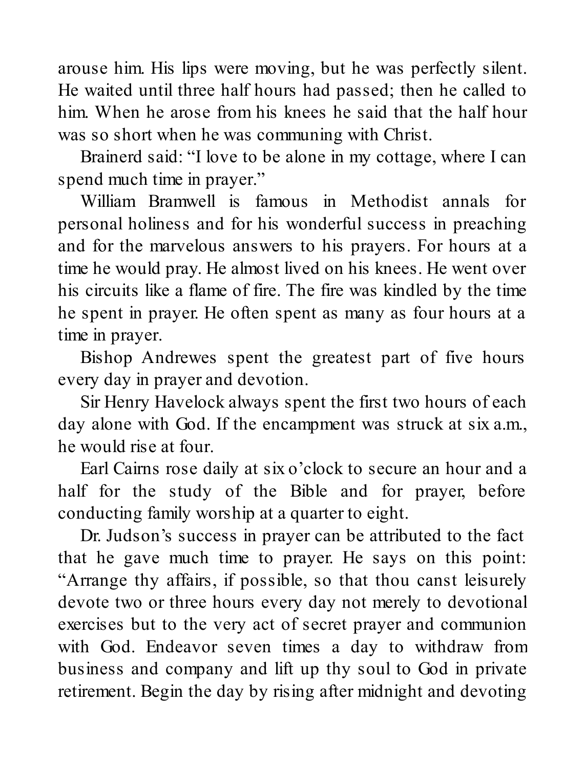arouse him. His lips were moving, but he was perfectly silent. He waited until three half hours had passed; then he called to him. When he arose from his knees he said that the half hour was so short when he was communing with Christ.

Brainerd said: “I love to be alone in my cottage, where I can spend much time in prayer.”

William Bramwell is famous in Methodist annals for personal holiness and for his wonderful success in preaching and for the marvelous answers to his prayers. For hours at a time he would pray. He almost lived on his knees. He went over his circuits like a flame of fire. The fire was kindled by the time he spent in prayer. He often spent as many as four hours at a time in prayer.

Bishop Andrewes spent the greatest part of five hours every day in prayer and devotion.

Sir Henry Havelock always spent the first two hours of each day alone with God. If the encampment was struck at six a.m., he would rise at four.

Earl Cairns rose daily at six o’clock to secure an hour and a half for the study of the Bible and for prayer, before conducting family worship at a quarter to eight.

Dr. Judson’s success in prayer can be attributed to the fact that he gave much time to prayer. He says on this point: “Arrange thy affairs, if possible, so that thou canst leisurely devote two or three hours every day not merely to devotional exercises but to the very act of secret prayer and communion with God. Endeavor seven times a day to withdraw from business and company and lift up thy soul to God in private retirement. Begin the day by rising after midnight and devoting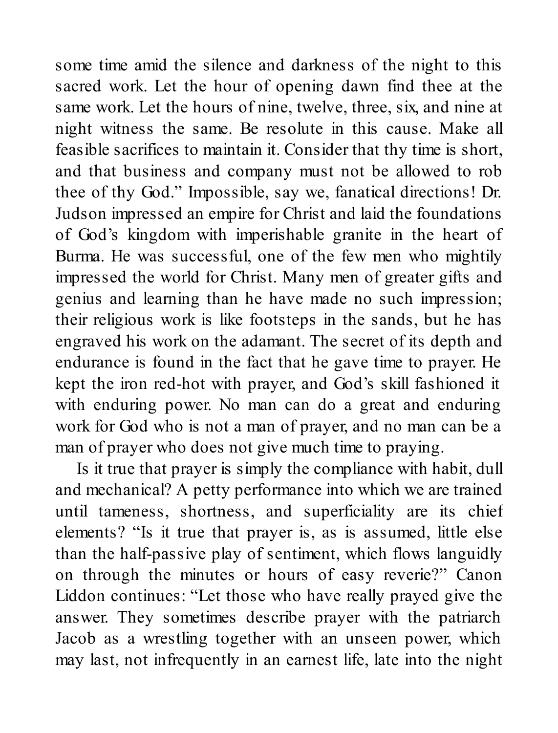some time amid the silence and darkness of the night to this sacred work. Let the hour of opening dawn find thee at the same work. Let the hours of nine, twelve, three, six, and nine at night witness the same. Be resolute in this cause. Make all feasible sacrifices to maintain it. Consider that thy time is short, and that business and company must not be allowed to rob thee of thy God." Impossible, say we, fanatical directions! Dr. Judson impressed an empire for Christ and laid the foundations of God's kingdom with imperishable granite in the heart of Burma. He was successful, one of the few men who mightily impressed the world for Christ. Many men of greater gifts and genius and learning than he have made no such impression; their religious work is like footsteps in the sands, but he has engraved his work on the adamant. The secret of its depth and endurance is found in the fact that he gave time to prayer. He kept the iron red-hot with prayer, and God's skill fashioned it with enduring power. No man can do a great and enduring work for God who is not a man of prayer, and no man can be a man of prayer who does not give much time to praying.

Is it true that prayer is simply the compliance with habit, dull and mechanical? A petty performance into which we are trained until tameness, shortness, and superficiality are its chief elements? "Is it true that prayer is, as is assumed, little else than the half-passive play of sentiment, which flows languidly on through the minutes or hours of easy reverie?" Canon Liddon continues: "Let those who have really prayed give the answer. They sometimes describe prayer with the patriarch Jacob as a wrestling together with an unseen power, which may last, not infrequently in an earnest life, late into the night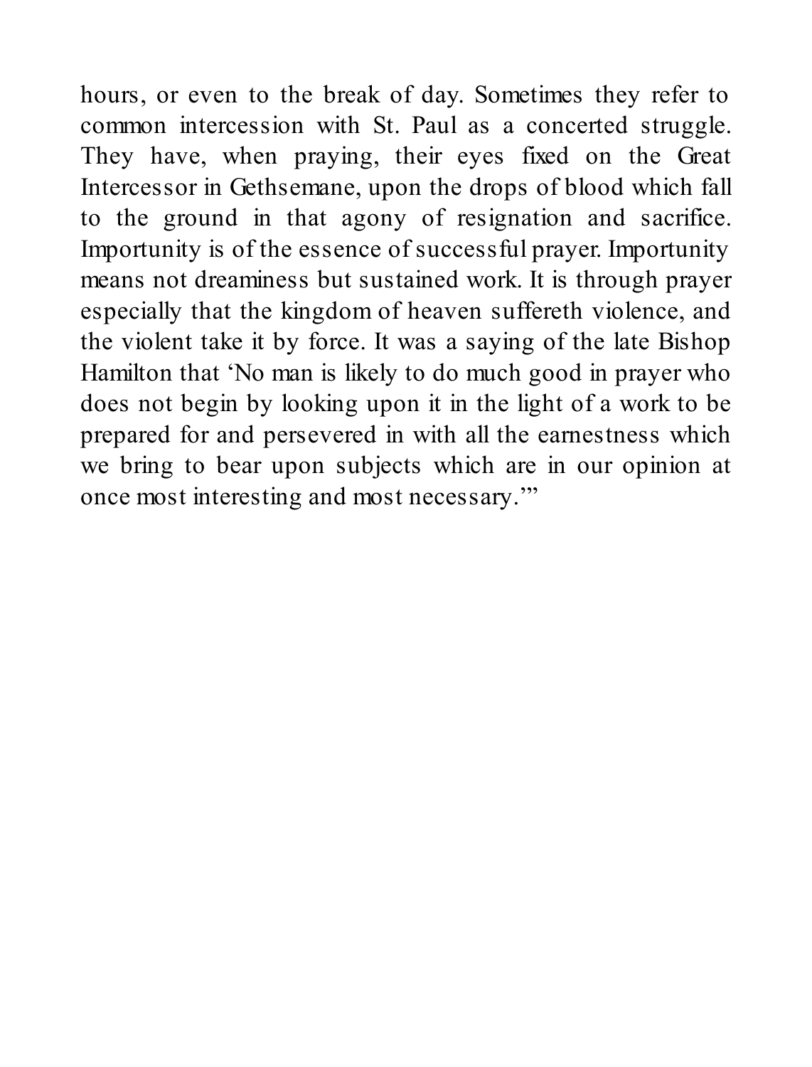hours, or even to the break of day. Sometimes they refer to common intercession with St. Paul as a concerted struggle. They have, when praying, their eyes fixed on the Great Intercessor in Gethsemane, upon the drops of blood which fall to the ground in that agony of resignation and sacrifice. Importunity is of the essence of successful prayer. Importunity means not dreaminess but sustained work. It is through prayer especially that the kingdom of heaven suffereth violence, and the violent take it by force. It was a saying of the late Bishop Hamilton that 'No man is likely to do much good in prayer who does not begin by looking upon it in the light of a work to be prepared for and persevered in with all the earnestness which we bring to bear upon subjects which are in our opinion at once most interesting and most necessary.'"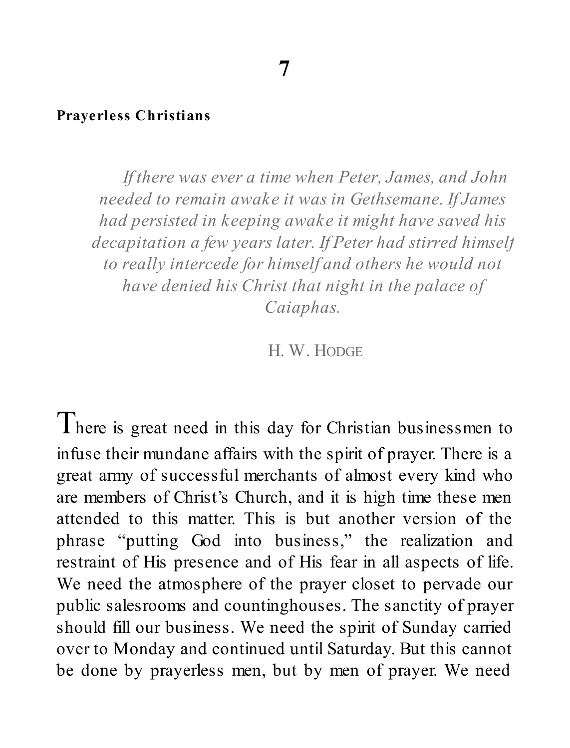# 7

## Prayerless Christians

> *If there was ever a time when Peter, James, and John needed to remain awake it was in Gethsemane. If James had persisted in keeping awake it might have saved his decapitation a few years later. If Peter had stirred himself to really intercede for himself and others he would not have denied his Christ that night in the palace of Caiaphas.*
>
> H. W. Hodge

There is great need in this day for Christian businessmen to infuse their mundane affairs with the spirit of prayer. There is a great army of successful merchants of almost every kind who are members of Christ's Church, and it is high time these men attended to this matter. This is but another version of the phrase "putting God into business," the realization and restraint of His presence and of His fear in all aspects of life. We need the atmosphere of the prayer closet to pervade our public salesrooms and countinghouses. The sanctity of prayer should fill our business. We need the spirit of Sunday carried over to Monday and continued until Saturday. But this cannot be done by prayerless men, but by men of prayer. We need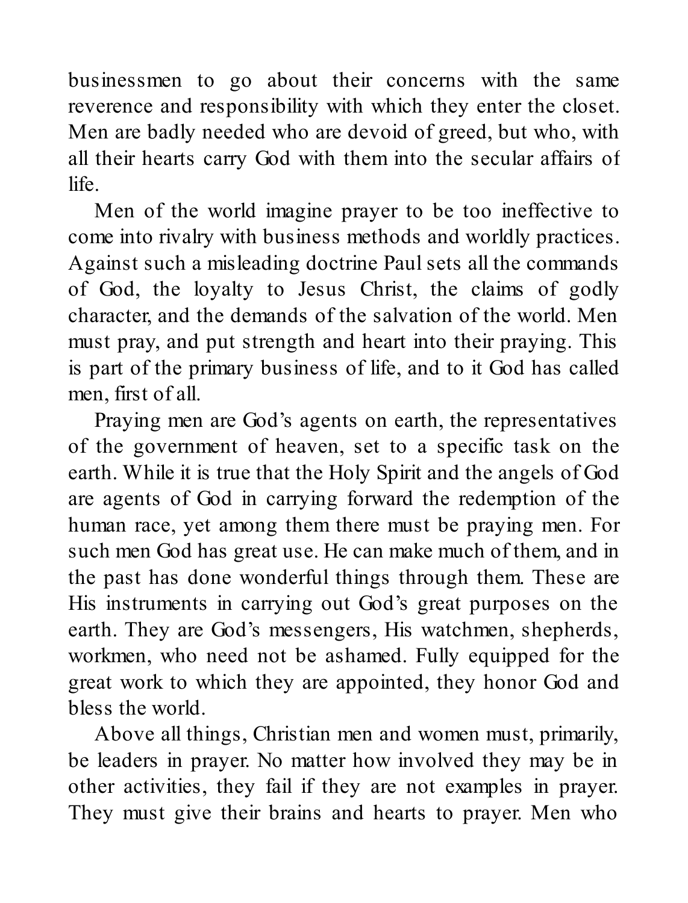businessmen to go about their concerns with the same reverence and responsibility with which they enter the closet. Men are badly needed who are devoid of greed, but who, with all their hearts carry God with them into the secular affairs of life.

Men of the world imagine prayer to be too ineffective to come into rivalry with business methods and worldly practices. Against such a misleading doctrine Paul sets all the commands of God, the loyalty to Jesus Christ, the claims of godly character, and the demands of the salvation of the world. Men must pray, and put strength and heart into their praying. This is part of the primary business of life, and to it God has called men, first of all.

Praying men are God's agents on earth, the representatives of the government of heaven, set to a specific task on the earth. While it is true that the Holy Spirit and the angels of God are agents of God in carrying forward the redemption of the human race, yet among them there must be praying men. For such men God has great use. He can make much of them, and in the past has done wonderful things through them. These are His instruments in carrying out God's great purposes on the earth. They are God's messengers, His watchmen, shepherds, workmen, who need not be ashamed. Fully equipped for the great work to which they are appointed, they honor God and bless the world.

Above all things, Christian men and women must, primarily, be leaders in prayer. No matter how involved they may be in other activities, they fail if they are not examples in prayer. They must give their brains and hearts to prayer. Men who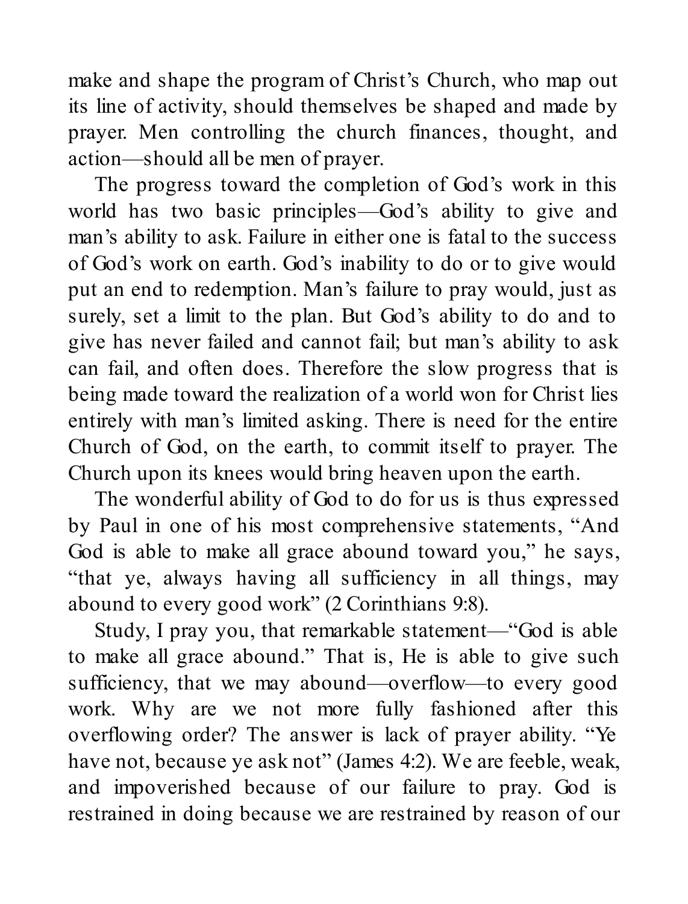make and shape the program of Christ's Church, who map out its line of activity, should themselves be shaped and made by prayer. Men controlling the church finances, thought, and action—should all be men of prayer.

The progress toward the completion of God's work in this world has two basic principles—God's ability to give and man's ability to ask. Failure in either one is fatal to the success of God's work on earth. God's inability to do or to give would put an end to redemption. Man's failure to pray would, just as surely, set a limit to the plan. But God's ability to do and to give has never failed and cannot fail; but man's ability to ask can fail, and often does. Therefore the slow progress that is being made toward the realization of a world won for Christ lies entirely with man's limited asking. There is need for the entire Church of God, on the earth, to commit itself to prayer. The Church upon its knees would bring heaven upon the earth.

The wonderful ability of God to do for us is thus expressed by Paul in one of his most comprehensive statements, "And God is able to make all grace abound toward you," he says, "that ye, always having all sufficiency in all things, may abound to every good work" (2 Corinthians 9:8).

Study, I pray you, that remarkable statement—"God is able to make all grace abound." That is, He is able to give such sufficiency, that we may abound—overflow—to every good work. Why are we not more fully fashioned after this overflowing order? The answer is lack of prayer ability. "Ye have not, because ye ask not" (James 4:2). We are feeble, weak, and impoverished because of our failure to pray. God is restrained in doing because we are restrained by reason of our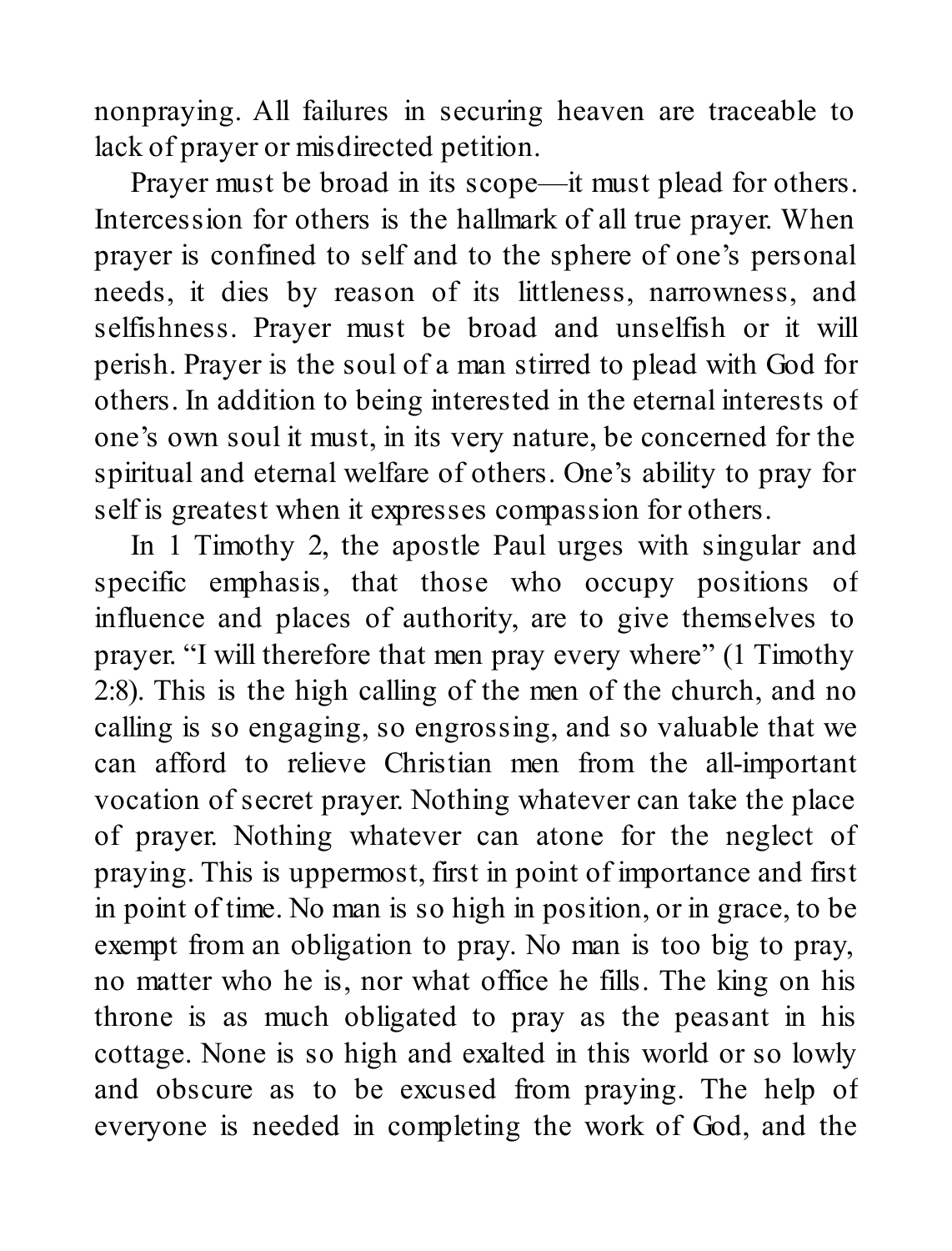nonpraying. All failures in securing heaven are traceable to lack of prayer or misdirected petition.

Prayer must be broad in its scope—it must plead for others. Intercession for others is the hallmark of all true prayer. When prayer is confined to self and to the sphere of one's personal needs, it dies by reason of its littleness, narrowness, and selfishness. Prayer must be broad and unselfish or it will perish. Prayer is the soul of a man stirred to plead with God for others. In addition to being interested in the eternal interests of one's own soul it must, in its very nature, be concerned for the spiritual and eternal welfare of others. One's ability to pray for self is greatest when it expresses compassion for others.

In 1 Timothy 2, the apostle Paul urges with singular and specific emphasis, that those who occupy positions of influence and places of authority, are to give themselves to prayer. "I will therefore that men pray every where" (1 Timothy 2:8). This is the high calling of the men of the church, and no calling is so engaging, so engrossing, and so valuable that we can afford to relieve Christian men from the all-important vocation of secret prayer. Nothing whatever can take the place of prayer. Nothing whatever can atone for the neglect of praying. This is uppermost, first in point of importance and first in point of time. No man is so high in position, or in grace, to be exempt from an obligation to pray. No man is too big to pray, no matter who he is, nor what office he fills. The king on his throne is as much obligated to pray as the peasant in his cottage. None is so high and exalted in this world or so lowly and obscure as to be excused from praying. The help of everyone is needed in completing the work of God, and the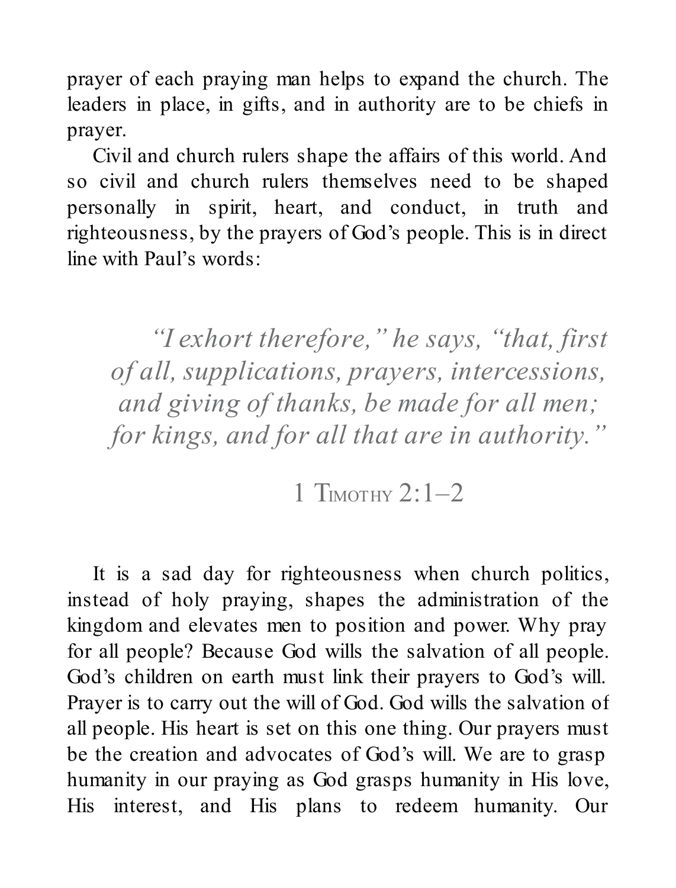prayer of each praying man helps to expand the church. The leaders in place, in gifts, and in authority are to be chiefs in prayer.

Civil and church rulers shape the affairs of this world. And so civil and church rulers themselves need to be shaped personally in spirit, heart, and conduct, in truth and righteousness, by the prayers of God's people. This is in direct line with Paul's words:

> *"I exhort therefore," he says, "that, first of all, supplications, prayers, intercessions, and giving of thanks, be made for all men; for kings, and for all that are in authority."*
>
> 1 Timothy 2:1–2

It is a sad day for righteousness when church politics, instead of holy praying, shapes the administration of the kingdom and elevates men to position and power. Why pray for all people? Because God wills the salvation of all people. God's children on earth must link their prayers to God's will. Prayer is to carry out the will of God. God wills the salvation of all people. His heart is set on this one thing. Our prayers must be the creation and advocates of God's will. We are to grasp humanity in our praying as God grasps humanity in His love, His interest, and His plans to redeem humanity. Our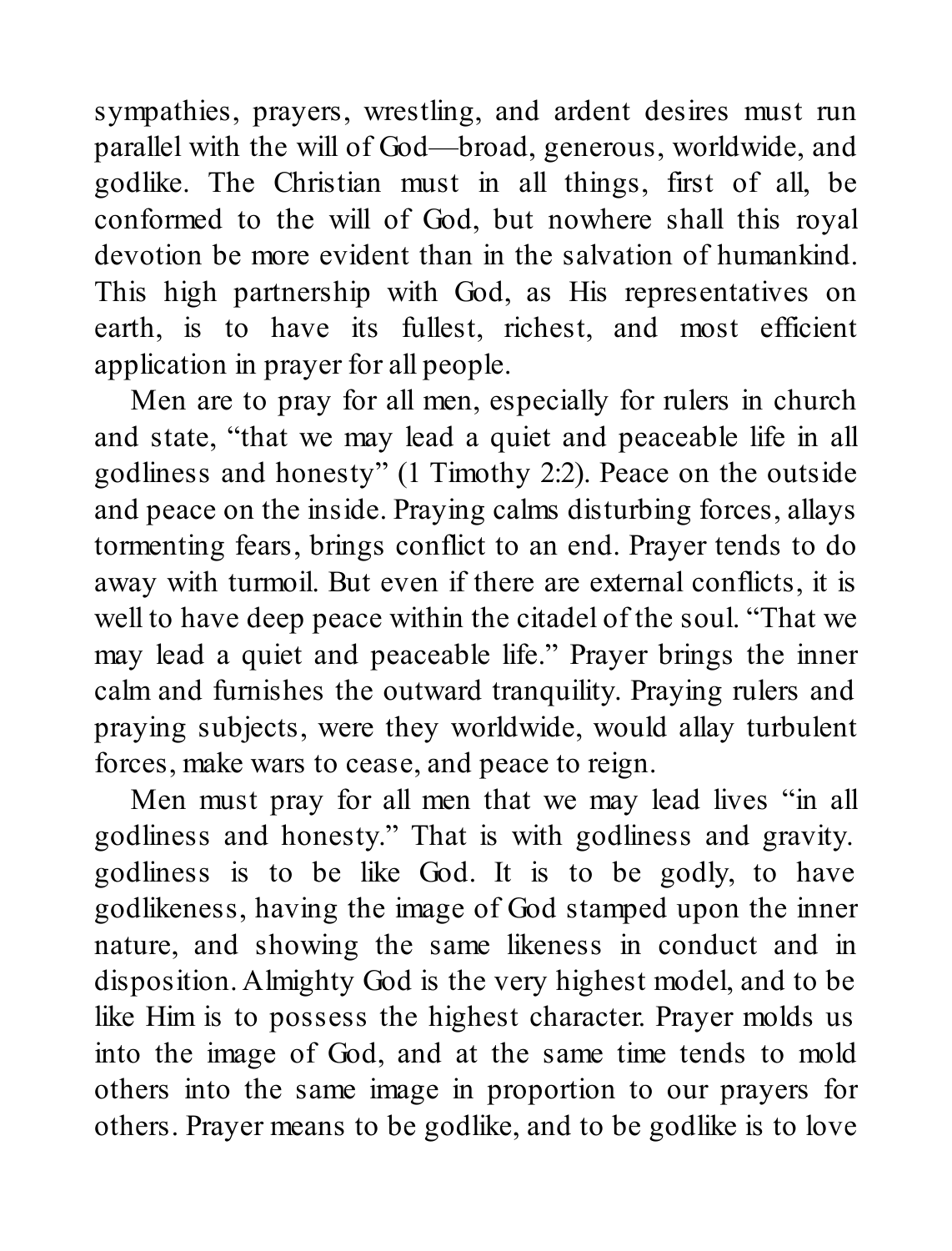sympathies, prayers, wrestling, and ardent desires must run parallel with the will of God—broad, generous, worldwide, and godlike. The Christian must in all things, first of all, be conformed to the will of God, but nowhere shall this royal devotion be more evident than in the salvation of humankind. This high partnership with God, as His representatives on earth, is to have its fullest, richest, and most efficient application in prayer for all people.

Men are to pray for all men, especially for rulers in church and state, "that we may lead a quiet and peaceable life in all godliness and honesty" (1 Timothy 2:2). Peace on the outside and peace on the inside. Praying calms disturbing forces, allays tormenting fears, brings conflict to an end. Prayer tends to do away with turmoil. But even if there are external conflicts, it is well to have deep peace within the citadel of the soul. "That we may lead a quiet and peaceable life." Prayer brings the inner calm and furnishes the outward tranquility. Praying rulers and praying subjects, were they worldwide, would allay turbulent forces, make wars to cease, and peace to reign.

Men must pray for all men that we may lead lives "in all godliness and honesty." That is with godliness and gravity. godliness is to be like God. It is to be godly, to have godlikeness, having the image of God stamped upon the inner nature, and showing the same likeness in conduct and in disposition. Almighty God is the very highest model, and to be like Him is to possess the highest character. Prayer molds us into the image of God, and at the same time tends to mold others into the same image in proportion to our prayers for others. Prayer means to be godlike, and to be godlike is to love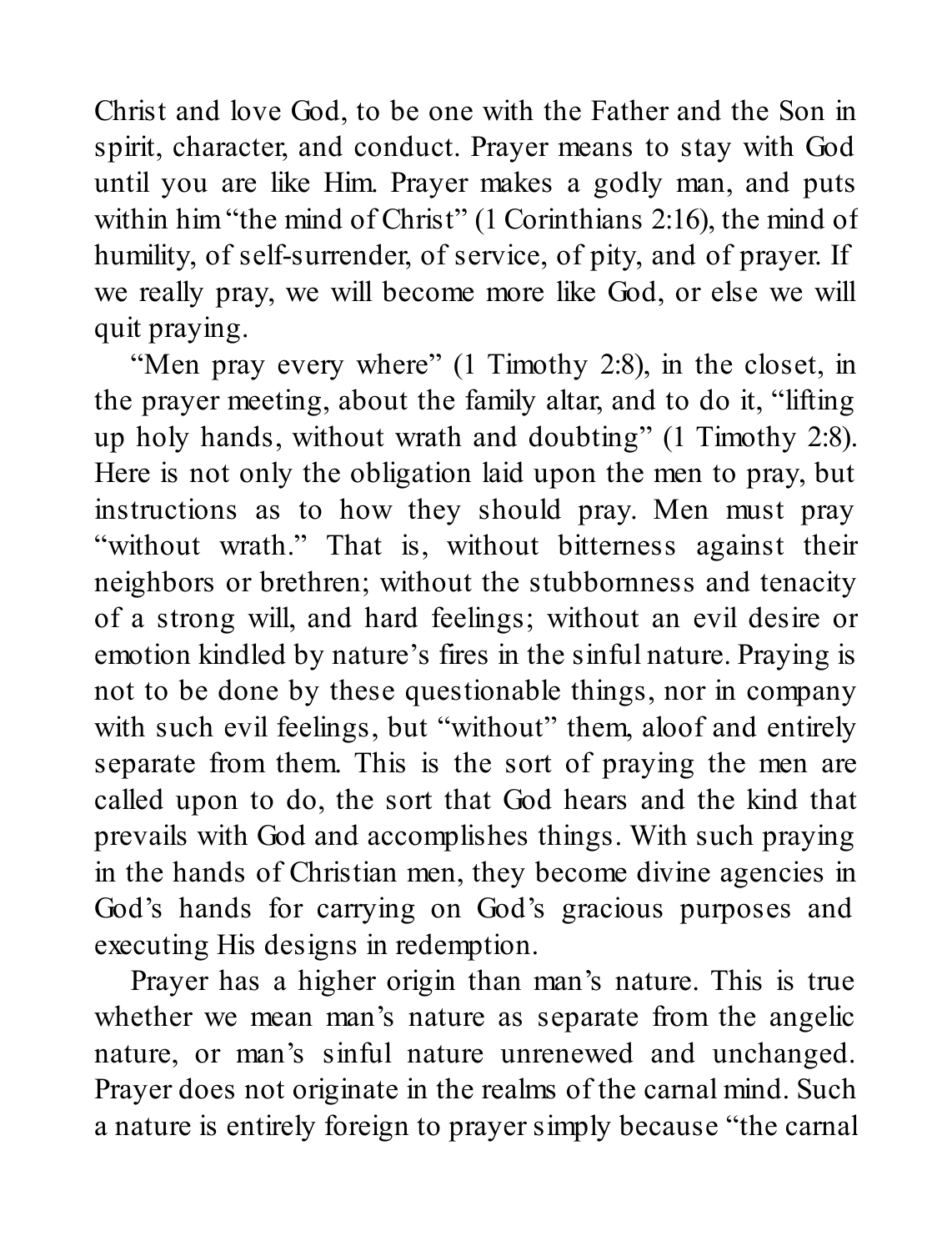Christ and love God, to be one with the Father and the Son in spirit, character, and conduct. Prayer means to stay with God until you are like Him. Prayer makes a godly man, and puts within him "the mind of Christ" (1 Corinthians 2:16), the mind of humility, of self-surrender, of service, of pity, and of prayer. If we really pray, we will become more like God, or else we will quit praying.

"Men pray every where" (1 Timothy 2:8), in the closet, in the prayer meeting, about the family altar, and to do it, "lifting up holy hands, without wrath and doubting" (1 Timothy 2:8). Here is not only the obligation laid upon the men to pray, but instructions as to how they should pray. Men must pray "without wrath." That is, without bitterness against their neighbors or brethren; without the stubbornness and tenacity of a strong will, and hard feelings; without an evil desire or emotion kindled by nature's fires in the sinful nature. Praying is not to be done by these questionable things, nor in company with such evil feelings, but "without" them, aloof and entirely separate from them. This is the sort of praying the men are called upon to do, the sort that God hears and the kind that prevails with God and accomplishes things. With such praying in the hands of Christian men, they become divine agencies in God's hands for carrying on God's gracious purposes and executing His designs in redemption.

Prayer has a higher origin than man's nature. This is true whether we mean man's nature as separate from the angelic nature, or man's sinful nature unrenewed and unchanged. Prayer does not originate in the realms of the carnal mind. Such a nature is entirely foreign to prayer simply because "the carnal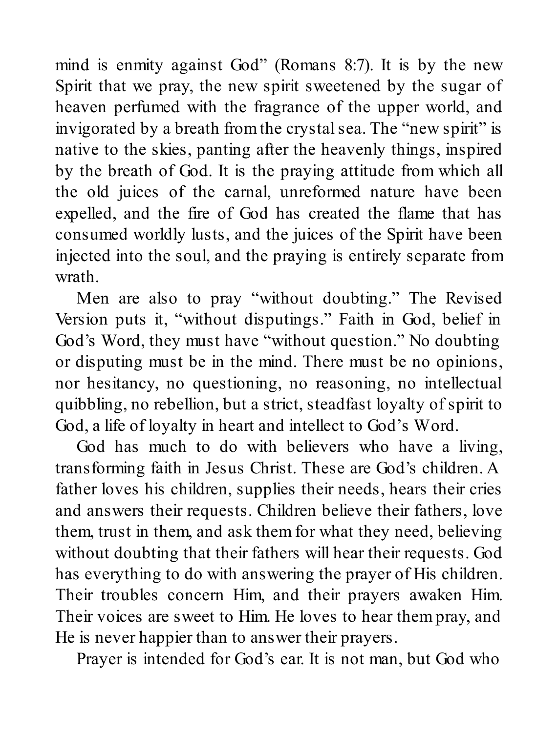mind is enmity against God" (Romans 8:7). It is by the new Spirit that we pray, the new spirit sweetened by the sugar of heaven perfumed with the fragrance of the upper world, and invigorated by a breath from the crystal sea. The "new spirit" is native to the skies, panting after the heavenly things, inspired by the breath of God. It is the praying attitude from which all the old juices of the carnal, unreformed nature have been expelled, and the fire of God has created the flame that has consumed worldly lusts, and the juices of the Spirit have been injected into the soul, and the praying is entirely separate from wrath.

Men are also to pray "without doubting." The Revised Version puts it, "without disputings." Faith in God, belief in God's Word, they must have "without question." No doubting or disputing must be in the mind. There must be no opinions, nor hesitancy, no questioning, no reasoning, no intellectual quibbling, no rebellion, but a strict, steadfast loyalty of spirit to God, a life of loyalty in heart and intellect to God's Word.

God has much to do with believers who have a living, transforming faith in Jesus Christ. These are God's children. A father loves his children, supplies their needs, hears their cries and answers their requests. Children believe their fathers, love them, trust in them, and ask them for what they need, believing without doubting that their fathers will hear their requests. God has everything to do with answering the prayer of His children. Their troubles concern Him, and their prayers awaken Him. Their voices are sweet to Him. He loves to hear them pray, and He is never happier than to answer their prayers.

Prayer is intended for God's ear. It is not man, but God who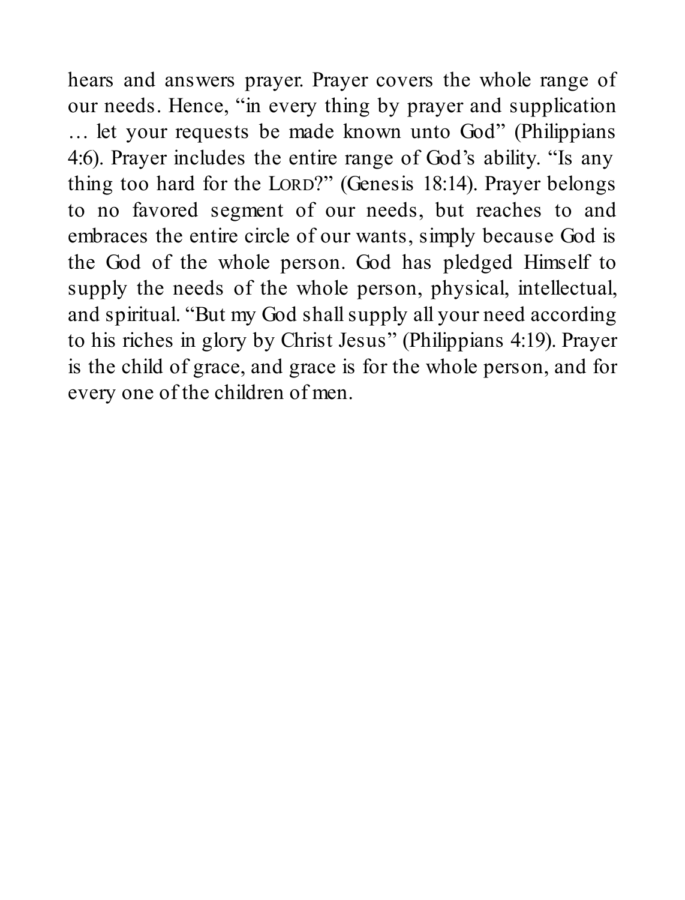hears and answers prayer. Prayer covers the whole range of our needs. Hence, "in every thing by prayer and supplication … let your requests be made known unto God" (Philippians 4:6). Prayer includes the entire range of God's ability. "Is any thing too hard for the LORD?" (Genesis 18:14). Prayer belongs to no favored segment of our needs, but reaches to and embraces the entire circle of our wants, simply because God is the God of the whole person. God has pledged Himself to supply the needs of the whole person, physical, intellectual, and spiritual. "But my God shall supply all your need according to his riches in glory by Christ Jesus" (Philippians 4:19). Prayer is the child of grace, and grace is for the whole person, and for every one of the children of men.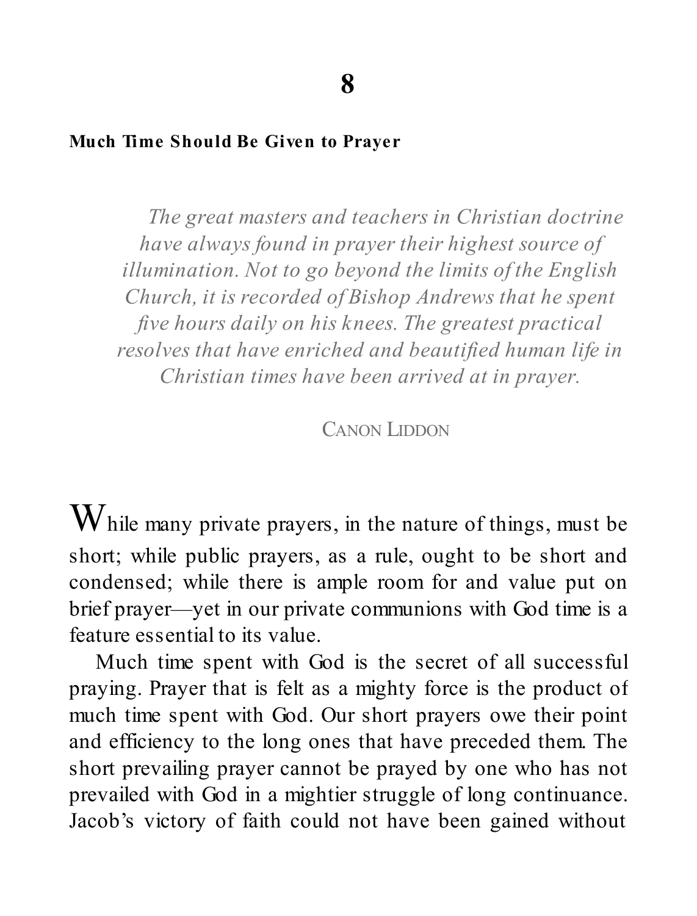# 8

## Much Time Should Be Given to Prayer

> *The great masters and teachers in Christian doctrine have always found in prayer their highest source of illumination. Not to go beyond the limits of the English Church, it is recorded of Bishop Andrews that he spent five hours daily on his knees. The greatest practical resolves that have enriched and beautified human life in Christian times have been arrived at in prayer.*
>
> CANON LIDDON

While many private prayers, in the nature of things, must be short; while public prayers, as a rule, ought to be short and condensed; while there is ample room for and value put on brief prayer—yet in our private communions with God time is a feature essential to its value.

Much time spent with God is the secret of all successful praying. Prayer that is felt as a mighty force is the product of much time spent with God. Our short prayers owe their point and efficiency to the long ones that have preceded them. The short prevailing prayer cannot be prayed by one who has not prevailed with God in a mightier struggle of long continuance. Jacob's victory of faith could not have been gained without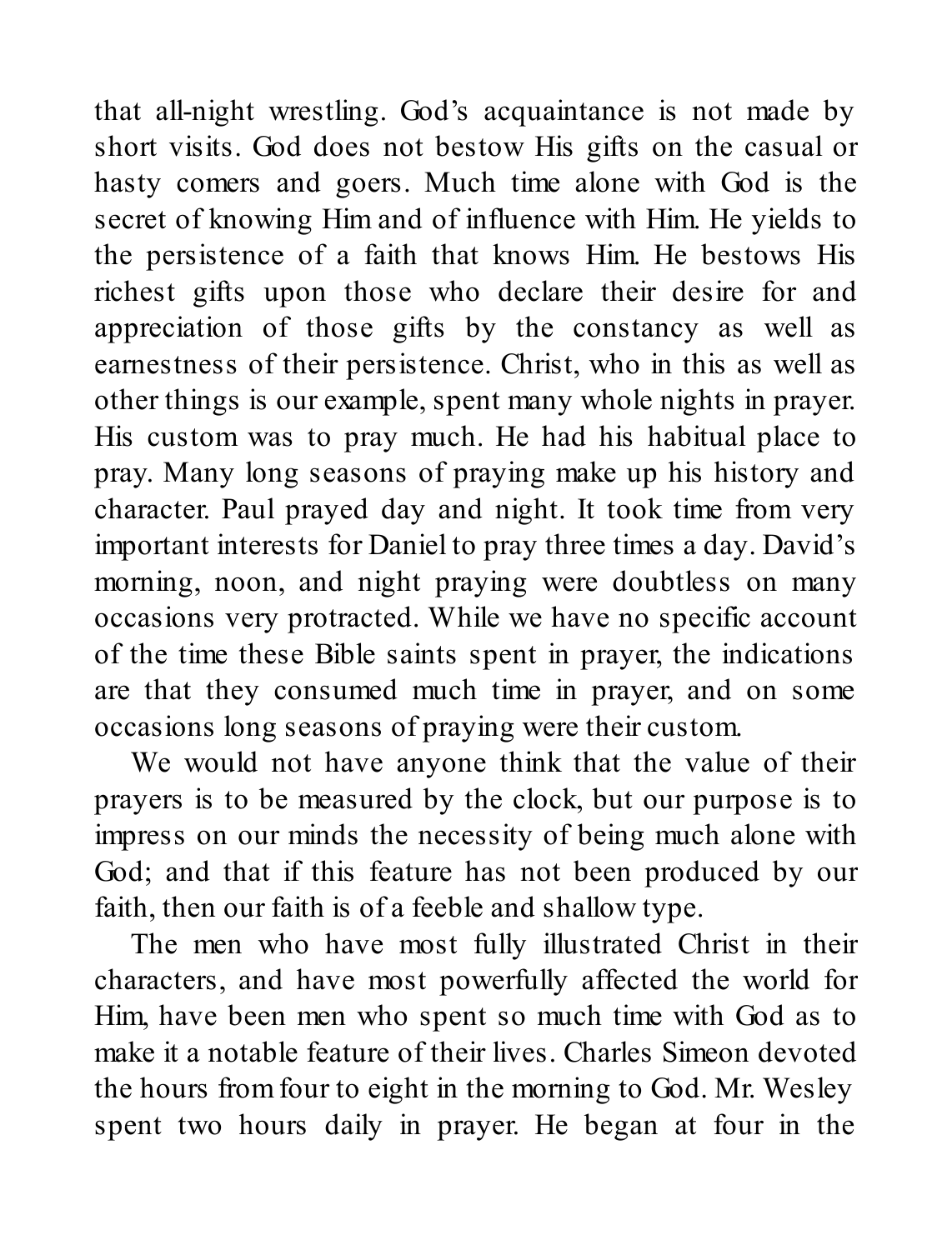that all-night wrestling. God's acquaintance is not made by short visits. God does not bestow His gifts on the casual or hasty comers and goers. Much time alone with God is the secret of knowing Him and of influence with Him. He yields to the persistence of a faith that knows Him. He bestows His richest gifts upon those who declare their desire for and appreciation of those gifts by the constancy as well as earnestness of their persistence. Christ, who in this as well as other things is our example, spent many whole nights in prayer. His custom was to pray much. He had his habitual place to pray. Many long seasons of praying make up his history and character. Paul prayed day and night. It took time from very important interests for Daniel to pray three times a day. David's morning, noon, and night praying were doubtless on many occasions very protracted. While we have no specific account of the time these Bible saints spent in prayer, the indications are that they consumed much time in prayer, and on some occasions long seasons of praying were their custom.

We would not have anyone think that the value of their prayers is to be measured by the clock, but our purpose is to impress on our minds the necessity of being much alone with God; and that if this feature has not been produced by our faith, then our faith is of a feeble and shallow type.

The men who have most fully illustrated Christ in their characters, and have most powerfully affected the world for Him, have been men who spent so much time with God as to make it a notable feature of their lives. Charles Simeon devoted the hours from four to eight in the morning to God. Mr. Wesley spent two hours daily in prayer. He began at four in the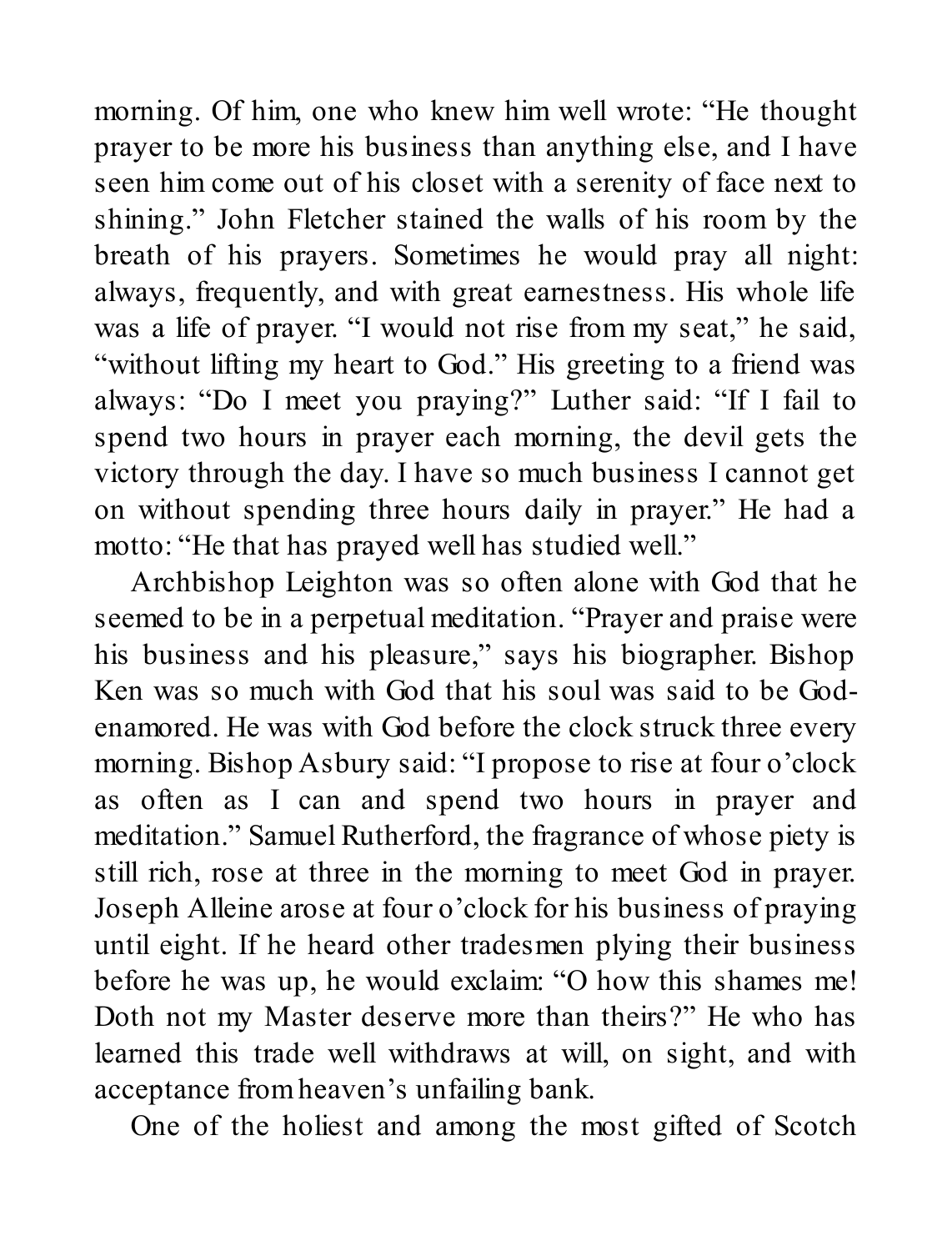morning. Of him, one who knew him well wrote: "He thought prayer to be more his business than anything else, and I have seen him come out of his closet with a serenity of face next to shining." John Fletcher stained the walls of his room by the breath of his prayers. Sometimes he would pray all night: always, frequently, and with great earnestness. His whole life was a life of prayer. "I would not rise from my seat," he said, "without lifting my heart to God." His greeting to a friend was always: "Do I meet you praying?" Luther said: "If I fail to spend two hours in prayer each morning, the devil gets the victory through the day. I have so much business I cannot get on without spending three hours daily in prayer." He had a motto: "He that has prayed well has studied well."

Archbishop Leighton was so often alone with God that he seemed to be in a perpetual meditation. "Prayer and praise were his business and his pleasure," says his biographer. Bishop Ken was so much with God that his soul was said to be God-enamored. He was with God before the clock struck three every morning. Bishop Asbury said: "I propose to rise at four o'clock as often as I can and spend two hours in prayer and meditation." Samuel Rutherford, the fragrance of whose piety is still rich, rose at three in the morning to meet God in prayer. Joseph Alleine arose at four o'clock for his business of praying until eight. If he heard other tradesmen plying their business before he was up, he would exclaim: "O how this shames me! Doth not my Master deserve more than theirs?" He who has learned this trade well withdraws at will, on sight, and with acceptance from heaven's unfailing bank.

One of the holiest and among the most gifted of Scotch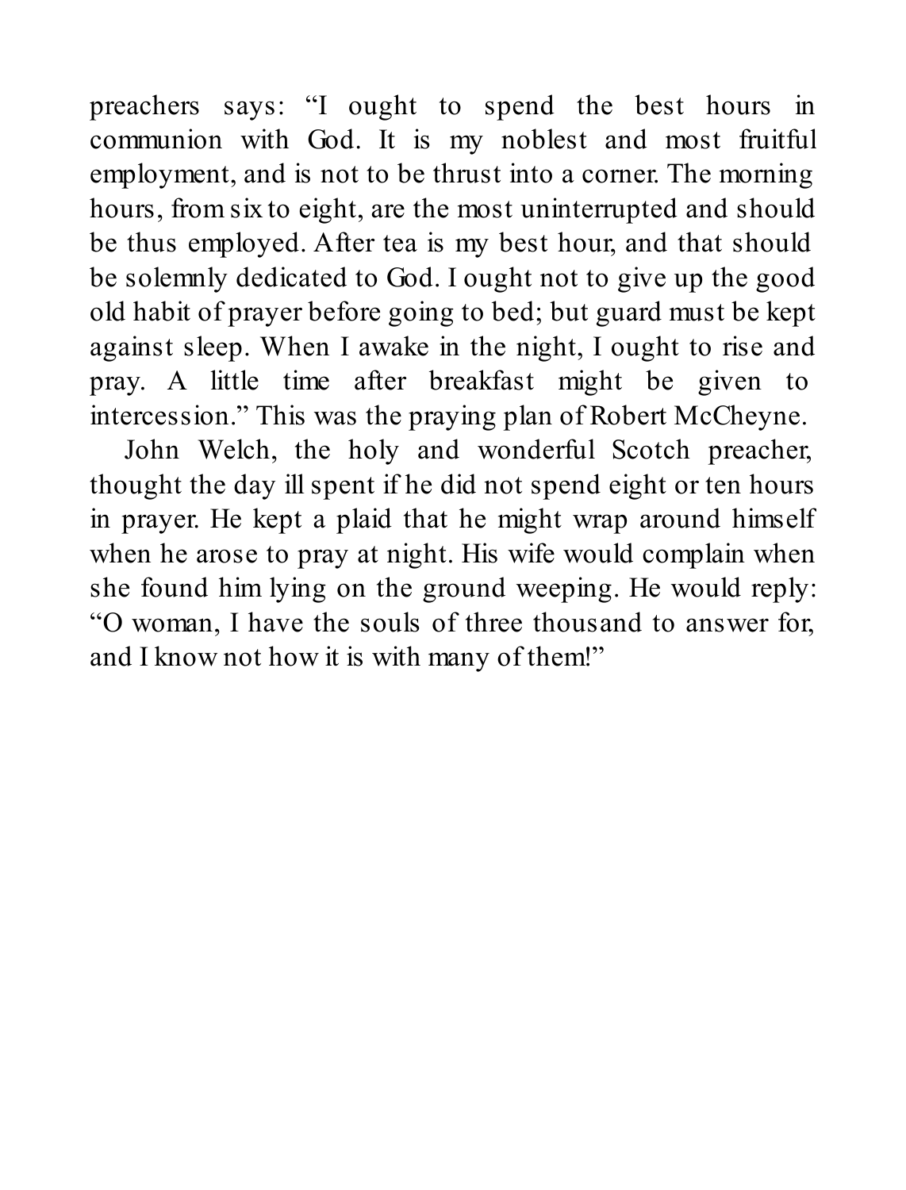preachers says: "I ought to spend the best hours in communion with God. It is my noblest and most fruitful employment, and is not to be thrust into a corner. The morning hours, from six to eight, are the most uninterrupted and should be thus employed. After tea is my best hour, and that should be solemnly dedicated to God. I ought not to give up the good old habit of prayer before going to bed; but guard must be kept against sleep. When I awake in the night, I ought to rise and pray. A little time after breakfast might be given to intercession." This was the praying plan of Robert McCheyne.

John Welch, the holy and wonderful Scotch preacher, thought the day ill spent if he did not spend eight or ten hours in prayer. He kept a plaid that he might wrap around himself when he arose to pray at night. His wife would complain when she found him lying on the ground weeping. He would reply: "O woman, I have the souls of three thousand to answer for, and I know not how it is with many of them!"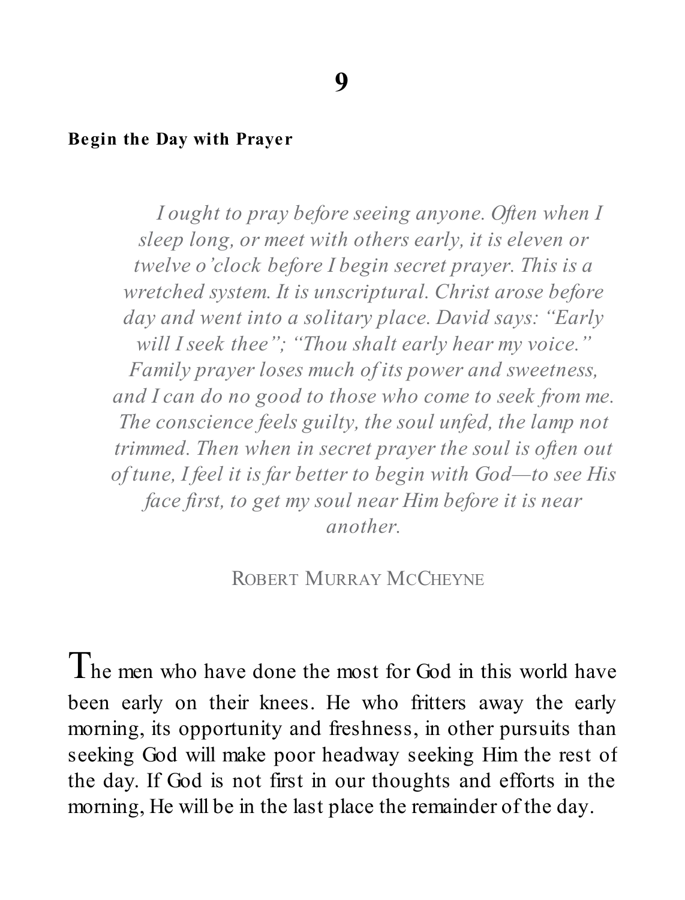# 9

## Begin the Day with Prayer

> *I ought to pray before seeing anyone. Often when I sleep long, or meet with others early, it is eleven or twelve o'clock before I begin secret prayer. This is a wretched system. It is unscriptural. Christ arose before day and went into a solitary place. David says: "Early will I seek thee"; "Thou shalt early hear my voice." Family prayer loses much of its power and sweetness, and I can do no good to those who come to seek from me. The conscience feels guilty, the soul unfed, the lamp not trimmed. Then when in secret prayer the soul is often out of tune, I feel it is far better to begin with God—to see His face first, to get my soul near Him before it is near another.*
>
> ROBERT MURRAY MCCHEYNE

The men who have done the most for God in this world have been early on their knees. He who fritters away the early morning, its opportunity and freshness, in other pursuits than seeking God will make poor headway seeking Him the rest of the day. If God is not first in our thoughts and efforts in the morning, He will be in the last place the remainder of the day.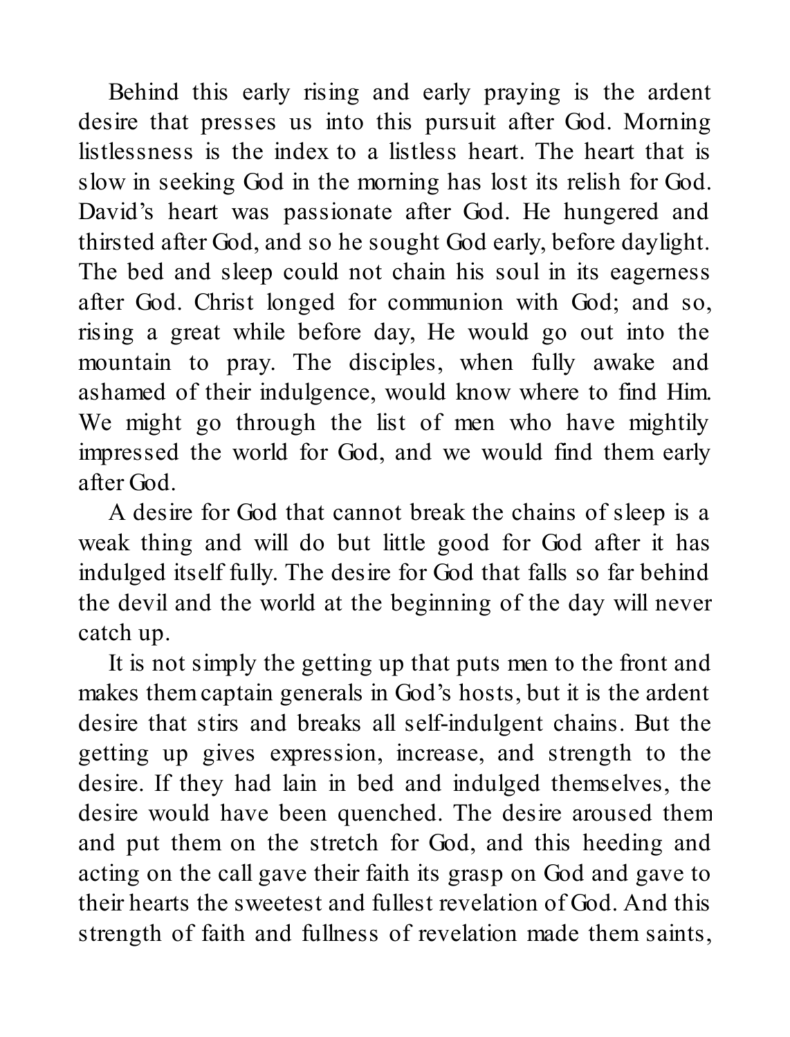Behind this early rising and early praying is the ardent desire that presses us into this pursuit after God. Morning listlessness is the index to a listless heart. The heart that is slow in seeking God in the morning has lost its relish for God. David's heart was passionate after God. He hungered and thirsted after God, and so he sought God early, before daylight. The bed and sleep could not chain his soul in its eagerness after God. Christ longed for communion with God; and so, rising a great while before day, He would go out into the mountain to pray. The disciples, when fully awake and ashamed of their indulgence, would know where to find Him. We might go through the list of men who have mightily impressed the world for God, and we would find them early after God.

A desire for God that cannot break the chains of sleep is a weak thing and will do but little good for God after it has indulged itself fully. The desire for God that falls so far behind the devil and the world at the beginning of the day will never catch up.

It is not simply the getting up that puts men to the front and makes them captain generals in God's hosts, but it is the ardent desire that stirs and breaks all self-indulgent chains. But the getting up gives expression, increase, and strength to the desire. If they had lain in bed and indulged themselves, the desire would have been quenched. The desire aroused them and put them on the stretch for God, and this heeding and acting on the call gave their faith its grasp on God and gave to their hearts the sweetest and fullest revelation of God. And this strength of faith and fullness of revelation made them saints,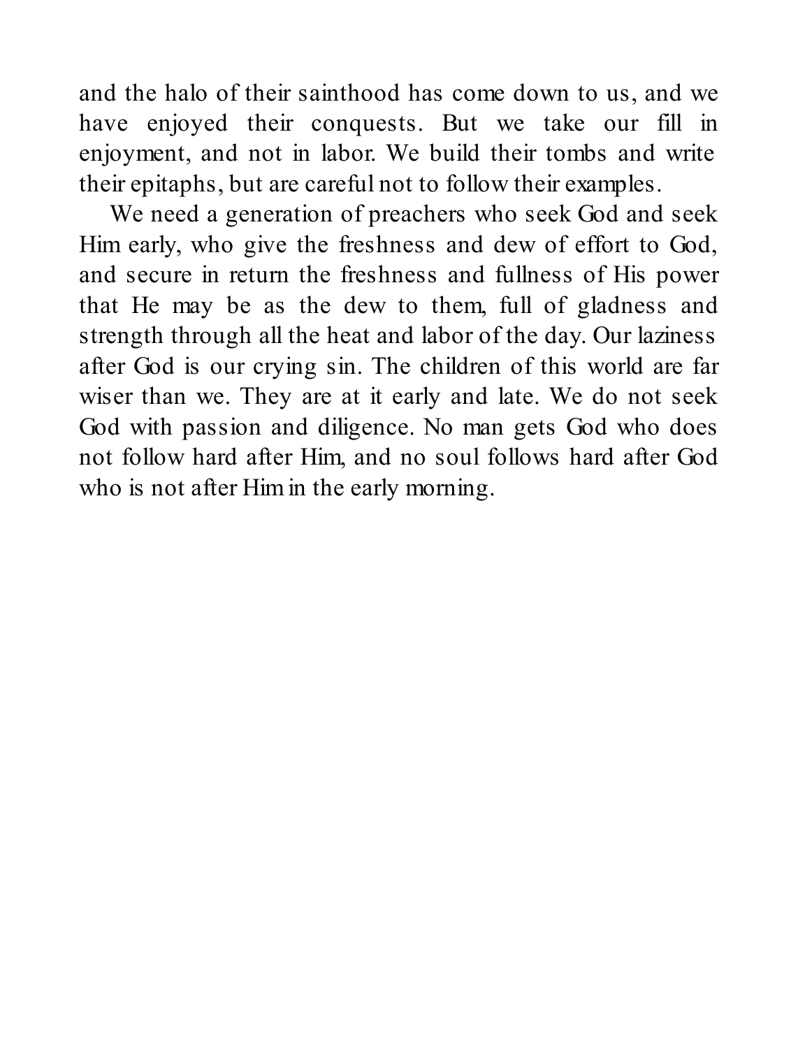and the halo of their sainthood has come down to us, and we have enjoyed their conquests. But we take our fill in enjoyment, and not in labor. We build their tombs and write their epitaphs, but are careful not to follow their examples.

We need a generation of preachers who seek God and seek Him early, who give the freshness and dew of effort to God, and secure in return the freshness and fullness of His power that He may be as the dew to them, full of gladness and strength through all the heat and labor of the day. Our laziness after God is our crying sin. The children of this world are far wiser than we. They are at it early and late. We do not seek God with passion and diligence. No man gets God who does not follow hard after Him, and no soul follows hard after God who is not after Him in the early morning.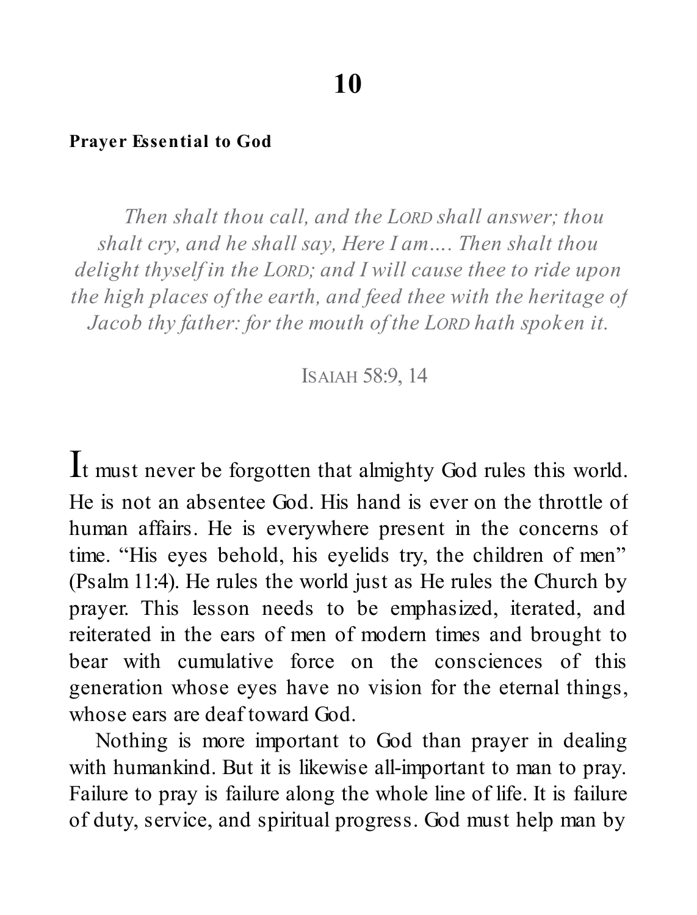# 10

## Prayer Essential to God

> *Then shalt thou call, and the LORD shall answer; thou shalt cry, and he shall say, Here I am…. Then shalt thou delight thyself in the LORD; and I will cause thee to ride upon the high places of the earth, and feed thee with the heritage of Jacob thy father: for the mouth of the LORD hath spoken it.*
>
> ISAIAH 58:9, 14

It must never be forgotten that almighty God rules this world. He is not an absentee God. His hand is ever on the throttle of human affairs. He is everywhere present in the concerns of time. "His eyes behold, his eyelids try, the children of men" (Psalm 11:4). He rules the world just as He rules the Church by prayer. This lesson needs to be emphasized, iterated, and reiterated in the ears of men of modern times and brought to bear with cumulative force on the consciences of this generation whose eyes have no vision for the eternal things, whose ears are deaf toward God.

Nothing is more important to God than prayer in dealing with humankind. But it is likewise all-important to man to pray. Failure to pray is failure along the whole line of life. It is failure of duty, service, and spiritual progress. God must help man by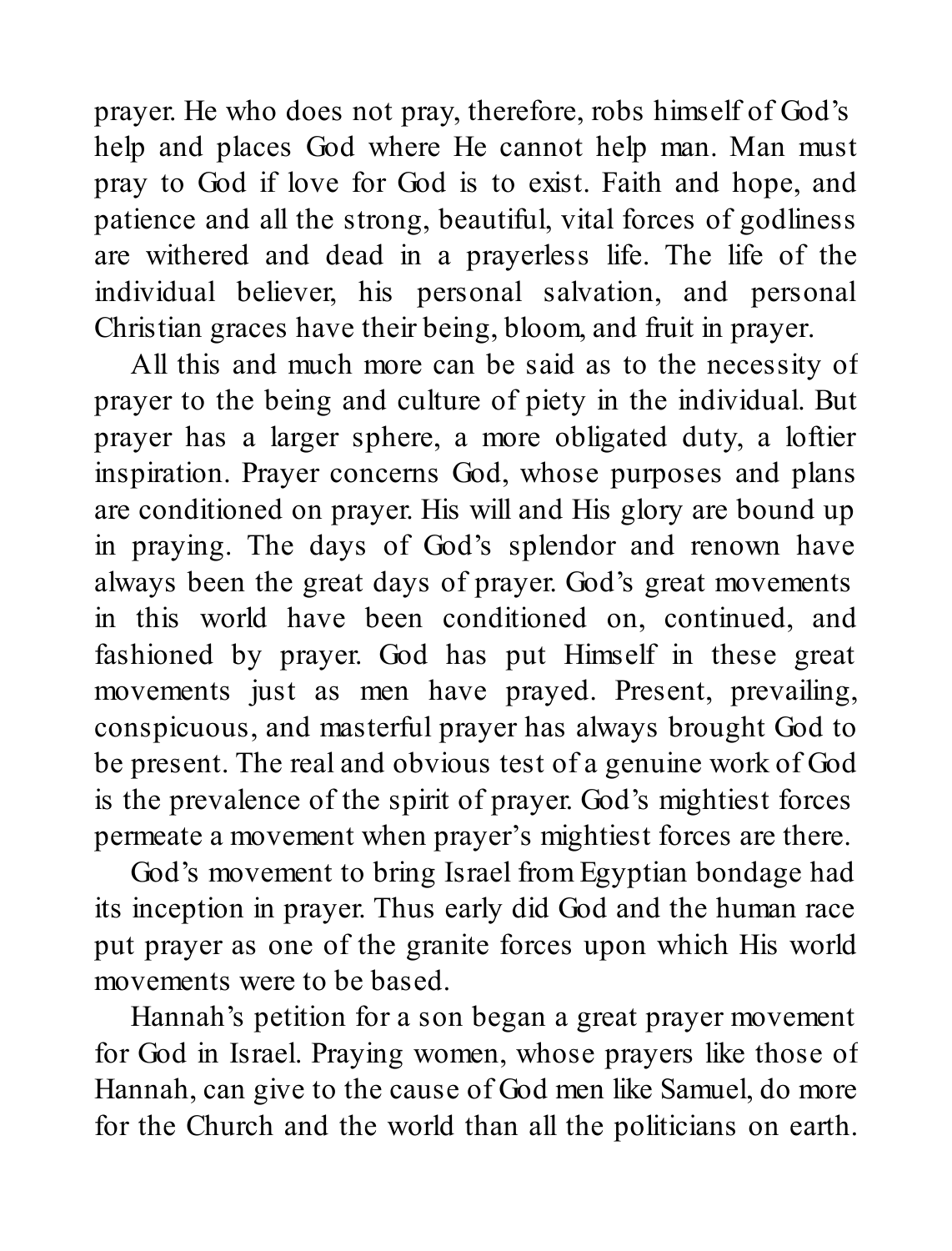prayer. He who does not pray, therefore, robs himself of God's help and places God where He cannot help man. Man must pray to God if love for God is to exist. Faith and hope, and patience and all the strong, beautiful, vital forces of godliness are withered and dead in a prayerless life. The life of the individual believer, his personal salvation, and personal Christian graces have their being, bloom, and fruit in prayer.

All this and much more can be said as to the necessity of prayer to the being and culture of piety in the individual. But prayer has a larger sphere, a more obligated duty, a loftier inspiration. Prayer concerns God, whose purposes and plans are conditioned on prayer. His will and His glory are bound up in praying. The days of God's splendor and renown have always been the great days of prayer. God's great movements in this world have been conditioned on, continued, and fashioned by prayer. God has put Himself in these great movements just as men have prayed. Present, prevailing, conspicuous, and masterful prayer has always brought God to be present. The real and obvious test of a genuine work of God is the prevalence of the spirit of prayer. God's mightiest forces permeate a movement when prayer's mightiest forces are there.

God's movement to bring Israel from Egyptian bondage had its inception in prayer. Thus early did God and the human race put prayer as one of the granite forces upon which His world movements were to be based.

Hannah's petition for a son began a great prayer movement for God in Israel. Praying women, whose prayers like those of Hannah, can give to the cause of God men like Samuel, do more for the Church and the world than all the politicians on earth.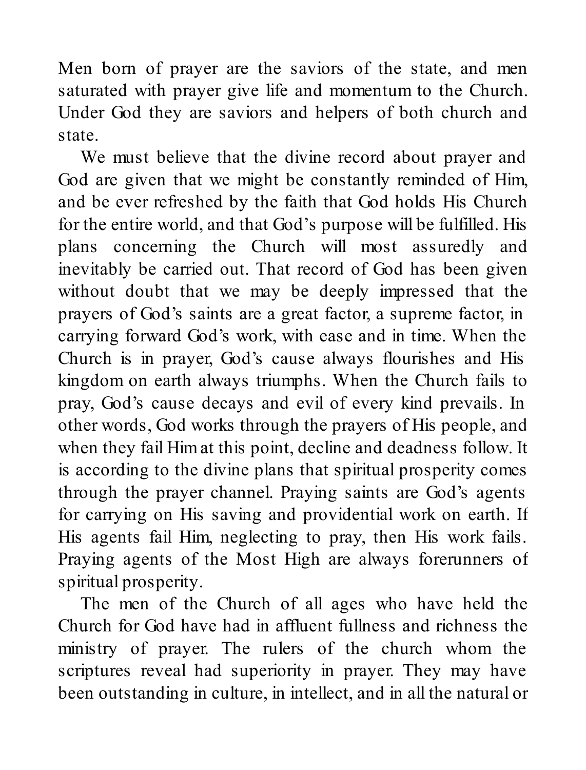Men born of prayer are the saviors of the state, and men saturated with prayer give life and momentum to the Church. Under God they are saviors and helpers of both church and state.

We must believe that the divine record about prayer and God are given that we might be constantly reminded of Him, and be ever refreshed by the faith that God holds His Church for the entire world, and that God's purpose will be fulfilled. His plans concerning the Church will most assuredly and inevitably be carried out. That record of God has been given without doubt that we may be deeply impressed that the prayers of God's saints are a great factor, a supreme factor, in carrying forward God's work, with ease and in time. When the Church is in prayer, God's cause always flourishes and His kingdom on earth always triumphs. When the Church fails to pray, God's cause decays and evil of every kind prevails. In other words, God works through the prayers of His people, and when they fail Him at this point, decline and deadness follow. It is according to the divine plans that spiritual prosperity comes through the prayer channel. Praying saints are God's agents for carrying on His saving and providential work on earth. If His agents fail Him, neglecting to pray, then His work fails. Praying agents of the Most High are always forerunners of spiritual prosperity.

The men of the Church of all ages who have held the Church for God have had in affluent fullness and richness the ministry of prayer. The rulers of the church whom the scriptures reveal had superiority in prayer. They may have been outstanding in culture, in intellect, and in all the natural or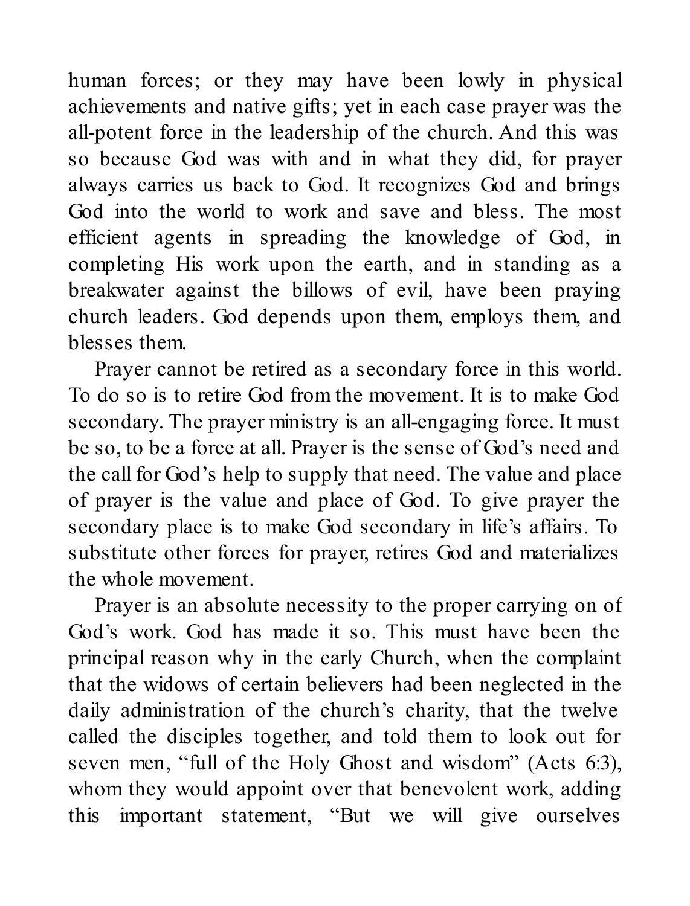human forces; or they may have been lowly in physical achievements and native gifts; yet in each case prayer was the all-potent force in the leadership of the church. And this was so because God was with and in what they did, for prayer always carries us back to God. It recognizes God and brings God into the world to work and save and bless. The most efficient agents in spreading the knowledge of God, in completing His work upon the earth, and in standing as a breakwater against the billows of evil, have been praying church leaders. God depends upon them, employs them, and blesses them.

Prayer cannot be retired as a secondary force in this world. To do so is to retire God from the movement. It is to make God secondary. The prayer ministry is an all-engaging force. It must be so, to be a force at all. Prayer is the sense of God's need and the call for God's help to supply that need. The value and place of prayer is the value and place of God. To give prayer the secondary place is to make God secondary in life's affairs. To substitute other forces for prayer, retires God and materializes the whole movement.

Prayer is an absolute necessity to the proper carrying on of God's work. God has made it so. This must have been the principal reason why in the early Church, when the complaint that the widows of certain believers had been neglected in the daily administration of the church's charity, that the twelve called the disciples together, and told them to look out for seven men, "full of the Holy Ghost and wisdom" (Acts 6:3), whom they would appoint over that benevolent work, adding this important statement, "But we will give ourselves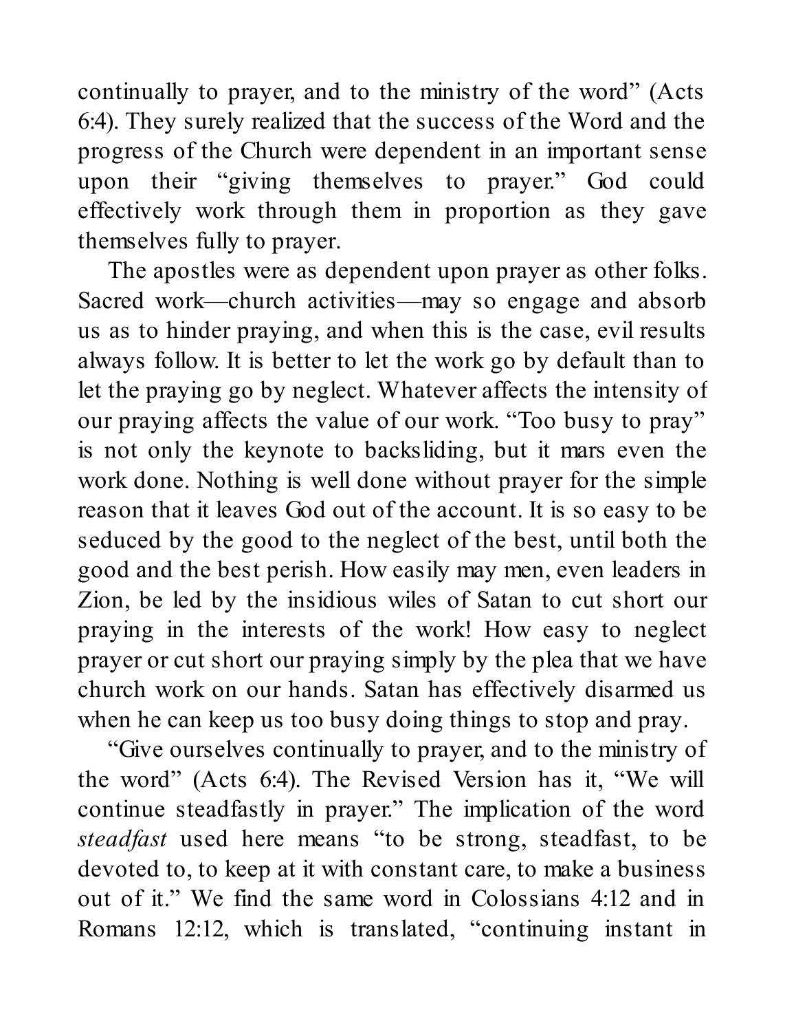continually to prayer, and to the ministry of the word" (Acts 6:4). They surely realized that the success of the Word and the progress of the Church were dependent in an important sense upon their "giving themselves to prayer." God could effectively work through them in proportion as they gave themselves fully to prayer.

The apostles were as dependent upon prayer as other folks. Sacred work—church activities—may so engage and absorb us as to hinder praying, and when this is the case, evil results always follow. It is better to let the work go by default than to let the praying go by neglect. Whatever affects the intensity of our praying affects the value of our work. "Too busy to pray" is not only the keynote to backsliding, but it mars even the work done. Nothing is well done without prayer for the simple reason that it leaves God out of the account. It is so easy to be seduced by the good to the neglect of the best, until both the good and the best perish. How easily may men, even leaders in Zion, be led by the insidious wiles of Satan to cut short our praying in the interests of the work! How easy to neglect prayer or cut short our praying simply by the plea that we have church work on our hands. Satan has effectively disarmed us when he can keep us too busy doing things to stop and pray.

"Give ourselves continually to prayer, and to the ministry of the word" (Acts 6:4). The Revised Version has it, "We will continue steadfastly in prayer." The implication of the word *steadfast* used here means "to be strong, steadfast, to be devoted to, to keep at it with constant care, to make a business out of it." We find the same word in Colossians 4:12 and in Romans 12:12, which is translated, "continuing instant in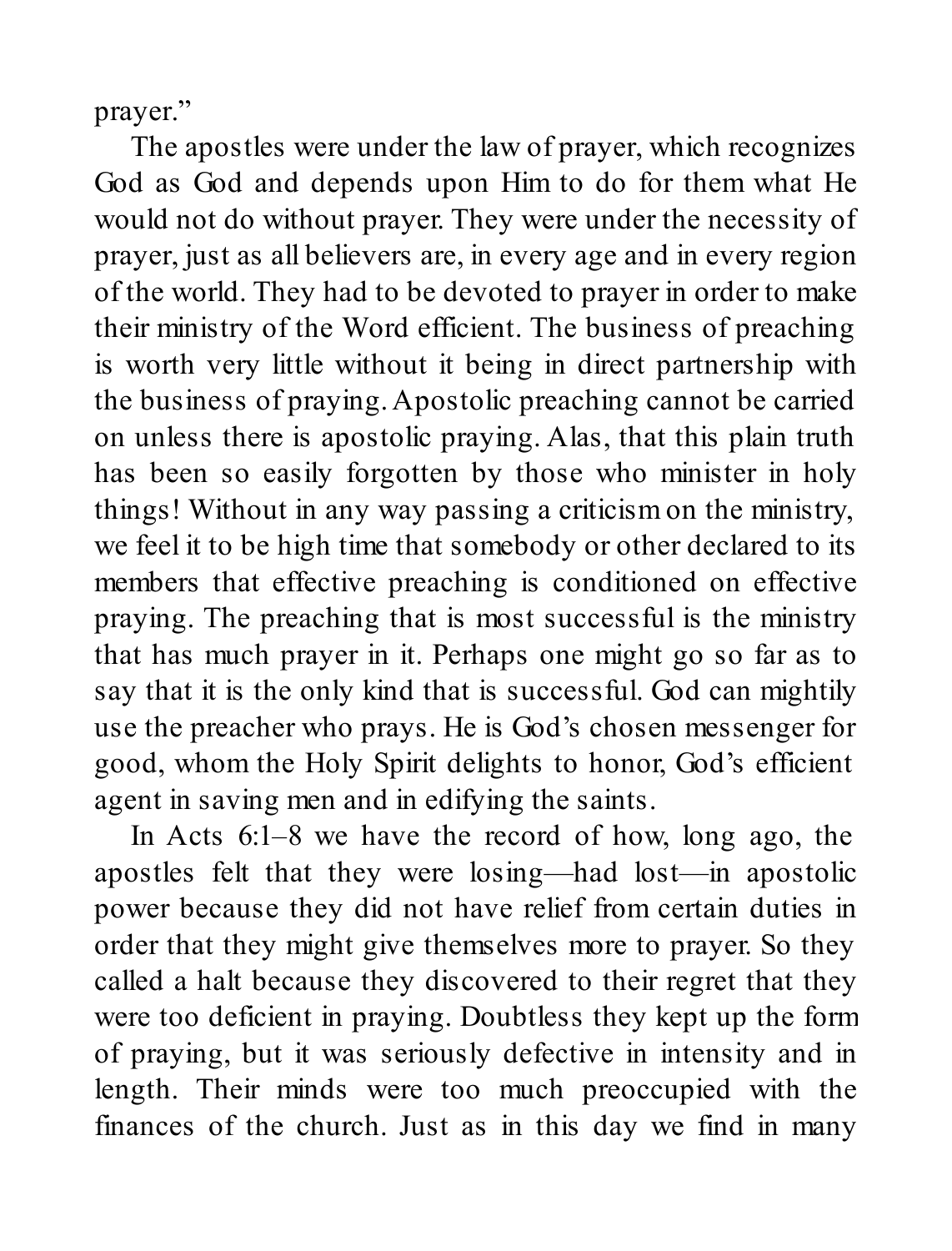prayer."

The apostles were under the law of prayer, which recognizes God as God and depends upon Him to do for them what He would not do without prayer. They were under the necessity of prayer, just as all believers are, in every age and in every region of the world. They had to be devoted to prayer in order to make their ministry of the Word efficient. The business of preaching is worth very little without it being in direct partnership with the business of praying. Apostolic preaching cannot be carried on unless there is apostolic praying. Alas, that this plain truth has been so easily forgotten by those who minister in holy things! Without in any way passing a criticism on the ministry, we feel it to be high time that somebody or other declared to its members that effective preaching is conditioned on effective praying. The preaching that is most successful is the ministry that has much prayer in it. Perhaps one might go so far as to say that it is the only kind that is successful. God can mightily use the preacher who prays. He is God's chosen messenger for good, whom the Holy Spirit delights to honor, God's efficient agent in saving men and in edifying the saints.

In Acts 6:1–8 we have the record of how, long ago, the apostles felt that they were losing—had lost—in apostolic power because they did not have relief from certain duties in order that they might give themselves more to prayer. So they called a halt because they discovered to their regret that they were too deficient in praying. Doubtless they kept up the form of praying, but it was seriously defective in intensity and in length. Their minds were too much preoccupied with the finances of the church. Just as in this day we find in many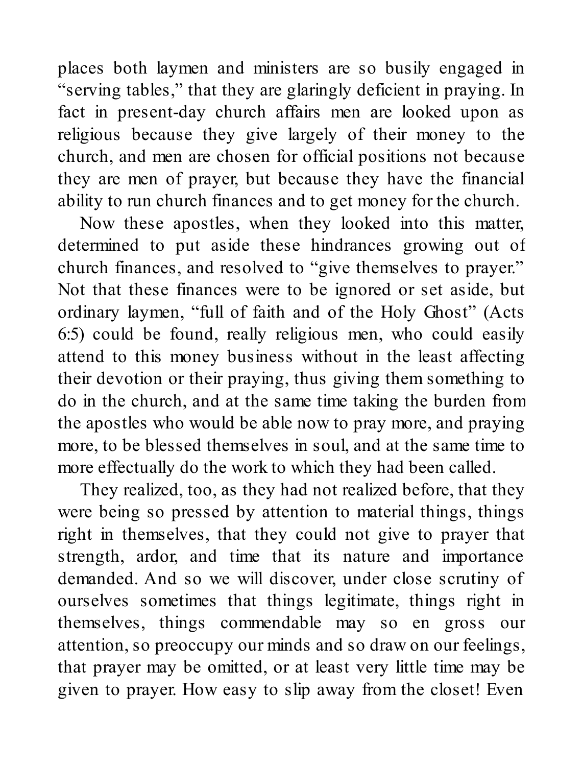places both laymen and ministers are so busily engaged in "serving tables," that they are glaringly deficient in praying. In fact in present-day church affairs men are looked upon as religious because they give largely of their money to the church, and men are chosen for official positions not because they are men of prayer, but because they have the financial ability to run church finances and to get money for the church.

Now these apostles, when they looked into this matter, determined to put aside these hindrances growing out of church finances, and resolved to "give themselves to prayer." Not that these finances were to be ignored or set aside, but ordinary laymen, "full of faith and of the Holy Ghost" (Acts 6:5) could be found, really religious men, who could easily attend to this money business without in the least affecting their devotion or their praying, thus giving them something to do in the church, and at the same time taking the burden from the apostles who would be able now to pray more, and praying more, to be blessed themselves in soul, and at the same time to more effectually do the work to which they had been called.

They realized, too, as they had not realized before, that they were being so pressed by attention to material things, things right in themselves, that they could not give to prayer that strength, ardor, and time that its nature and importance demanded. And so we will discover, under close scrutiny of ourselves sometimes that things legitimate, things right in themselves, things commendable may so en gross our attention, so preoccupy our minds and so draw on our feelings, that prayer may be omitted, or at least very little time may be given to prayer. How easy to slip away from the closet! Even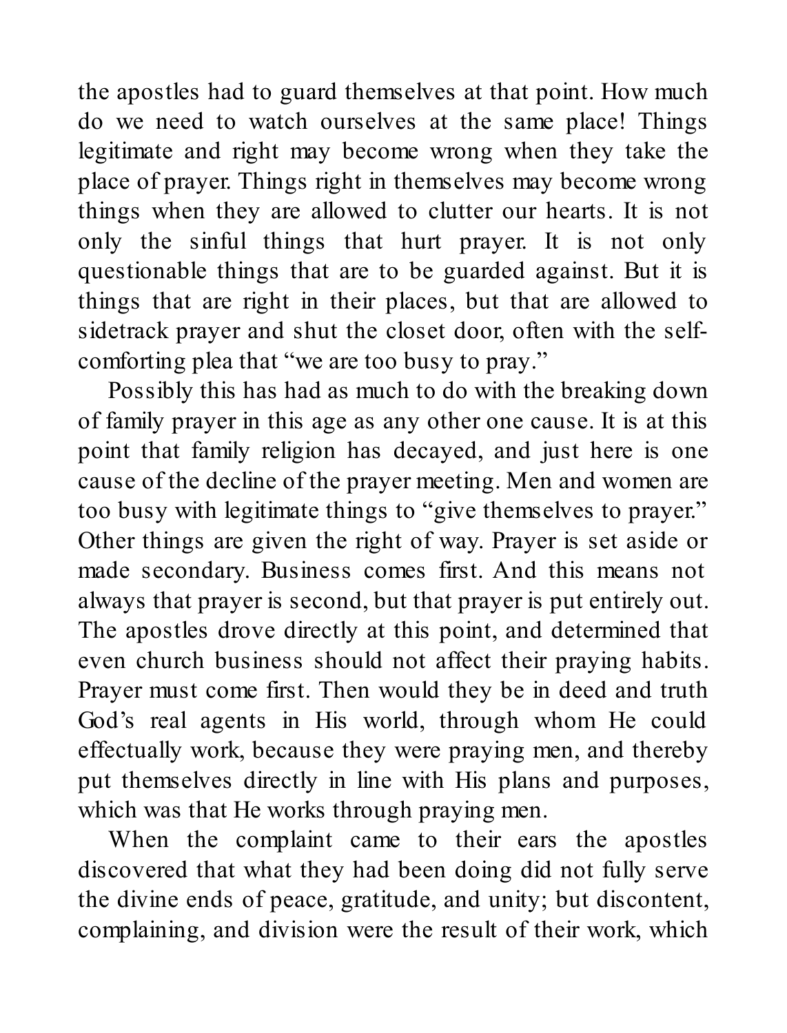the apostles had to guard themselves at that point. How much do we need to watch ourselves at the same place! Things legitimate and right may become wrong when they take the place of prayer. Things right in themselves may become wrong things when they are allowed to clutter our hearts. It is not only the sinful things that hurt prayer. It is not only questionable things that are to be guarded against. But it is things that are right in their places, but that are allowed to sidetrack prayer and shut the closet door, often with the self-comforting plea that "we are too busy to pray."

Possibly this has had as much to do with the breaking down of family prayer in this age as any other one cause. It is at this point that family religion has decayed, and just here is one cause of the decline of the prayer meeting. Men and women are too busy with legitimate things to "give themselves to prayer." Other things are given the right of way. Prayer is set aside or made secondary. Business comes first. And this means not always that prayer is second, but that prayer is put entirely out. The apostles drove directly at this point, and determined that even church business should not affect their praying habits. Prayer must come first. Then would they be in deed and truth God's real agents in His world, through whom He could effectually work, because they were praying men, and thereby put themselves directly in line with His plans and purposes, which was that He works through praying men.

When the complaint came to their ears the apostles discovered that what they had been doing did not fully serve the divine ends of peace, gratitude, and unity; but discontent, complaining, and division were the result of their work, which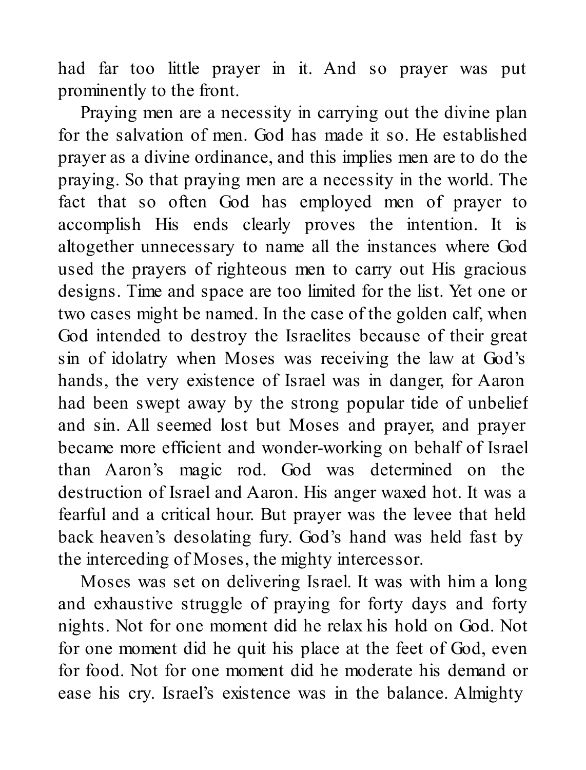had far too little prayer in it. And so prayer was put prominently to the front.

Praying men are a necessity in carrying out the divine plan for the salvation of men. God has made it so. He established prayer as a divine ordinance, and this implies men are to do the praying. So that praying men are a necessity in the world. The fact that so often God has employed men of prayer to accomplish His ends clearly proves the intention. It is altogether unnecessary to name all the instances where God used the prayers of righteous men to carry out His gracious designs. Time and space are too limited for the list. Yet one or two cases might be named. In the case of the golden calf, when God intended to destroy the Israelites because of their great sin of idolatry when Moses was receiving the law at God's hands, the very existence of Israel was in danger, for Aaron had been swept away by the strong popular tide of unbelief and sin. All seemed lost but Moses and prayer, and prayer became more efficient and wonder-working on behalf of Israel than Aaron's magic rod. God was determined on the destruction of Israel and Aaron. His anger waxed hot. It was a fearful and a critical hour. But prayer was the levee that held back heaven's desolating fury. God's hand was held fast by the interceding of Moses, the mighty intercessor.

Moses was set on delivering Israel. It was with him a long and exhaustive struggle of praying for forty days and forty nights. Not for one moment did he relax his hold on God. Not for one moment did he quit his place at the feet of God, even for food. Not for one moment did he moderate his demand or ease his cry. Israel's existence was in the balance. Almighty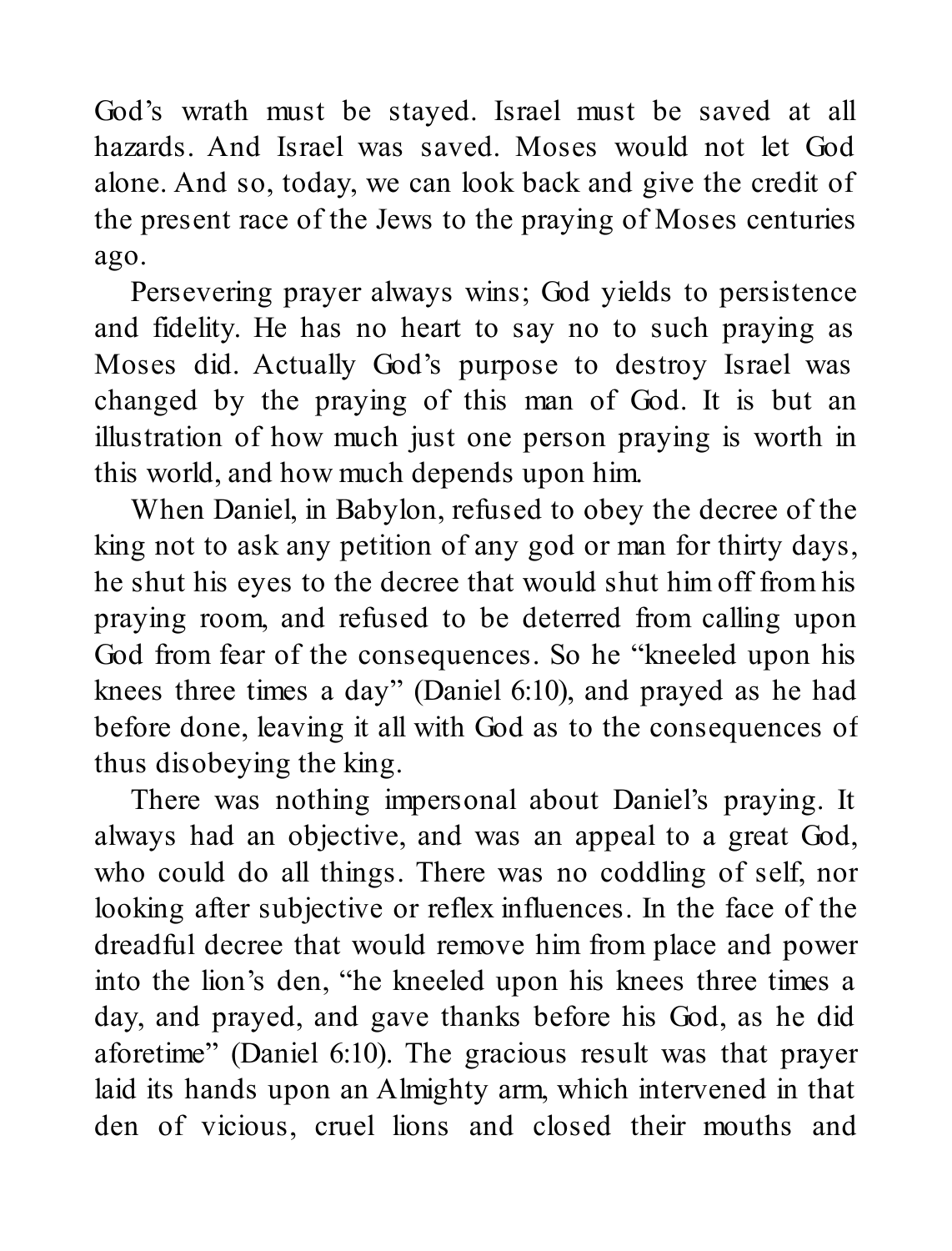God's wrath must be stayed. Israel must be saved at all hazards. And Israel was saved. Moses would not let God alone. And so, today, we can look back and give the credit of the present race of the Jews to the praying of Moses centuries ago.

Persevering prayer always wins; God yields to persistence and fidelity. He has no heart to say no to such praying as Moses did. Actually God's purpose to destroy Israel was changed by the praying of this man of God. It is but an illustration of how much just one person praying is worth in this world, and how much depends upon him.

When Daniel, in Babylon, refused to obey the decree of the king not to ask any petition of any god or man for thirty days, he shut his eyes to the decree that would shut him off from his praying room, and refused to be deterred from calling upon God from fear of the consequences. So he "kneeled upon his knees three times a day" (Daniel 6:10), and prayed as he had before done, leaving it all with God as to the consequences of thus disobeying the king.

There was nothing impersonal about Daniel's praying. It always had an objective, and was an appeal to a great God, who could do all things. There was no coddling of self, nor looking after subjective or reflex influences. In the face of the dreadful decree that would remove him from place and power into the lion's den, "he kneeled upon his knees three times a day, and prayed, and gave thanks before his God, as he did aforetime" (Daniel 6:10). The gracious result was that prayer laid its hands upon an Almighty arm, which intervened in that den of vicious, cruel lions and closed their mouths and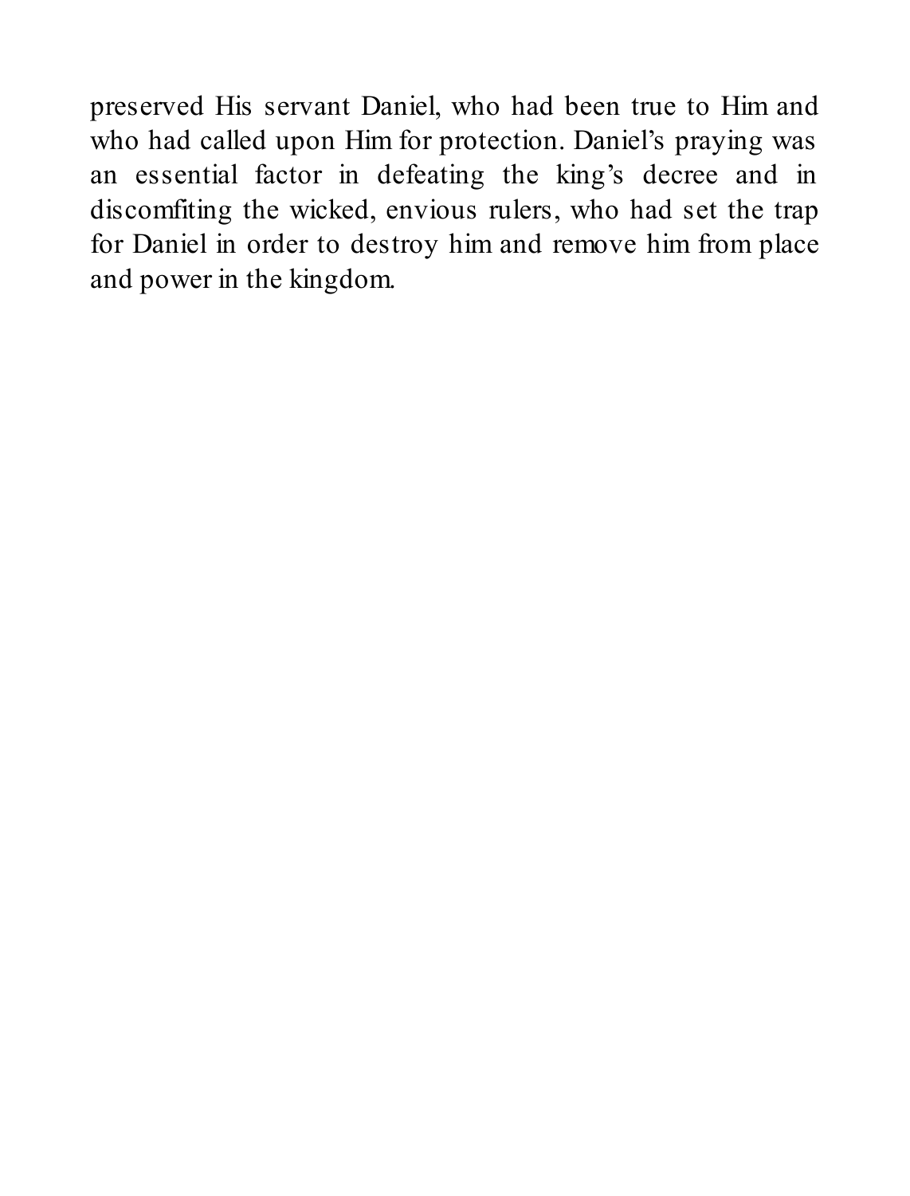preserved His servant Daniel, who had been true to Him and who had called upon Him for protection. Daniel's praying was an essential factor in defeating the king's decree and in discomfiting the wicked, envious rulers, who had set the trap for Daniel in order to destroy him and remove him from place and power in the kingdom.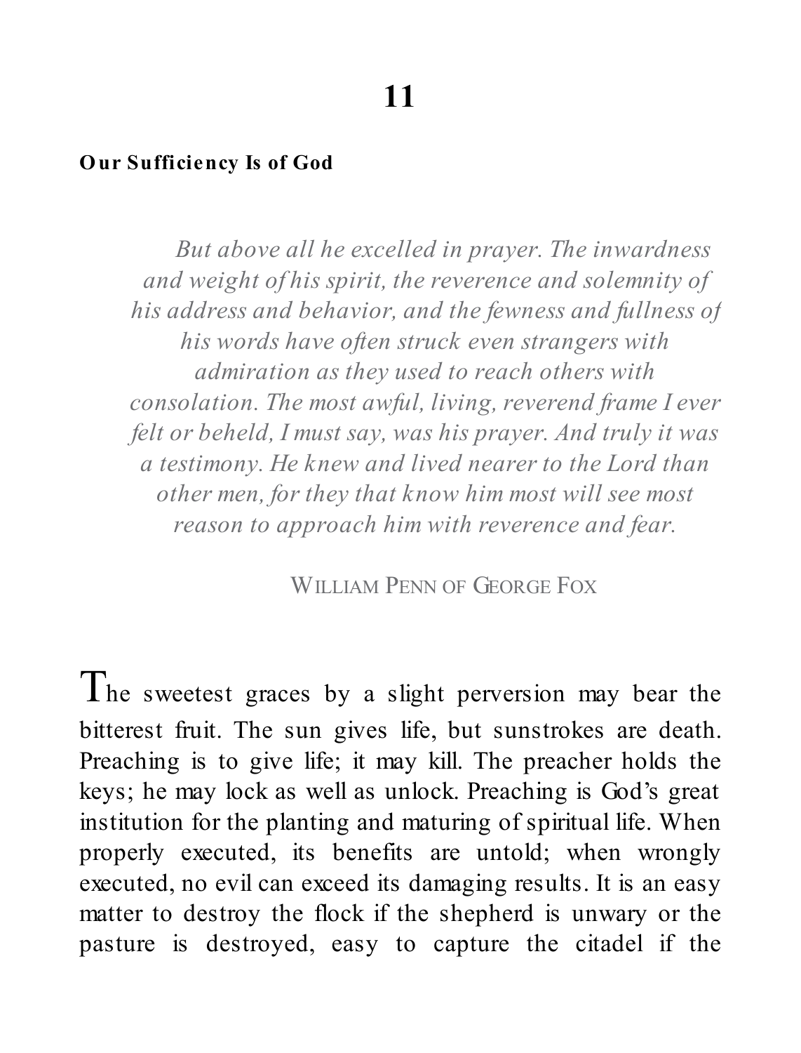# 11

## Our Sufficiency Is of God

> *But above all he excelled in prayer. The inwardness and weight of his spirit, the reverence and solemnity of his address and behavior, and the fewness and fullness of his words have often struck even strangers with admiration as they used to reach others with consolation. The most awful, living, reverend frame I ever felt or beheld, I must say, was his prayer. And truly it was a testimony. He knew and lived nearer to the Lord than other men, for they that know him most will see most reason to approach him with reverence and fear.*
>
> WILLIAM PENN OF GEORGE FOX

The sweetest graces by a slight perversion may bear the bitterest fruit. The sun gives life, but sunstrokes are death. Preaching is to give life; it may kill. The preacher holds the keys; he may lock as well as unlock. Preaching is God's great institution for the planting and maturing of spiritual life. When properly executed, its benefits are untold; when wrongly executed, no evil can exceed its damaging results. It is an easy matter to destroy the flock if the shepherd is unwary or the pasture is destroyed, easy to capture the citadel if the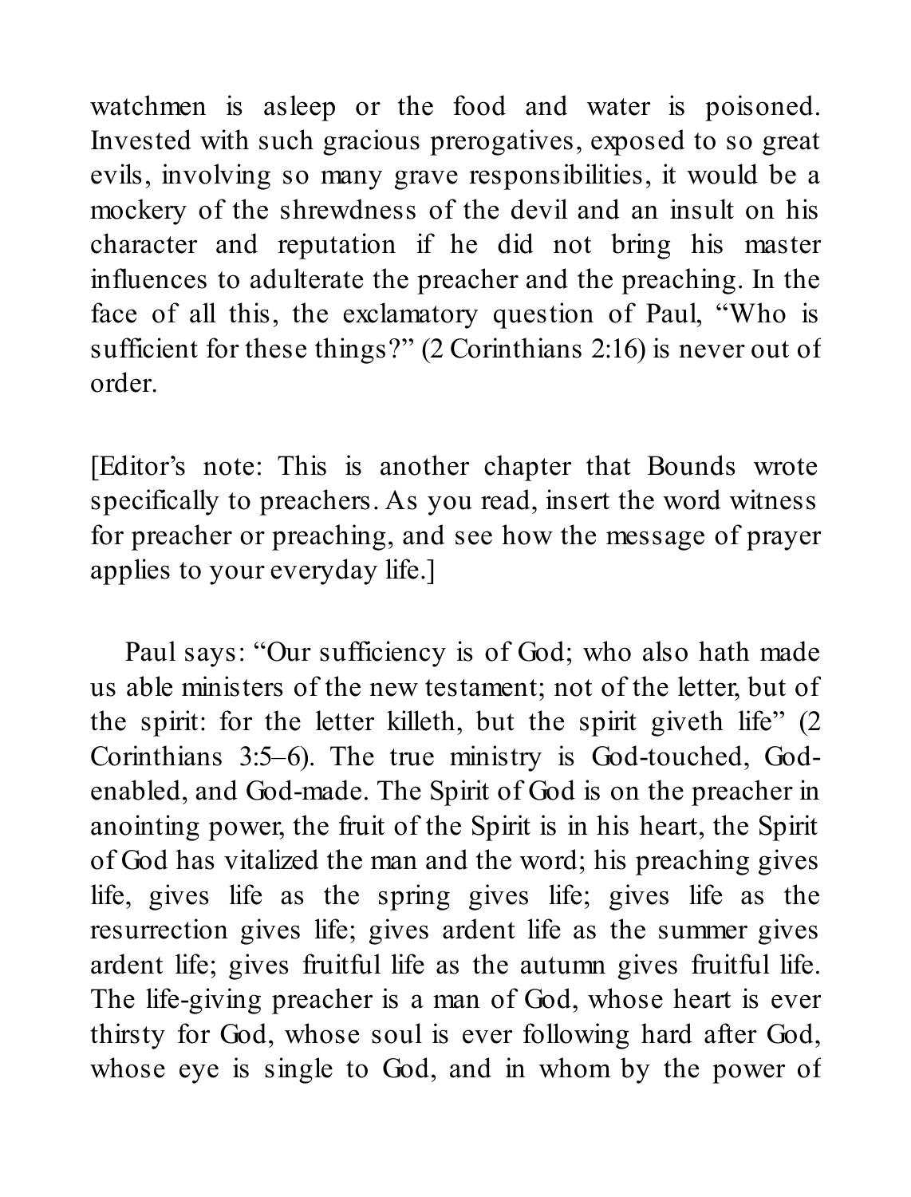watchmen is asleep or the food and water is poisoned. Invested with such gracious prerogatives, exposed to so great evils, involving so many grave responsibilities, it would be a mockery of the shrewdness of the devil and an insult on his character and reputation if he did not bring his master influences to adulterate the preacher and the preaching. In the face of all this, the exclamatory question of Paul, "Who is sufficient for these things?" (2 Corinthians 2:16) is never out of order.

[Editor's note: This is another chapter that Bounds wrote specifically to preachers. As you read, insert the word witness for preacher or preaching, and see how the message of prayer applies to your everyday life.]

Paul says: "Our sufficiency is of God; who also hath made us able ministers of the new testament; not of the letter, but of the spirit: for the letter killeth, but the spirit giveth life" (2 Corinthians 3:5–6). The true ministry is God-touched, God-enabled, and God-made. The Spirit of God is on the preacher in anointing power, the fruit of the Spirit is in his heart, the Spirit of God has vitalized the man and the word; his preaching gives life, gives life as the spring gives life; gives life as the resurrection gives life; gives ardent life as the summer gives ardent life; gives fruitful life as the autumn gives fruitful life. The life-giving preacher is a man of God, whose heart is ever thirsty for God, whose soul is ever following hard after God, whose eye is single to God, and in whom by the power of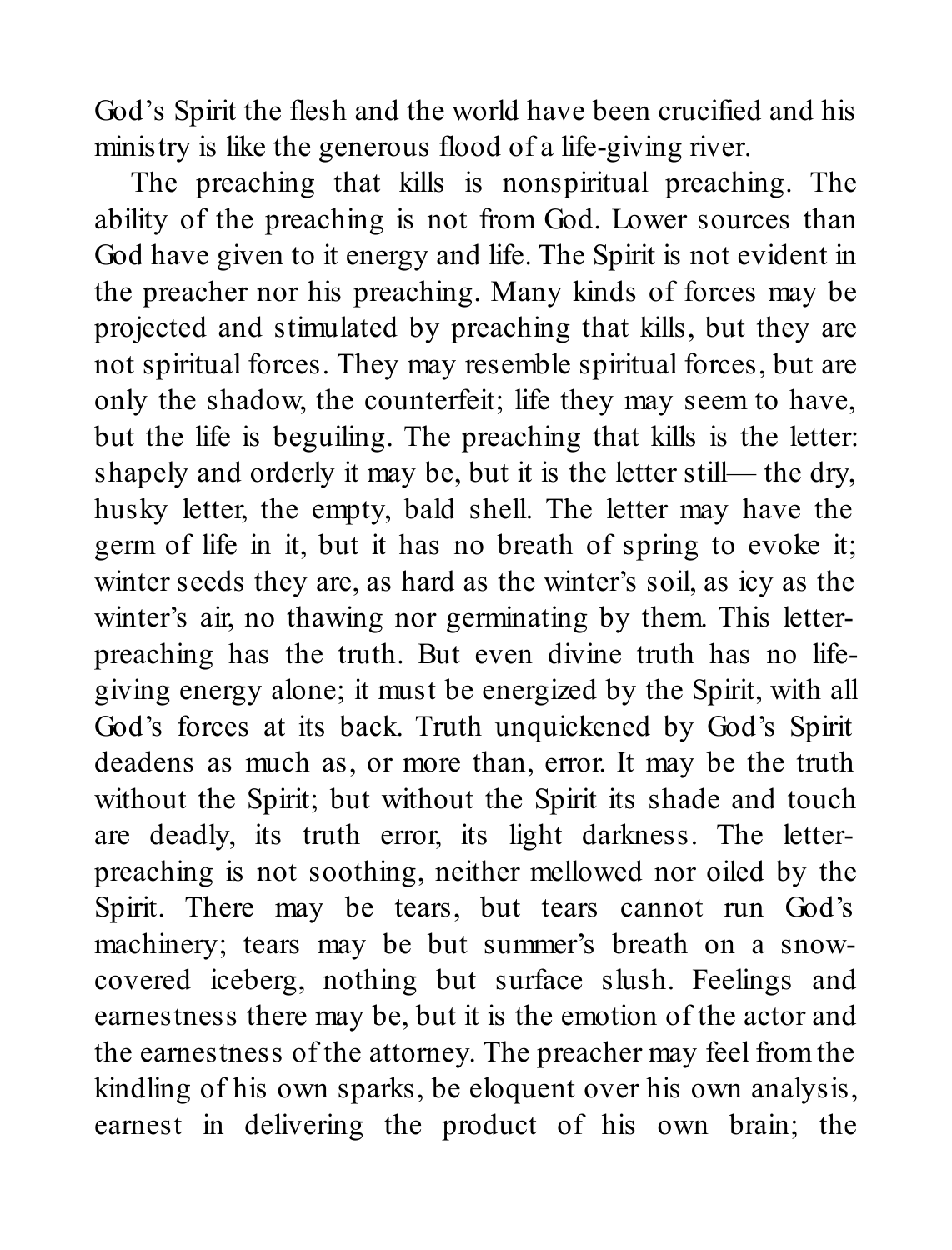God's Spirit the flesh and the world have been crucified and his ministry is like the generous flood of a life-giving river.

The preaching that kills is nonspiritual preaching. The ability of the preaching is not from God. Lower sources than God have given to it energy and life. The Spirit is not evident in the preacher nor his preaching. Many kinds of forces may be projected and stimulated by preaching that kills, but they are not spiritual forces. They may resemble spiritual forces, but are only the shadow, the counterfeit; life they may seem to have, but the life is beguiling. The preaching that kills is the letter: shapely and orderly it may be, but it is the letter still— the dry, husky letter, the empty, bald shell. The letter may have the germ of life in it, but it has no breath of spring to evoke it; winter seeds they are, as hard as the winter's soil, as icy as the winter's air, no thawing nor germinating by them. This letter-preaching has the truth. But even divine truth has no life-giving energy alone; it must be energized by the Spirit, with all God's forces at its back. Truth unquickened by God's Spirit deadens as much as, or more than, error. It may be the truth without the Spirit; but without the Spirit its shade and touch are deadly, its truth error, its light darkness. The letter-preaching is not soothing, neither mellowed nor oiled by the Spirit. There may be tears, but tears cannot run God's machinery; tears may be but summer's breath on a snow-covered iceberg, nothing but surface slush. Feelings and earnestness there may be, but it is the emotion of the actor and the earnestness of the attorney. The preacher may feel from the kindling of his own sparks, be eloquent over his own analysis, earnest in delivering the product of his own brain; the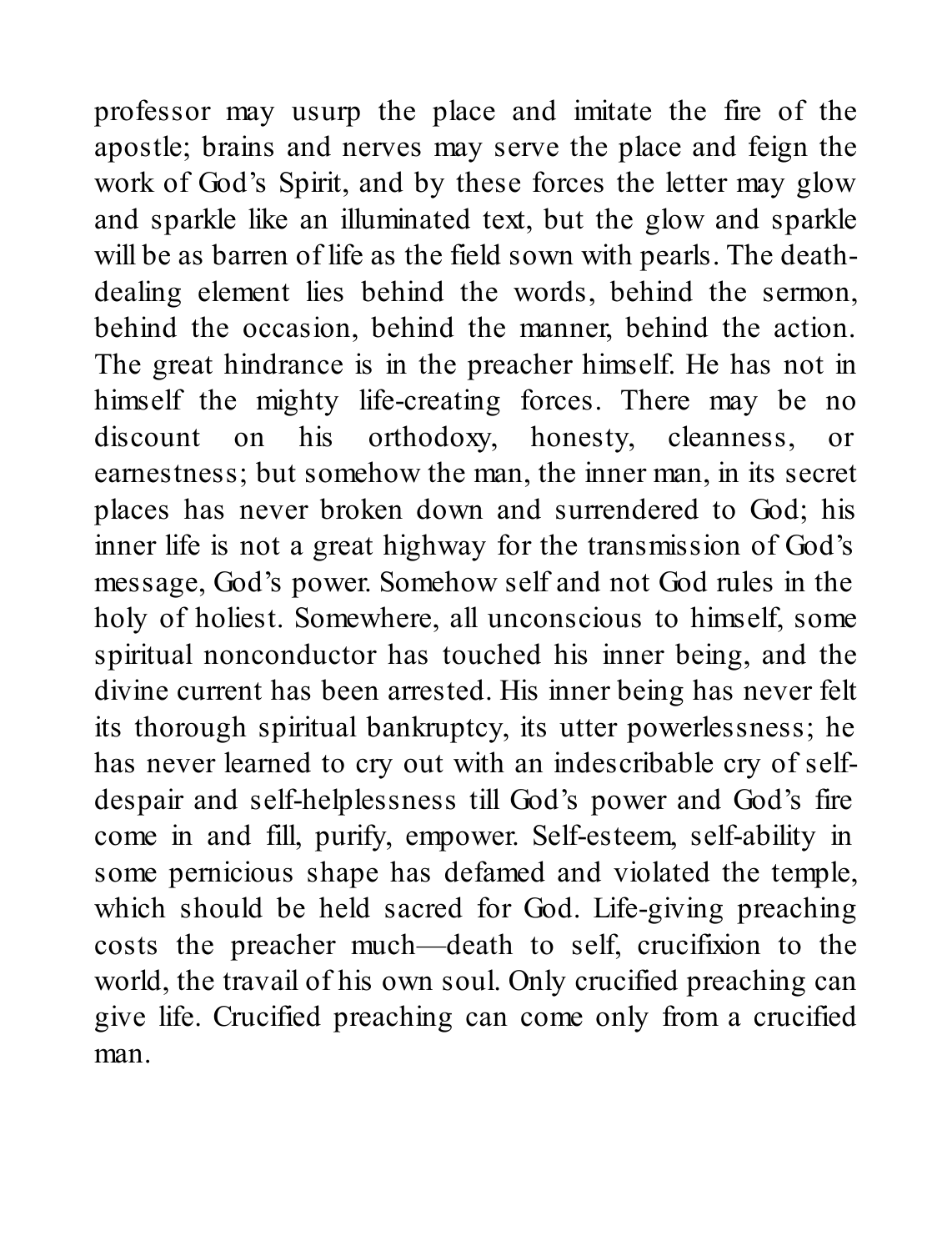professor may usurp the place and imitate the fire of the apostle; brains and nerves may serve the place and feign the work of God's Spirit, and by these forces the letter may glow and sparkle like an illuminated text, but the glow and sparkle will be as barren of life as the field sown with pearls. The death-dealing element lies behind the words, behind the sermon, behind the occasion, behind the manner, behind the action. The great hindrance is in the preacher himself. He has not in himself the mighty life-creating forces. There may be no discount on his orthodoxy, honesty, cleanness, or earnestness; but somehow the man, the inner man, in its secret places has never broken down and surrendered to God; his inner life is not a great highway for the transmission of God's message, God's power. Somehow self and not God rules in the holy of holiest. Somewhere, all unconscious to himself, some spiritual nonconductor has touched his inner being, and the divine current has been arrested. His inner being has never felt its thorough spiritual bankruptcy, its utter powerlessness; he has never learned to cry out with an indescribable cry of self-despair and self-helplessness till God's power and God's fire come in and fill, purify, empower. Self-esteem, self-ability in some pernicious shape has defamed and violated the temple, which should be held sacred for God. Life-giving preaching costs the preacher much—death to self, crucifixion to the world, the travail of his own soul. Only crucified preaching can give life. Crucified preaching can come only from a crucified man.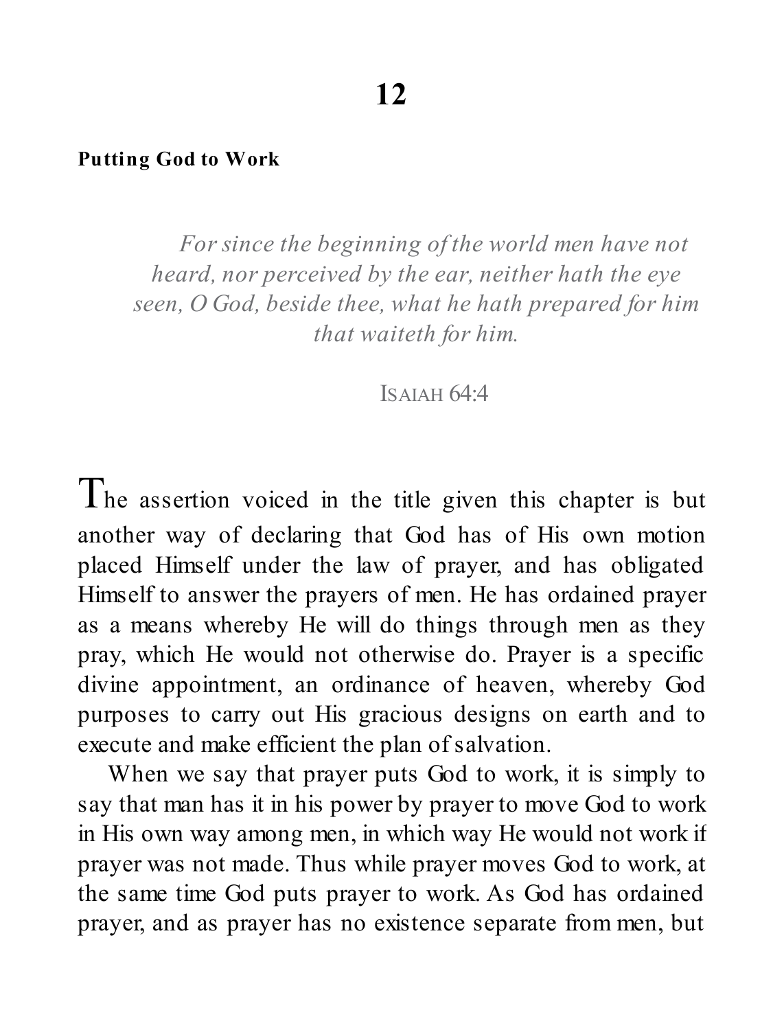# 12

## Putting God to Work

> *For since the beginning of the world men have not heard, nor perceived by the ear, neither hath the eye seen, O God, beside thee, what he hath prepared for him that waiteth for him.*
>
> ISAIAH 64:4

The assertion voiced in the title given this chapter is but another way of declaring that God has of His own motion placed Himself under the law of prayer, and has obligated Himself to answer the prayers of men. He has ordained prayer as a means whereby He will do things through men as they pray, which He would not otherwise do. Prayer is a specific divine appointment, an ordinance of heaven, whereby God purposes to carry out His gracious designs on earth and to execute and make efficient the plan of salvation.

When we say that prayer puts God to work, it is simply to say that man has it in his power by prayer to move God to work in His own way among men, in which way He would not work if prayer was not made. Thus while prayer moves God to work, at the same time God puts prayer to work. As God has ordained prayer, and as prayer has no existence separate from men, but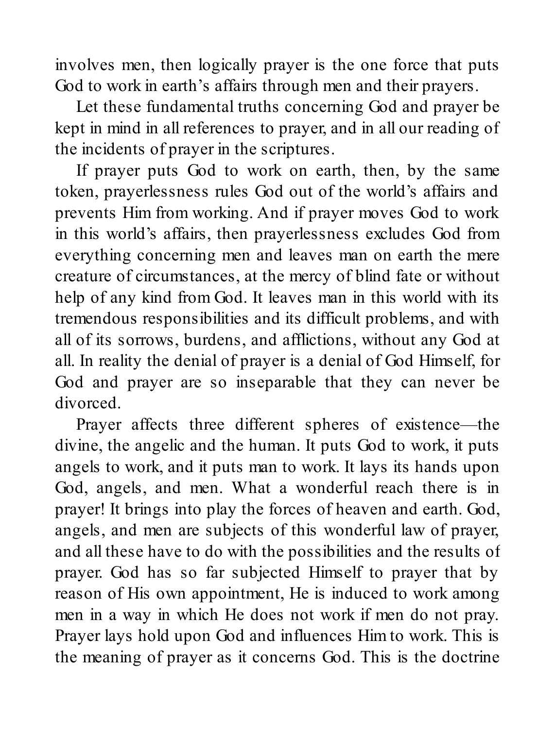involves men, then logically prayer is the one force that puts God to work in earth's affairs through men and their prayers.

Let these fundamental truths concerning God and prayer be kept in mind in all references to prayer, and in all our reading of the incidents of prayer in the scriptures.

If prayer puts God to work on earth, then, by the same token, prayerlessness rules God out of the world's affairs and prevents Him from working. And if prayer moves God to work in this world's affairs, then prayerlessness excludes God from everything concerning men and leaves man on earth the mere creature of circumstances, at the mercy of blind fate or without help of any kind from God. It leaves man in this world with its tremendous responsibilities and its difficult problems, and with all of its sorrows, burdens, and afflictions, without any God at all. In reality the denial of prayer is a denial of God Himself, for God and prayer are so inseparable that they can never be divorced.

Prayer affects three different spheres of existence—the divine, the angelic and the human. It puts God to work, it puts angels to work, and it puts man to work. It lays its hands upon God, angels, and men. What a wonderful reach there is in prayer! It brings into play the forces of heaven and earth. God, angels, and men are subjects of this wonderful law of prayer, and all these have to do with the possibilities and the results of prayer. God has so far subjected Himself to prayer that by reason of His own appointment, He is induced to work among men in a way in which He does not work if men do not pray. Prayer lays hold upon God and influences Him to work. This is the meaning of prayer as it concerns God. This is the doctrine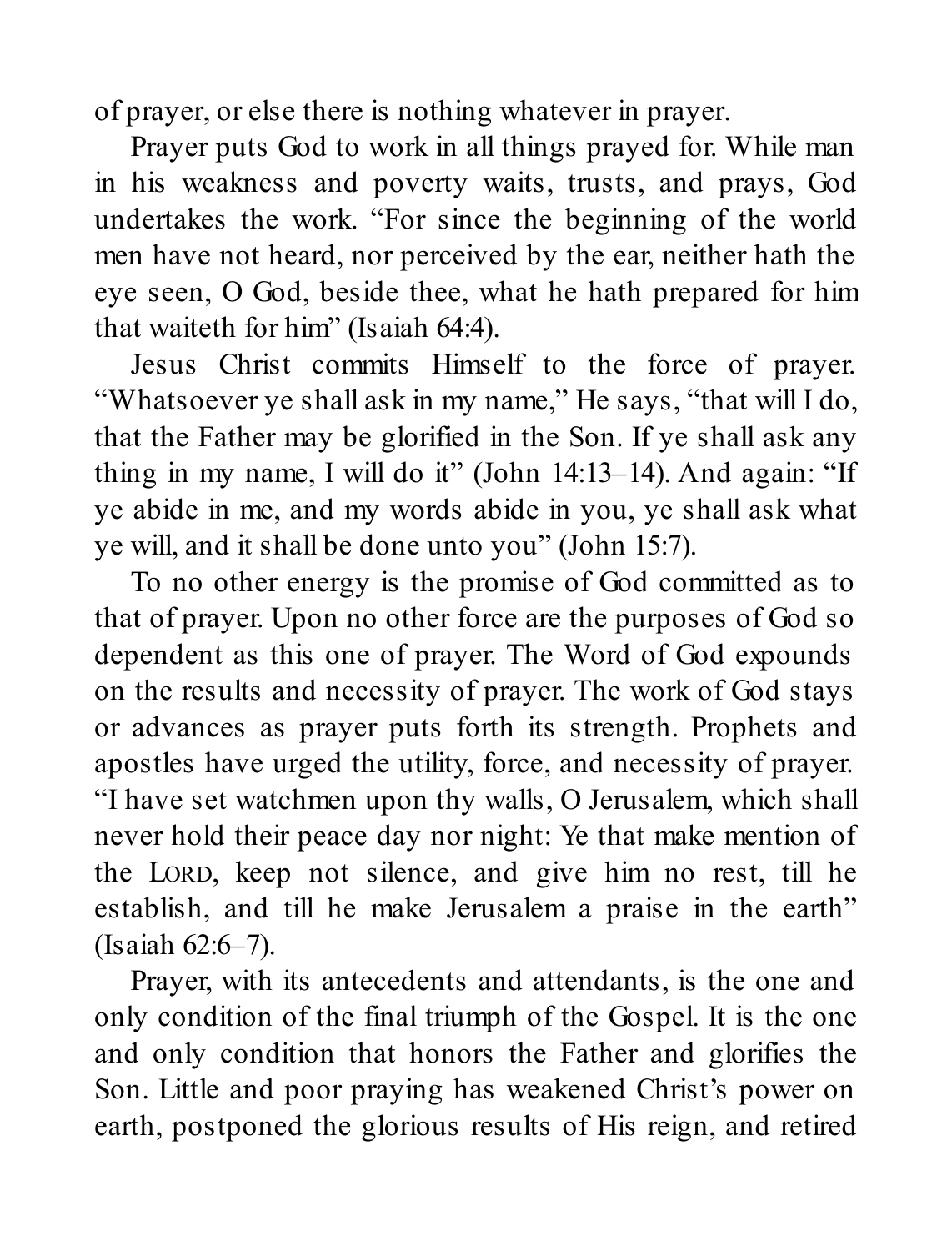of prayer, or else there is nothing whatever in prayer.

Prayer puts God to work in all things prayed for. While man in his weakness and poverty waits, trusts, and prays, God undertakes the work. "For since the beginning of the world men have not heard, nor perceived by the ear, neither hath the eye seen, O God, beside thee, what he hath prepared for him that waiteth for him" (Isaiah 64:4).

Jesus Christ commits Himself to the force of prayer. "Whatsoever ye shall ask in my name," He says, "that will I do, that the Father may be glorified in the Son. If ye shall ask any thing in my name, I will do it" (John 14:13–14). And again: "If ye abide in me, and my words abide in you, ye shall ask what ye will, and it shall be done unto you" (John 15:7).

To no other energy is the promise of God committed as to that of prayer. Upon no other force are the purposes of God so dependent as this one of prayer. The Word of God expounds on the results and necessity of prayer. The work of God stays or advances as prayer puts forth its strength. Prophets and apostles have urged the utility, force, and necessity of prayer. "I have set watchmen upon thy walls, O Jerusalem, which shall never hold their peace day nor night: Ye that make mention of the LORD, keep not silence, and give him no rest, till he establish, and till he make Jerusalem a praise in the earth" (Isaiah 62:6–7).

Prayer, with its antecedents and attendants, is the one and only condition of the final triumph of the Gospel. It is the one and only condition that honors the Father and glorifies the Son. Little and poor praying has weakened Christ's power on earth, postponed the glorious results of His reign, and retired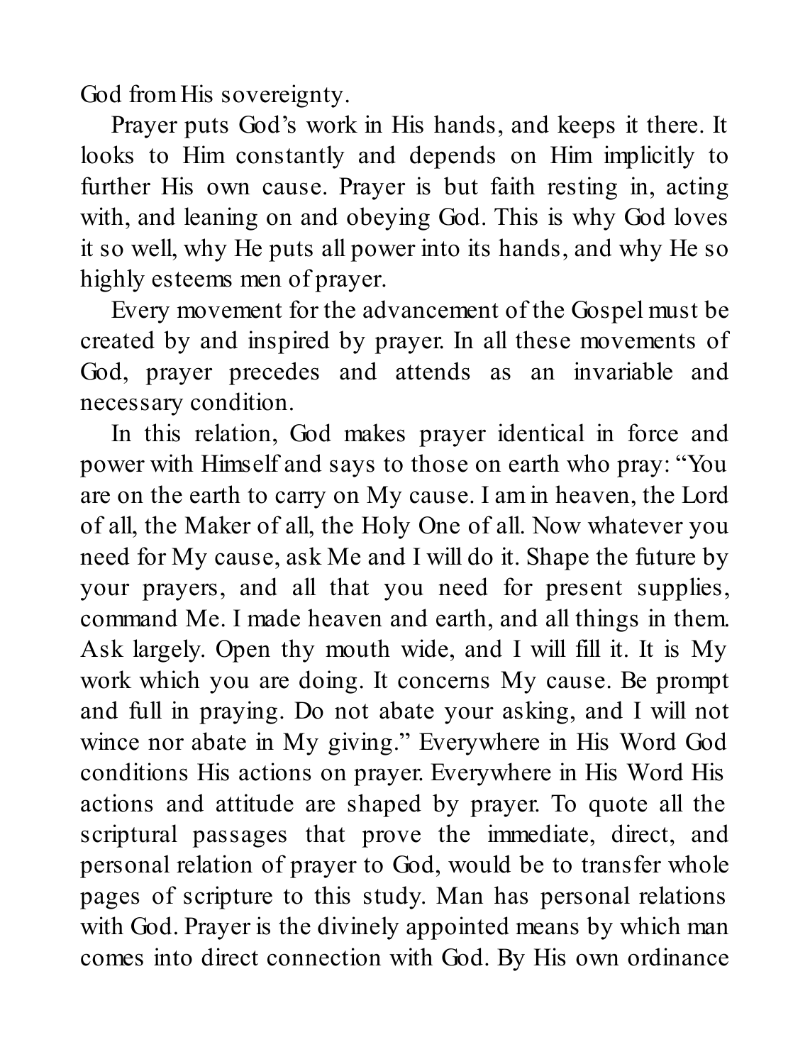God from His sovereignty.

Prayer puts God’s work in His hands, and keeps it there. It looks to Him constantly and depends on Him implicitly to further His own cause. Prayer is but faith resting in, acting with, and leaning on and obeying God. This is why God loves it so well, why He puts all power into its hands, and why He so highly esteems men of prayer.

Every movement for the advancement of the Gospel must be created by and inspired by prayer. In all these movements of God, prayer precedes and attends as an invariable and necessary condition.

In this relation, God makes prayer identical in force and power with Himself and says to those on earth who pray: “You are on the earth to carry on My cause. I am in heaven, the Lord of all, the Maker of all, the Holy One of all. Now whatever you need for My cause, ask Me and I will do it. Shape the future by your prayers, and all that you need for present supplies, command Me. I made heaven and earth, and all things in them. Ask largely. Open thy mouth wide, and I will fill it. It is My work which you are doing. It concerns My cause. Be prompt and full in praying. Do not abate your asking, and I will not wince nor abate in My giving.” Everywhere in His Word God conditions His actions on prayer. Everywhere in His Word His actions and attitude are shaped by prayer. To quote all the scriptural passages that prove the immediate, direct, and personal relation of prayer to God, would be to transfer whole pages of scripture to this study. Man has personal relations with God. Prayer is the divinely appointed means by which man comes into direct connection with God. By His own ordinance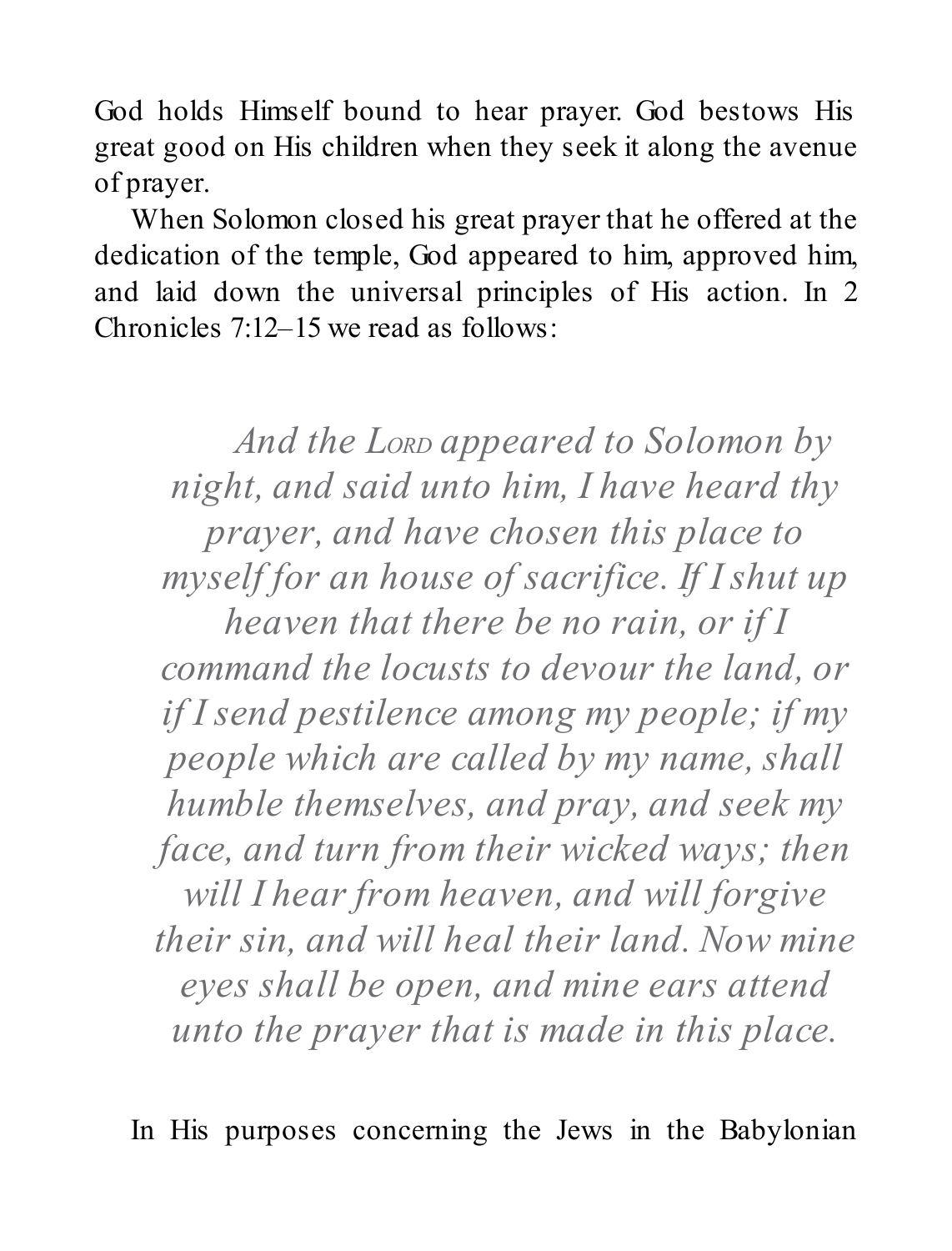God holds Himself bound to hear prayer. God bestows His great good on His children when they seek it along the avenue of prayer.

When Solomon closed his great prayer that he offered at the dedication of the temple, God appeared to him, approved him, and laid down the universal principles of His action. In 2 Chronicles 7:12–15 we read as follows:

> *And the Lord appeared to Solomon by night, and said unto him, I have heard thy prayer, and have chosen this place to myself for an house of sacrifice. If I shut up heaven that there be no rain, or if I command the locusts to devour the land, or if I send pestilence among my people; if my people which are called by my name, shall humble themselves, and pray, and seek my face, and turn from their wicked ways; then will I hear from heaven, and will forgive their sin, and will heal their land. Now mine eyes shall be open, and mine ears attend unto the prayer that is made in this place.*

In His purposes concerning the Jews in the Babylonian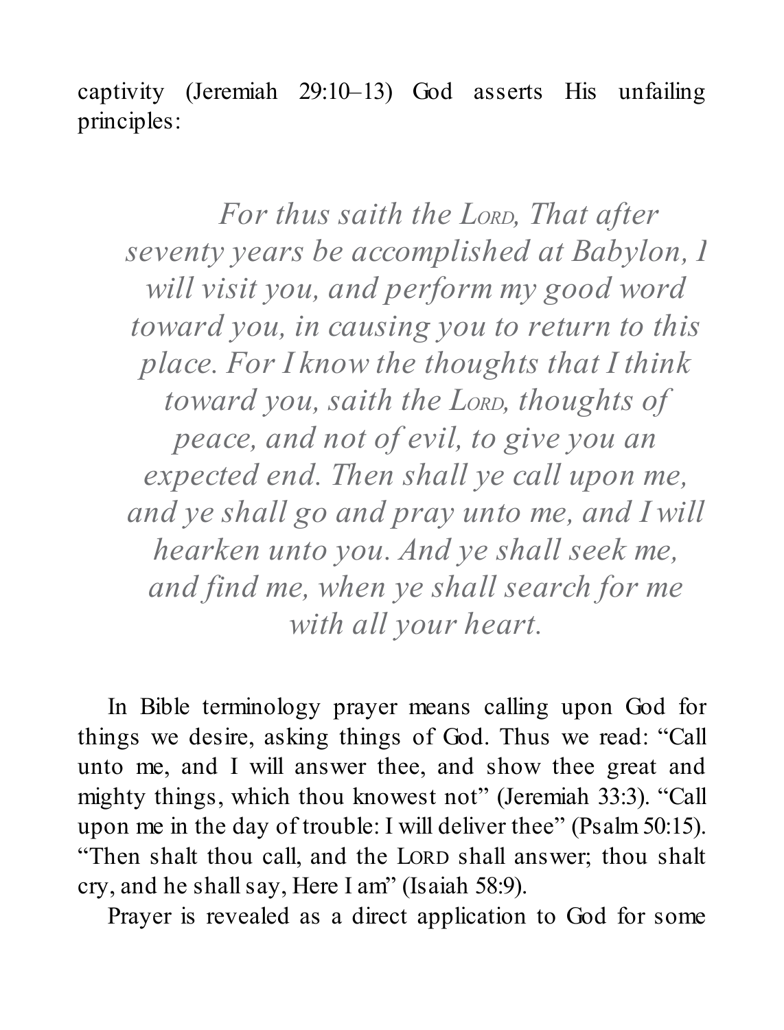captivity (Jeremiah 29:10–13) God asserts His unfailing principles:

> *For thus saith the LORD, That after seventy years be accomplished at Babylon, I will visit you, and perform my good word toward you, in causing you to return to this place. For I know the thoughts that I think toward you, saith the LORD, thoughts of peace, and not of evil, to give you an expected end. Then shall ye call upon me, and ye shall go and pray unto me, and I will hearken unto you. And ye shall seek me, and find me, when ye shall search for me with all your heart.*

In Bible terminology prayer means calling upon God for things we desire, asking things of God. Thus we read: "Call unto me, and I will answer thee, and show thee great and mighty things, which thou knowest not" (Jeremiah 33:3). "Call upon me in the day of trouble: I will deliver thee" (Psalm 50:15). "Then shalt thou call, and the LORD shall answer; thou shalt cry, and he shall say, Here I am" (Isaiah 58:9).

Prayer is revealed as a direct application to God for some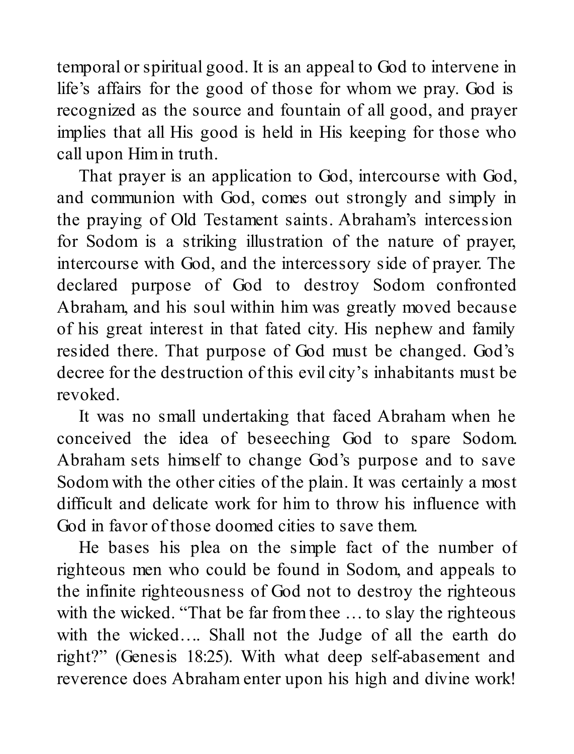temporal or spiritual good. It is an appeal to God to intervene in life's affairs for the good of those for whom we pray. God is recognized as the source and fountain of all good, and prayer implies that all His good is held in His keeping for those who call upon Him in truth.

That prayer is an application to God, intercourse with God, and communion with God, comes out strongly and simply in the praying of Old Testament saints. Abraham's intercession for Sodom is a striking illustration of the nature of prayer, intercourse with God, and the intercessory side of prayer. The declared purpose of God to destroy Sodom confronted Abraham, and his soul within him was greatly moved because of his great interest in that fated city. His nephew and family resided there. That purpose of God must be changed. God's decree for the destruction of this evil city's inhabitants must be revoked.

It was no small undertaking that faced Abraham when he conceived the idea of beseeching God to spare Sodom. Abraham sets himself to change God's purpose and to save Sodom with the other cities of the plain. It was certainly a most difficult and delicate work for him to throw his influence with God in favor of those doomed cities to save them.

He bases his plea on the simple fact of the number of righteous men who could be found in Sodom, and appeals to the infinite righteousness of God not to destroy the righteous with the wicked. "That be far from thee … to slay the righteous with the wicked…. Shall not the Judge of all the earth do right?" (Genesis 18:25). With what deep self-abasement and reverence does Abraham enter upon his high and divine work!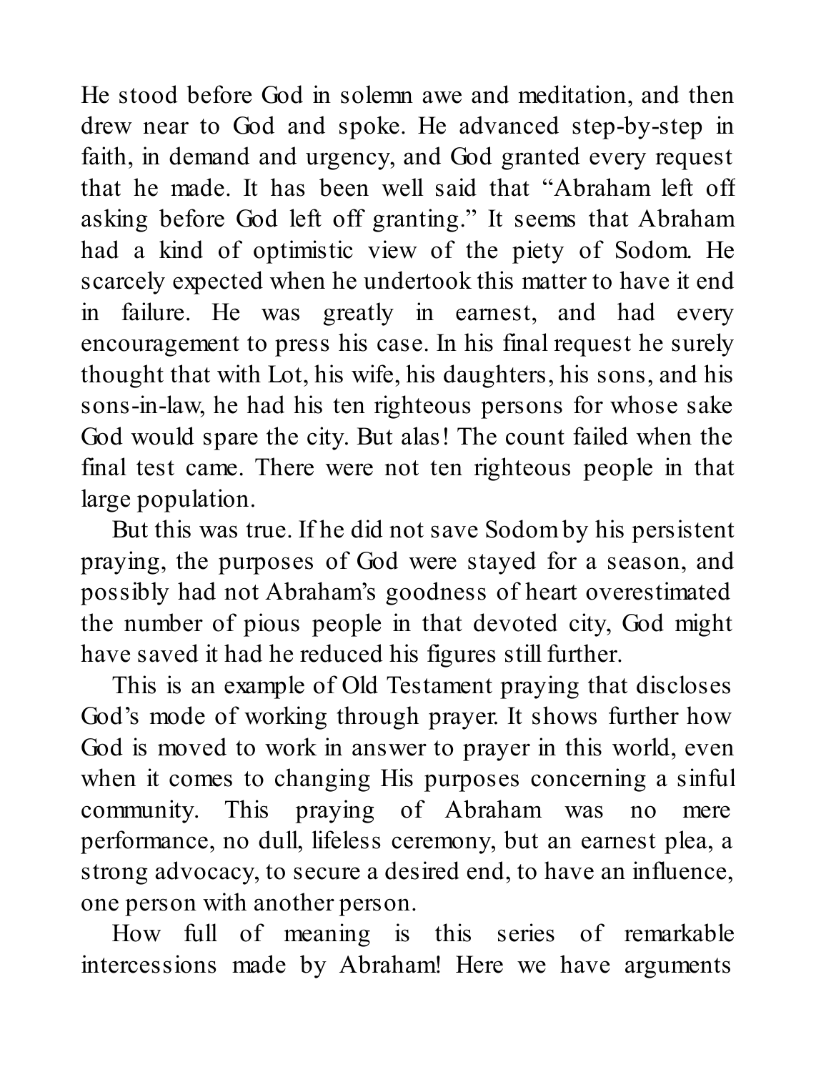He stood before God in solemn awe and meditation, and then drew near to God and spoke. He advanced step-by-step in faith, in demand and urgency, and God granted every request that he made. It has been well said that "Abraham left off asking before God left off granting." It seems that Abraham had a kind of optimistic view of the piety of Sodom. He scarcely expected when he undertook this matter to have it end in failure. He was greatly in earnest, and had every encouragement to press his case. In his final request he surely thought that with Lot, his wife, his daughters, his sons, and his sons-in-law, he had his ten righteous persons for whose sake God would spare the city. But alas! The count failed when the final test came. There were not ten righteous people in that large population.

But this was true. If he did not save Sodom by his persistent praying, the purposes of God were stayed for a season, and possibly had not Abraham's goodness of heart overestimated the number of pious people in that devoted city, God might have saved it had he reduced his figures still further.

This is an example of Old Testament praying that discloses God's mode of working through prayer. It shows further how God is moved to work in answer to prayer in this world, even when it comes to changing His purposes concerning a sinful community. This praying of Abraham was no mere performance, no dull, lifeless ceremony, but an earnest plea, a strong advocacy, to secure a desired end, to have an influence, one person with another person.

How full of meaning is this series of remarkable intercessions made by Abraham! Here we have arguments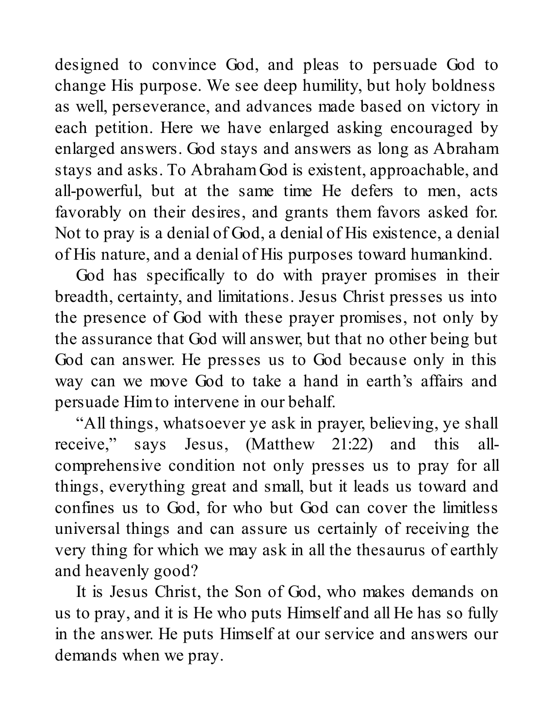designed to convince God, and pleas to persuade God to change His purpose. We see deep humility, but holy boldness as well, perseverance, and advances made based on victory in each petition. Here we have enlarged asking encouraged by enlarged answers. God stays and answers as long as Abraham stays and asks. To Abraham God is existent, approachable, and all-powerful, but at the same time He defers to men, acts favorably on their desires, and grants them favors asked for. Not to pray is a denial of God, a denial of His existence, a denial of His nature, and a denial of His purposes toward humankind.

God has specifically to do with prayer promises in their breadth, certainty, and limitations. Jesus Christ presses us into the presence of God with these prayer promises, not only by the assurance that God will answer, but that no other being but God can answer. He presses us to God because only in this way can we move God to take a hand in earth's affairs and persuade Him to intervene in our behalf.

"All things, whatsoever ye ask in prayer, believing, ye shall receive," says Jesus, (Matthew 21:22) and this all-comprehensive condition not only presses us to pray for all things, everything great and small, but it leads us toward and confines us to God, for who but God can cover the limitless universal things and can assure us certainly of receiving the very thing for which we may ask in all the thesaurus of earthly and heavenly good?

It is Jesus Christ, the Son of God, who makes demands on us to pray, and it is He who puts Himself and all He has so fully in the answer. He puts Himself at our service and answers our demands when we pray.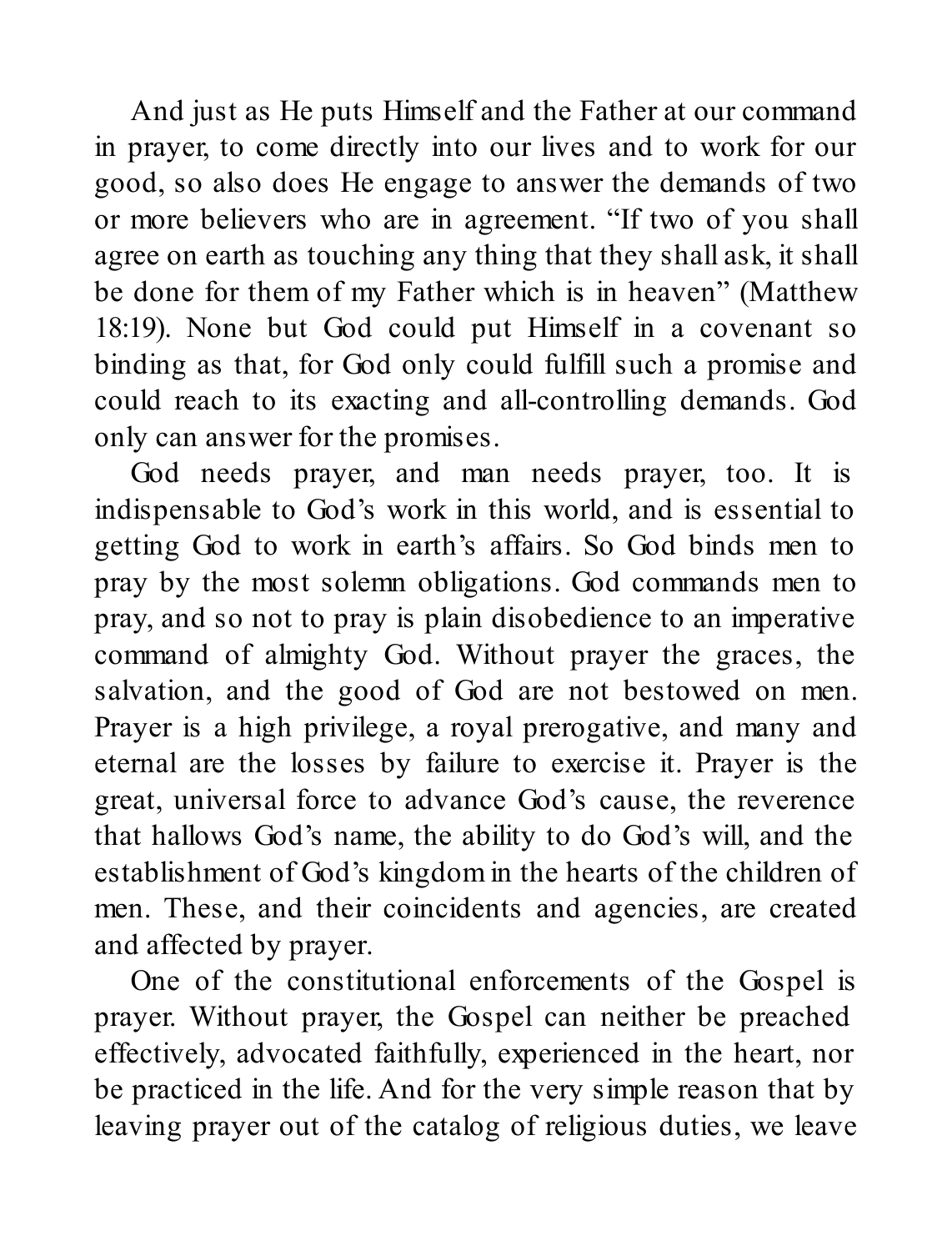And just as He puts Himself and the Father at our command in prayer, to come directly into our lives and to work for our good, so also does He engage to answer the demands of two or more believers who are in agreement. "If two of you shall agree on earth as touching any thing that they shall ask, it shall be done for them of my Father which is in heaven" (Matthew 18:19). None but God could put Himself in a covenant so binding as that, for God only could fulfill such a promise and could reach to its exacting and all-controlling demands. God only can answer for the promises.

God needs prayer, and man needs prayer, too. It is indispensable to God's work in this world, and is essential to getting God to work in earth's affairs. So God binds men to pray by the most solemn obligations. God commands men to pray, and so not to pray is plain disobedience to an imperative command of almighty God. Without prayer the graces, the salvation, and the good of God are not bestowed on men. Prayer is a high privilege, a royal prerogative, and many and eternal are the losses by failure to exercise it. Prayer is the great, universal force to advance God's cause, the reverence that hallows God's name, the ability to do God's will, and the establishment of God's kingdom in the hearts of the children of men. These, and their coincidents and agencies, are created and affected by prayer.

One of the constitutional enforcements of the Gospel is prayer. Without prayer, the Gospel can neither be preached effectively, advocated faithfully, experienced in the heart, nor be practiced in the life. And for the very simple reason that by leaving prayer out of the catalog of religious duties, we leave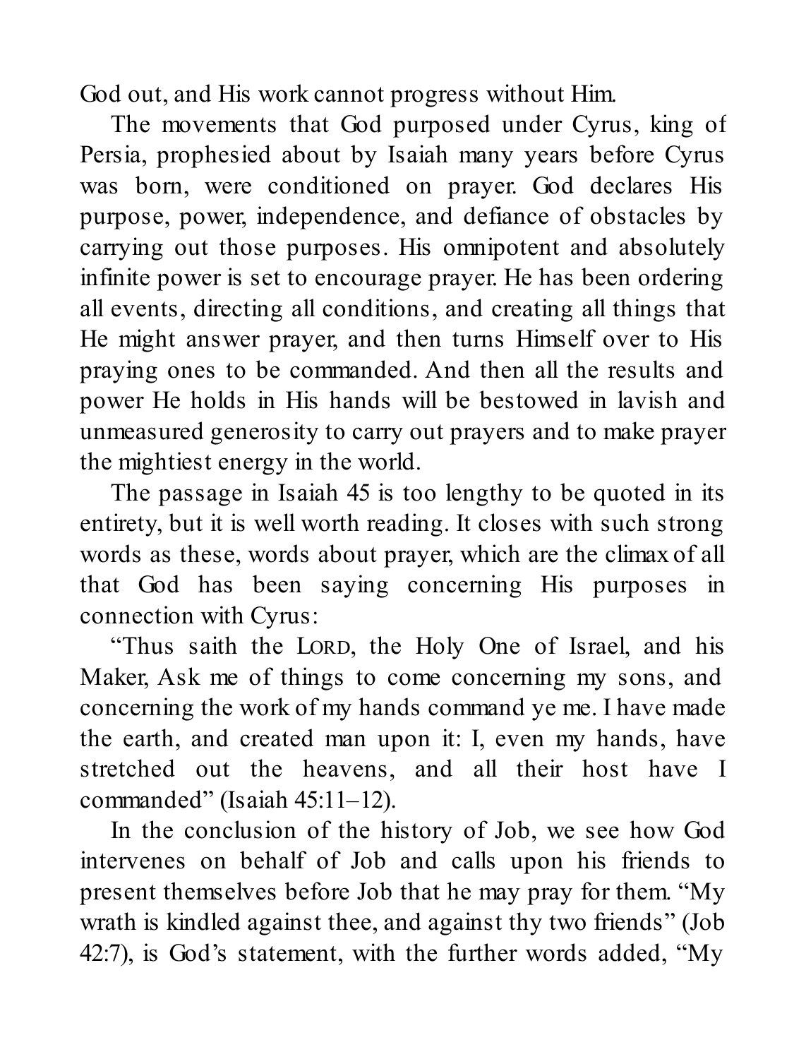God out, and His work cannot progress without Him.

The movements that God purposed under Cyrus, king of Persia, prophesied about by Isaiah many years before Cyrus was born, were conditioned on prayer. God declares His purpose, power, independence, and defiance of obstacles by carrying out those purposes. His omnipotent and absolutely infinite power is set to encourage prayer. He has been ordering all events, directing all conditions, and creating all things that He might answer prayer, and then turns Himself over to His praying ones to be commanded. And then all the results and power He holds in His hands will be bestowed in lavish and unmeasured generosity to carry out prayers and to make prayer the mightiest energy in the world.

The passage in Isaiah 45 is too lengthy to be quoted in its entirety, but it is well worth reading. It closes with such strong words as these, words about prayer, which are the climax of all that God has been saying concerning His purposes in connection with Cyrus:

"Thus saith the LORD, the Holy One of Israel, and his Maker, Ask me of things to come concerning my sons, and concerning the work of my hands command ye me. I have made the earth, and created man upon it: I, even my hands, have stretched out the heavens, and all their host have I commanded" (Isaiah 45:11–12).

In the conclusion of the history of Job, we see how God intervenes on behalf of Job and calls upon his friends to present themselves before Job that he may pray for them. "My wrath is kindled against thee, and against thy two friends" (Job 42:7), is God's statement, with the further words added, "My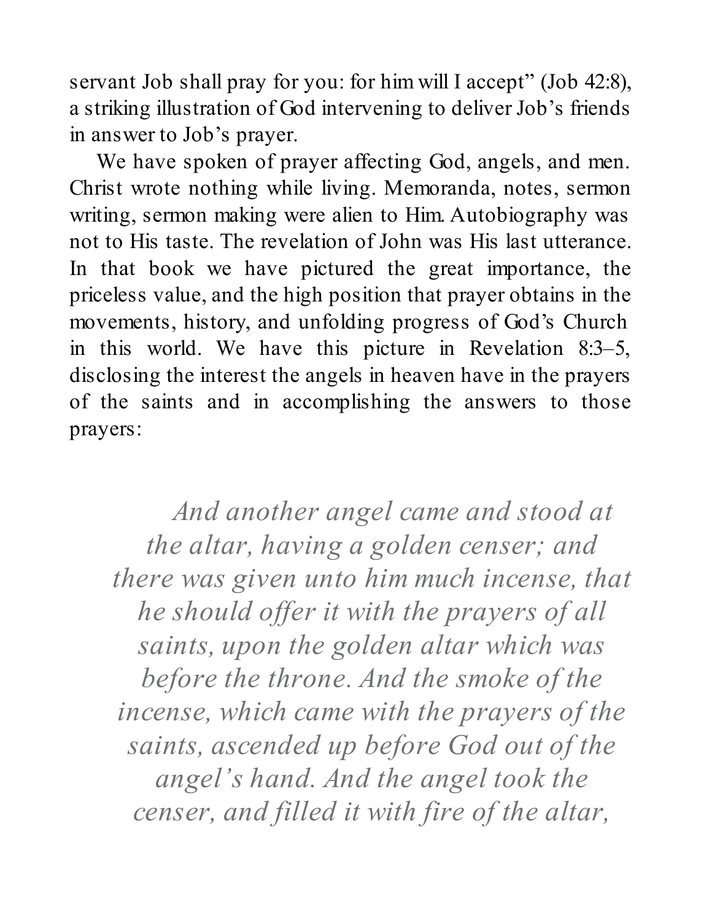servant Job shall pray for you: for him will I accept" (Job 42:8), a striking illustration of God intervening to deliver Job's friends in answer to Job's prayer.

We have spoken of prayer affecting God, angels, and men. Christ wrote nothing while living. Memoranda, notes, sermon writing, sermon making were alien to Him. Autobiography was not to His taste. The revelation of John was His last utterance. In that book we have pictured the great importance, the priceless value, and the high position that prayer obtains in the movements, history, and unfolding progress of God's Church in this world. We have this picture in Revelation 8:3–5, disclosing the interest the angels in heaven have in the prayers of the saints and in accomplishing the answers to those prayers:

> *And another angel came and stood at the altar, having a golden censer; and there was given unto him much incense, that he should offer it with the prayers of all saints, upon the golden altar which was before the throne. And the smoke of the incense, which came with the prayers of the saints, ascended up before God out of the angel's hand. And the angel took the censer, and filled it with fire of the altar,*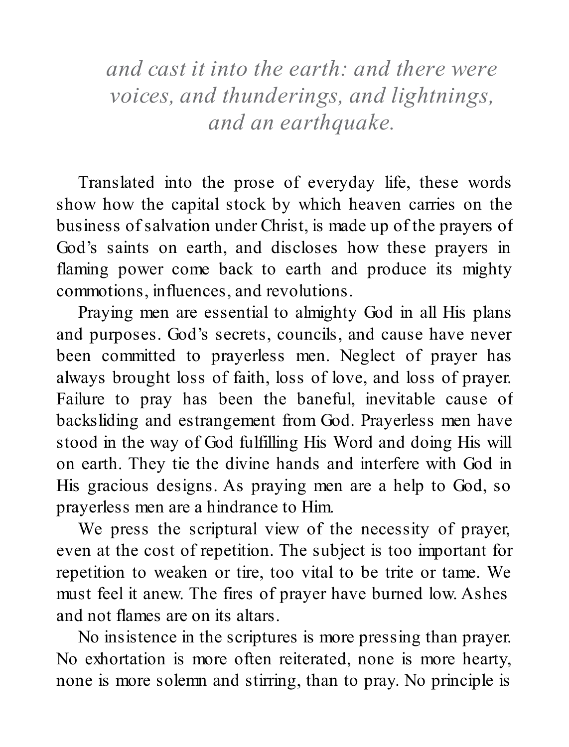*and cast it into the earth: and there were voices, and thunderings, and lightnings, and an earthquake.*

Translated into the prose of everyday life, these words show how the capital stock by which heaven carries on the business of salvation under Christ, is made up of the prayers of God's saints on earth, and discloses how these prayers in flaming power come back to earth and produce its mighty commotions, influences, and revolutions.

Praying men are essential to almighty God in all His plans and purposes. God's secrets, councils, and cause have never been committed to prayerless men. Neglect of prayer has always brought loss of faith, loss of love, and loss of prayer. Failure to pray has been the baneful, inevitable cause of backsliding and estrangement from God. Prayerless men have stood in the way of God fulfilling His Word and doing His will on earth. They tie the divine hands and interfere with God in His gracious designs. As praying men are a help to God, so prayerless men are a hindrance to Him.

We press the scriptural view of the necessity of prayer, even at the cost of repetition. The subject is too important for repetition to weaken or tire, too vital to be trite or tame. We must feel it anew. The fires of prayer have burned low. Ashes and not flames are on its altars.

No insistence in the scriptures is more pressing than prayer. No exhortation is more often reiterated, none is more hearty, none is more solemn and stirring, than to pray. No principle is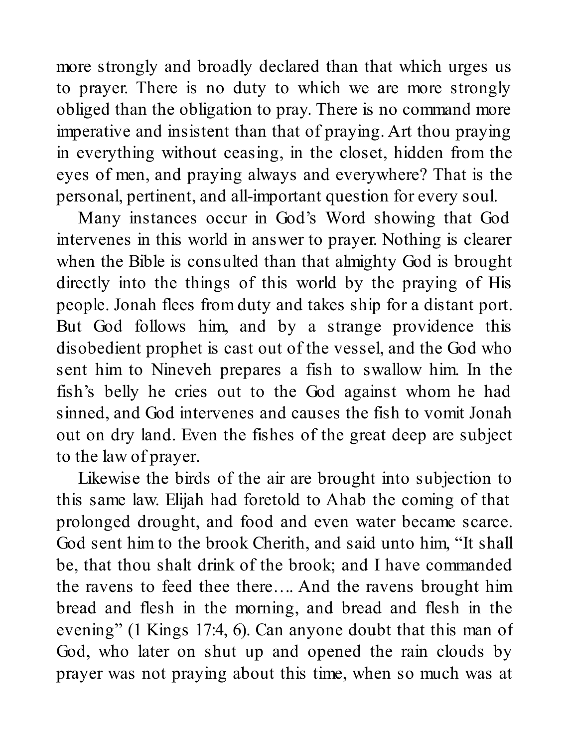more strongly and broadly declared than that which urges us to prayer. There is no duty to which we are more strongly obliged than the obligation to pray. There is no command more imperative and insistent than that of praying. Art thou praying in everything without ceasing, in the closet, hidden from the eyes of men, and praying always and everywhere? That is the personal, pertinent, and all-important question for every soul.

Many instances occur in God's Word showing that God intervenes in this world in answer to prayer. Nothing is clearer when the Bible is consulted than that almighty God is brought directly into the things of this world by the praying of His people. Jonah flees from duty and takes ship for a distant port. But God follows him, and by a strange providence this disobedient prophet is cast out of the vessel, and the God who sent him to Nineveh prepares a fish to swallow him. In the fish's belly he cries out to the God against whom he had sinned, and God intervenes and causes the fish to vomit Jonah out on dry land. Even the fishes of the great deep are subject to the law of prayer.

Likewise the birds of the air are brought into subjection to this same law. Elijah had foretold to Ahab the coming of that prolonged drought, and food and even water became scarce. God sent him to the brook Cherith, and said unto him, "It shall be, that thou shalt drink of the brook; and I have commanded the ravens to feed thee there…. And the ravens brought him bread and flesh in the morning, and bread and flesh in the evening" (1 Kings 17:4, 6). Can anyone doubt that this man of God, who later on shut up and opened the rain clouds by prayer was not praying about this time, when so much was at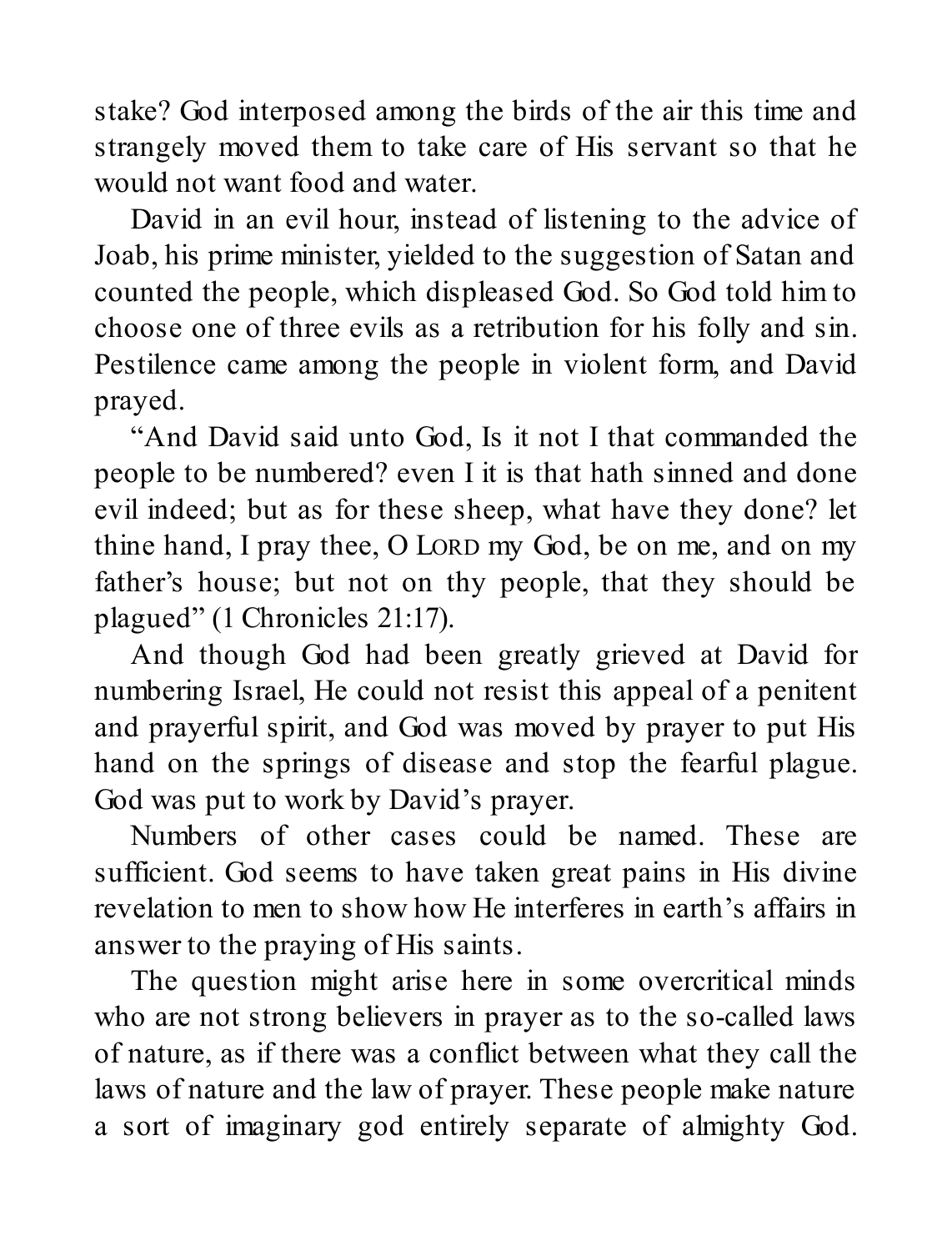stake? God interposed among the birds of the air this time and strangely moved them to take care of His servant so that he would not want food and water.

David in an evil hour, instead of listening to the advice of Joab, his prime minister, yielded to the suggestion of Satan and counted the people, which displeased God. So God told him to choose one of three evils as a retribution for his folly and sin. Pestilence came among the people in violent form, and David prayed.

"And David said unto God, Is it not I that commanded the people to be numbered? even I it is that hath sinned and done evil indeed; but as for these sheep, what have they done? let thine hand, I pray thee, O LORD my God, be on me, and on my father's house; but not on thy people, that they should be plagued" (1 Chronicles 21:17).

And though God had been greatly grieved at David for numbering Israel, He could not resist this appeal of a penitent and prayerful spirit, and God was moved by prayer to put His hand on the springs of disease and stop the fearful plague. God was put to work by David's prayer.

Numbers of other cases could be named. These are sufficient. God seems to have taken great pains in His divine revelation to men to show how He interferes in earth's affairs in answer to the praying of His saints.

The question might arise here in some overcritical minds who are not strong believers in prayer as to the so-called laws of nature, as if there was a conflict between what they call the laws of nature and the law of prayer. These people make nature a sort of imaginary god entirely separate of almighty God.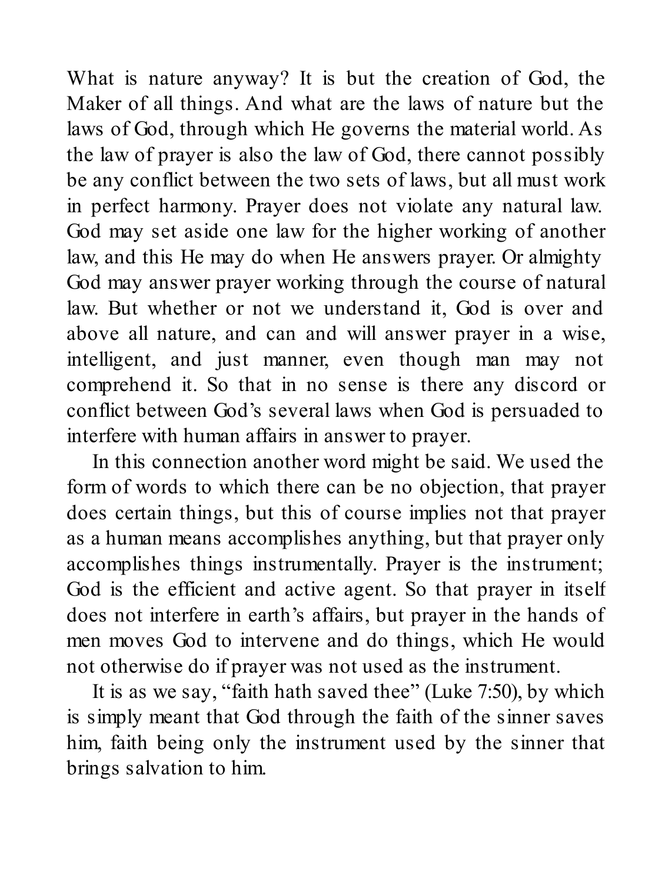What is nature anyway? It is but the creation of God, the Maker of all things. And what are the laws of nature but the laws of God, through which He governs the material world. As the law of prayer is also the law of God, there cannot possibly be any conflict between the two sets of laws, but all must work in perfect harmony. Prayer does not violate any natural law. God may set aside one law for the higher working of another law, and this He may do when He answers prayer. Or almighty God may answer prayer working through the course of natural law. But whether or not we understand it, God is over and above all nature, and can and will answer prayer in a wise, intelligent, and just manner, even though man may not comprehend it. So that in no sense is there any discord or conflict between God's several laws when God is persuaded to interfere with human affairs in answer to prayer.

In this connection another word might be said. We used the form of words to which there can be no objection, that prayer does certain things, but this of course implies not that prayer as a human means accomplishes anything, but that prayer only accomplishes things instrumentally. Prayer is the instrument; God is the efficient and active agent. So that prayer in itself does not interfere in earth's affairs, but prayer in the hands of men moves God to intervene and do things, which He would not otherwise do if prayer was not used as the instrument.

It is as we say, "faith hath saved thee" (Luke 7:50), by which is simply meant that God through the faith of the sinner saves him, faith being only the instrument used by the sinner that brings salvation to him.